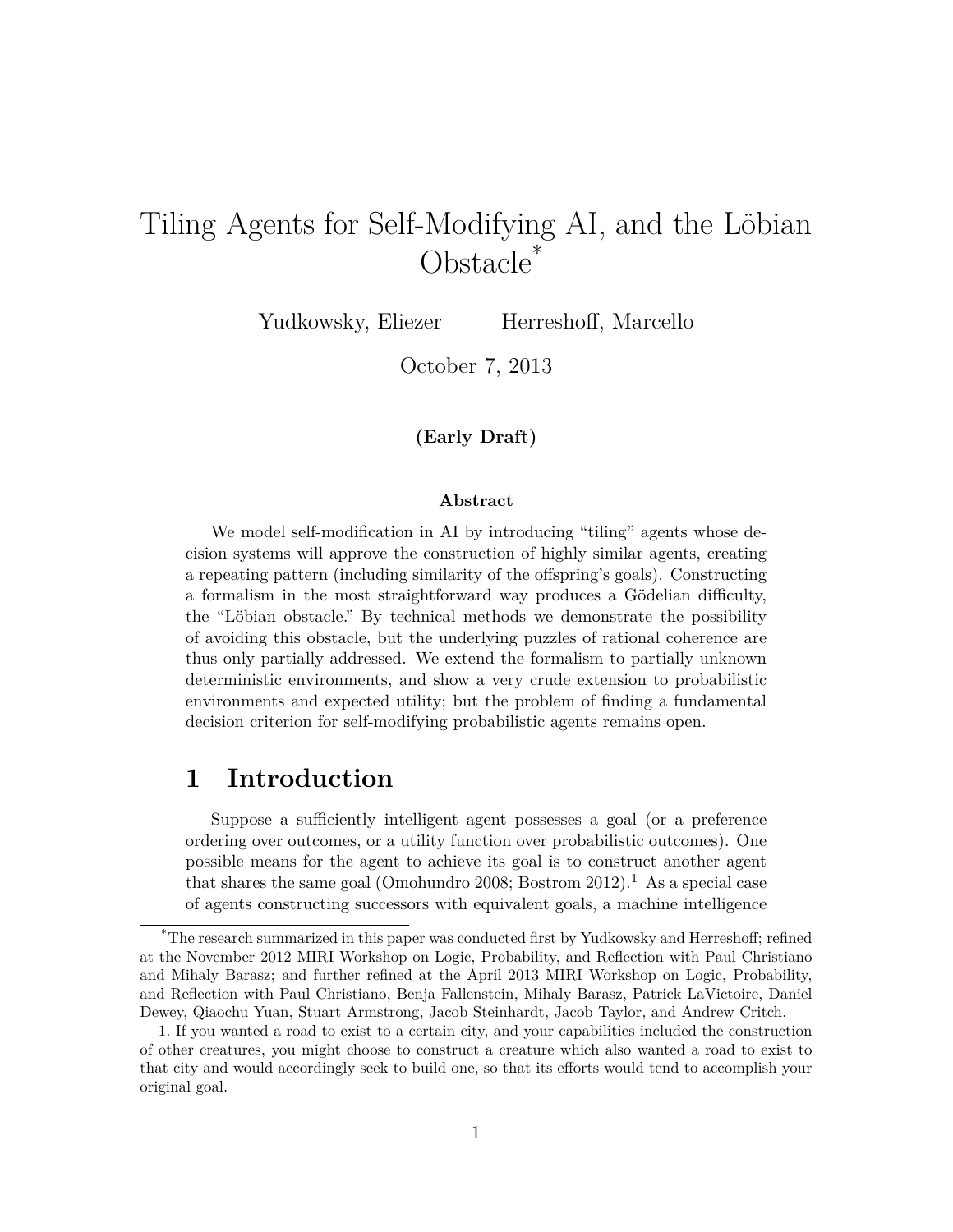# Tiling Agents for Self-Modifying AI, and the Löbian Obstacle[*]

Yudkowsky, Eliezer     Herreshoff, Marcello

October 7, 2013

**(Early Draft)**

**Abstract**

We model self-modification in AI by introducing "tiling" agents whose decision systems will approve the construction of highly similar agents, creating a repeating pattern (including similarity of the offspring's goals). Constructing a formalism in the most straightforward way produces a Gödelian difficulty, the "Löbian obstacle." By technical methods we demonstrate the possibility of avoiding this obstacle, but the underlying puzzles of rational coherence are thus only partially addressed. We extend the formalism to partially unknown deterministic environments, and show a very crude extension to probabilistic environments and expected utility; but the problem of finding a fundamental decision criterion for self-modifying probabilistic agents remains open.

## 1 Introduction

Suppose a sufficiently intelligent agent possesses a goal (or a preference ordering over outcomes, or a utility function over probabilistic outcomes). One possible means for the agent to achieve its goal is to construct another agent that shares the same goal (Omohundro 2008; Bostrom 2012).[1] As a special case of agents constructing successors with equivalent goals, a machine intelligence

---

[*] The research summarized in this paper was conducted first by Yudkowsky and Herreshoff; refined at the November 2012 MIRI Workshop on Logic, Probability, and Reflection with Paul Christiano and Mihaly Barasz; and further refined at the April 2013 MIRI Workshop on Logic, Probability, and Reflection with Paul Christiano, Benja Fallenstein, Mihaly Barasz, Patrick LaVictoire, Daniel Dewey, Qiaochu Yuan, Stuart Armstrong, Jacob Steinhardt, Jacob Taylor, and Andrew Critch.

1. If you wanted a road to exist to a certain city, and your capabilities included the construction of other creatures, you might choose to construct a creature which also wanted a road to exist to that city and would accordingly seek to build one, so that its efforts would tend to accomplish your original goal.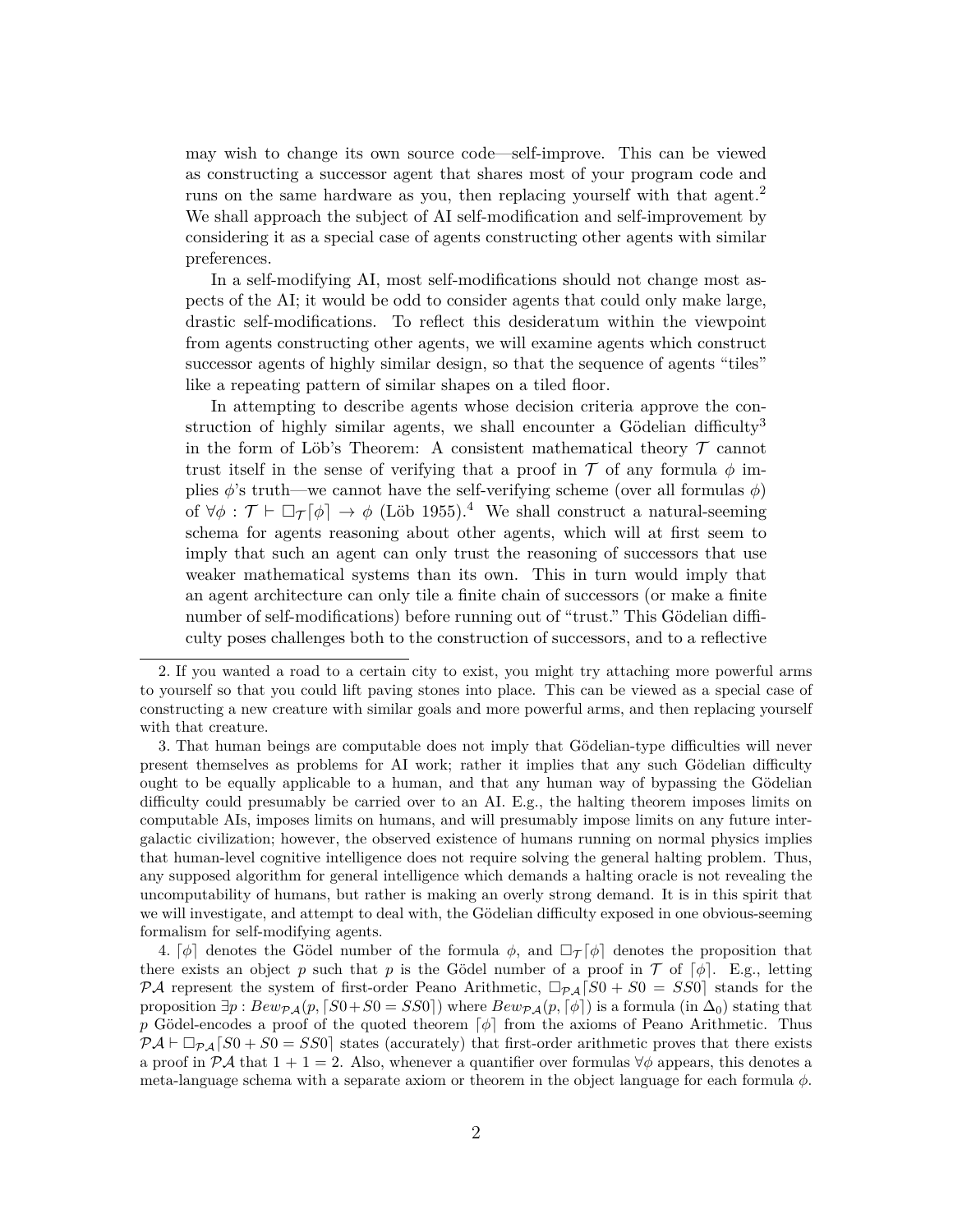may wish to change its own source code—self-improve. This can be viewed as constructing a successor agent that shares most of your program code and runs on the same hardware as you, then replacing yourself with that agent.[2] We shall approach the subject of AI self-modification and self-improvement by considering it as a special case of agents constructing other agents with similar preferences.

In a self-modifying AI, most self-modifications should not change most aspects of the AI; it would be odd to consider agents that could only make large, drastic self-modifications. To reflect this desideratum within the viewpoint from agents constructing other agents, we will examine agents which construct successor agents of highly similar design, so that the sequence of agents "tiles" like a repeating pattern of similar shapes on a tiled floor.

In attempting to describe agents whose decision criteria approve the construction of highly similar agents, we shall encounter a Gödelian difficulty[3] in the form of Löb's Theorem: A consistent mathematical theory $\mathcal{T}$ cannot trust itself in the sense of verifying that a proof in $\mathcal{T}$ of any formula $\phi$ implies $\phi$'s truth—we cannot have the self-verifying scheme (over all formulas $\phi$) of $\forall \phi : \mathcal{T} \vdash \Box_{\mathcal{T}} \ulcorner \phi \urcorner \to \phi$ (Löb 1955).[4] We shall construct a natural-seeming schema for agents reasoning about other agents, which will at first seem to imply that such an agent can only trust the reasoning of successors that use weaker mathematical systems than its own. This in turn would imply that an agent architecture can only tile a finite chain of successors (or make a finite number of self-modifications) before running out of "trust." This Gödelian difficulty poses challenges both to the construction of successors, and to a reflective

2. If you wanted a road to a certain city to exist, you might try attaching more powerful arms to yourself so that you could lift paving stones into place. This can be viewed as a special case of constructing a new creature with similar goals and more powerful arms, and then replacing yourself with that creature.

3. That human beings are computable does not imply that Gödelian-type difficulties will never present themselves as problems for AI work; rather it implies that any such Gödelian difficulty ought to be equally applicable to a human, and that any human way of bypassing the Gödelian difficulty could presumably be carried over to an AI. E.g., the halting theorem imposes limits on computable AIs, imposes limits on humans, and will presumably impose limits on any future intergalactic civilization; however, the observed existence of humans running on normal physics implies that human-level cognitive intelligence does not require solving the general halting problem. Thus, any supposed algorithm for general intelligence which demands a halting oracle is not revealing the uncomputability of humans, but rather is making an overly strong demand. It is in this spirit that we will investigate, and attempt to deal with, the Gödelian difficulty exposed in one obvious-seeming formalism for self-modifying agents.

4. $\ulcorner \phi \urcorner$ denotes the Gödel number of the formula $\phi$, and $\Box_{\mathcal{T}} \ulcorner \phi \urcorner$ denotes the proposition that there exists an object $p$ such that $p$ is the Gödel number of a proof in $\mathcal{T}$ of $\ulcorner \phi \urcorner$. E.g., letting $\mathcal{PA}$ represent the system of first-order Peano Arithmetic, $\Box_{\mathcal{PA}} \ulcorner S0 + S0 = SS0 \urcorner$ stands for the proposition $\exists p : Bew_{\mathcal{PA}}(p, \ulcorner S0 + S0 = SS0 \urcorner)$ where $Bew_{\mathcal{PA}}(p, \ulcorner \phi \urcorner)$ is a formula (in $\Delta_0$) stating that $p$ Gödel-encodes a proof of the quoted theorem $\ulcorner \phi \urcorner$ from the axioms of Peano Arithmetic. Thus $\mathcal{PA} \vdash \Box_{\mathcal{PA}} \ulcorner S0 + S0 = SS0 \urcorner$ states (accurately) that first-order arithmetic proves that there exists a proof in $\mathcal{PA}$ that $1 + 1 = 2$. Also, whenever a quantifier over formulas $\forall \phi$ appears, this denotes a meta-language schema with a separate axiom or theorem in the object language for each formula $\phi$.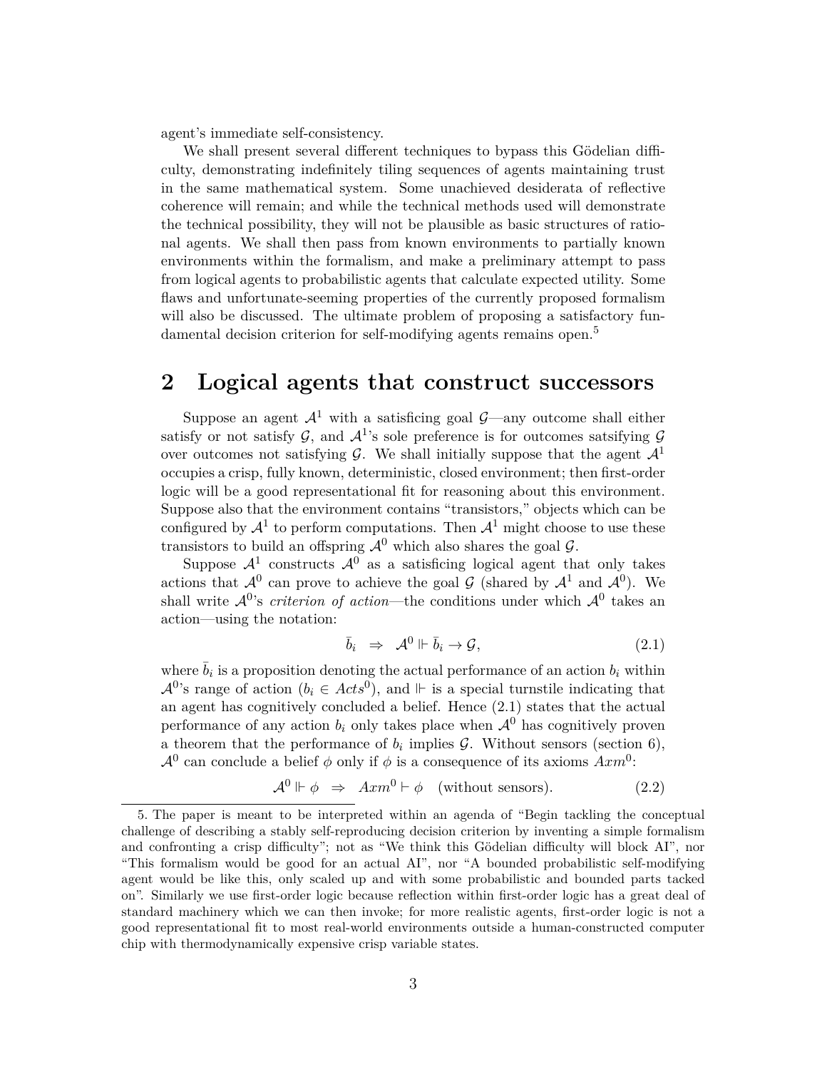agent's immediate self-consistency.

We shall present several different techniques to bypass this Gödelian difficulty, demonstrating indefinitely tiling sequences of agents maintaining trust in the same mathematical system. Some unachieved desiderata of reflective coherence will remain; and while the technical methods used will demonstrate the technical possibility, they will not be plausible as basic structures of rational agents. We shall then pass from known environments to partially known environments within the formalism, and make a preliminary attempt to pass from logical agents to probabilistic agents that calculate expected utility. Some flaws and unfortunate-seeming properties of the currently proposed formalism will also be discussed. The ultimate problem of proposing a satisfactory fundamental decision criterion for self-modifying agents remains open.[5]

# 2 Logical agents that construct successors

Suppose an agent $\mathcal{A}^1$ with a satisficing goal $\mathcal{G}$—any outcome shall either satisfy or not satisfy $\mathcal{G}$, and $\mathcal{A}^1$'s sole preference is for outcomes satsifying $\mathcal{G}$ over outcomes not satisfying $\mathcal{G}$. We shall initially suppose that the agent $\mathcal{A}^1$ occupies a crisp, fully known, deterministic, closed environment; then first-order logic will be a good representational fit for reasoning about this environment. Suppose also that the environment contains "transistors," objects which can be configured by $\mathcal{A}^1$ to perform computations. Then $\mathcal{A}^1$ might choose to use these transistors to build an offspring $\mathcal{A}^0$ which also shares the goal $\mathcal{G}$.

Suppose $\mathcal{A}^1$ constructs $\mathcal{A}^0$ as a satisficing logical agent that only takes actions that $\mathcal{A}^0$ can prove to achieve the goal $\mathcal{G}$ (shared by $\mathcal{A}^1$ and $\mathcal{A}^0$). We shall write $\mathcal{A}^0$'s *criterion of action*—the conditions under which $\mathcal{A}^0$ takes an action—using the notation:

$$\bar{b}_i \quad \Rightarrow \quad \mathcal{A}^0 \Vdash \bar{b}_i \rightarrow \mathcal{G}, \tag{2.1}$$

where $\bar{b}_i$ is a proposition denoting the actual performance of an action $b_i$ within $\mathcal{A}^0$'s range of action ($b_i \in Acts^0$), and $\Vdash$ is a special turnstile indicating that an agent has cognitively concluded a belief. Hence (2.1) states that the actual performance of any action $b_i$ only takes place when $\mathcal{A}^0$ has cognitively proven a theorem that the performance of $b_i$ implies $\mathcal{G}$. Without sensors (section 6), $\mathcal{A}^0$ can conclude a belief $\phi$ only if $\phi$ is a consequence of its axioms $Axm^0$:

$$\mathcal{A}^0 \Vdash \phi \quad \Rightarrow \quad Axm^0 \vdash \phi \quad \text{(without sensors)}. \tag{2.2}$$

5. The paper is meant to be interpreted within an agenda of "Begin tackling the conceptual challenge of describing a stably self-reproducing decision criterion by inventing a simple formalism and confronting a crisp difficulty"; not as "We think this Gödelian difficulty will block AI", nor "This formalism would be good for an actual AI", nor "A bounded probabilistic self-modifying agent would be like this, only scaled up and with some probabilistic and bounded parts tacked on". Similarly we use first-order logic because reflection within first-order logic has a great deal of standard machinery which we can then invoke; for more realistic agents, first-order logic is not a good representational fit to most real-world environments outside a human-constructed computer chip with thermodynamically expensive crisp variable states.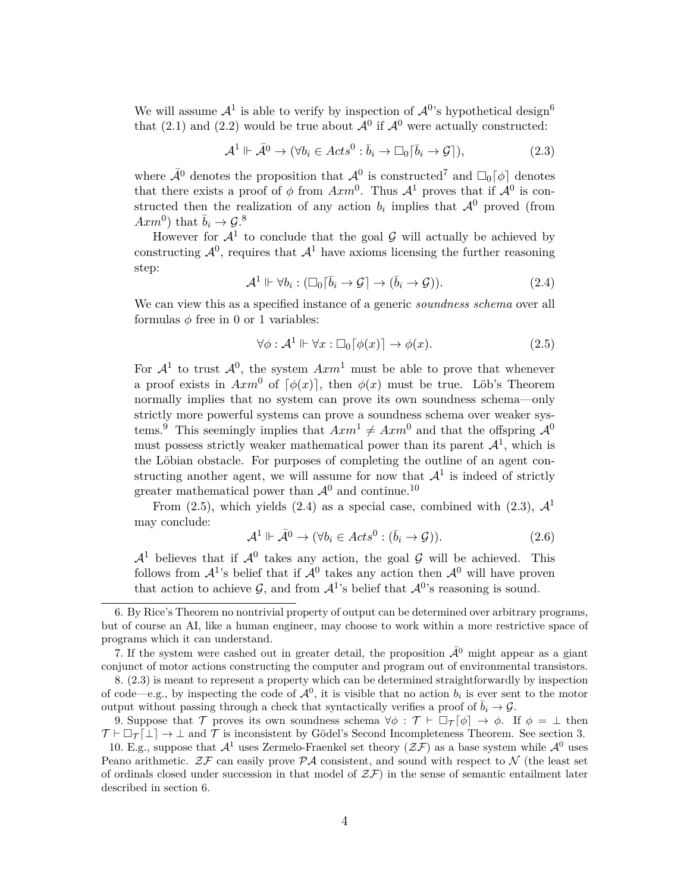We will assume $\mathcal{A}^1$ is able to verify by inspection of $\mathcal{A}^0$'s hypothetical design[6] that (2.1) and (2.2) would be true about $\mathcal{A}^0$ if $\mathcal{A}^0$ were actually constructed:

$$\mathcal{A}^1 \Vdash \bar{\mathcal{A}}^0 \to (\forall b_i \in Acts^0 : \bar{b}_i \to \Box_0 \ulcorner \bar{b}_i \to \mathcal{G} \urcorner), \tag{2.3}$$

where $\bar{\mathcal{A}}^0$ denotes the proposition that $\mathcal{A}^0$ is constructed[7] and $\Box_0 \ulcorner \phi \urcorner$ denotes that there exists a proof of $\phi$ from $Axm^0$. Thus $\mathcal{A}^1$ proves that if $\mathcal{A}^0$ is constructed then the realization of any action $b_i$ implies that $\mathcal{A}^0$ proved (from $Axm^0$) that $\bar{b}_i \to \mathcal{G}$.[8]

However for $\mathcal{A}^1$ to conclude that the goal $\mathcal{G}$ will actually be achieved by constructing $\mathcal{A}^0$, requires that $\mathcal{A}^1$ have axioms licensing the further reasoning step:

$$\mathcal{A}^1 \Vdash \forall b_i : (\Box_0 \ulcorner \bar{b}_i \to \mathcal{G} \urcorner \to (\bar{b}_i \to \mathcal{G})). \tag{2.4}$$

We can view this as a specified instance of a generic *soundness schema* over all formulas $\phi$ free in 0 or 1 variables:

$$\forall \phi : \mathcal{A}^1 \Vdash \forall x : \Box_0 \ulcorner \phi(x) \urcorner \to \phi(x). \tag{2.5}$$

For $\mathcal{A}^1$ to trust $\mathcal{A}^0$, the system $Axm^1$ must be able to prove that whenever a proof exists in $Axm^0$ of $\ulcorner \phi(x) \urcorner$, then $\phi(x)$ must be true. Löb's Theorem normally implies that no system can prove its own soundness schema—only strictly more powerful systems can prove a soundness schema over weaker systems.[9] This seemingly implies that $Axm^1 \neq Axm^0$ and that the offspring $\mathcal{A}^0$ must possess strictly weaker mathematical power than its parent $\mathcal{A}^1$, which is the Löbian obstacle. For purposes of completing the outline of an agent constructing another agent, we will assume for now that $\mathcal{A}^1$ is indeed of strictly greater mathematical power than $\mathcal{A}^0$ and continue.[10]

From (2.5), which yields (2.4) as a special case, combined with (2.3), $\mathcal{A}^1$ may conclude:

$$\mathcal{A}^1 \Vdash \bar{\mathcal{A}}^0 \to (\forall b_i \in Acts^0 : (\bar{b}_i \to \mathcal{G})). \tag{2.6}$$

$\mathcal{A}^1$ believes that if $\mathcal{A}^0$ takes any action, the goal $\mathcal{G}$ will be achieved. This follows from $\mathcal{A}^1$'s belief that if $\mathcal{A}^0$ takes any action then $\mathcal{A}^0$ will have proven that action to achieve $\mathcal{G}$, and from $\mathcal{A}^1$'s belief that $\mathcal{A}^0$'s reasoning is sound.

---

6. By Rice's Theorem no nontrivial property of output can be determined over arbitrary programs, but of course an AI, like a human engineer, may choose to work within a more restrictive space of programs which it can understand.

7. If the system were cashed out in greater detail, the proposition $\bar{\mathcal{A}}^0$ might appear as a giant conjunct of motor actions constructing the computer and program out of environmental transistors.

8. (2.3) is meant to represent a property which can be determined straightforwardly by inspection of code—e.g., by inspecting the code of $\mathcal{A}^0$, it is visible that no action $b_i$ is ever sent to the motor output without passing through a check that syntactically verifies a proof of $\bar{b}_i \to \mathcal{G}$.

9. Suppose that $\mathcal{T}$ proves its own soundness schema $\forall \phi : \mathcal{T} \vdash \Box_{\mathcal{T}} \ulcorner \phi \urcorner \to \phi$. If $\phi = \bot$ then $\mathcal{T} \vdash \Box_{\mathcal{T}} \ulcorner \bot \urcorner \to \bot$ and $\mathcal{T}$ is inconsistent by Gödel's Second Incompleteness Theorem. See section 3.

10. E.g., suppose that $\mathcal{A}^1$ uses Zermelo-Fraenkel set theory ($\mathcal{ZF}$) as a base system while $\mathcal{A}^0$ uses Peano arithmetic. $\mathcal{ZF}$ can easily prove $\mathcal{PA}$ consistent, and sound with respect to $\mathcal{N}$ (the least set of ordinals closed under succession in that model of $\mathcal{ZF}$) in the sense of semantic entailment later described in section 6.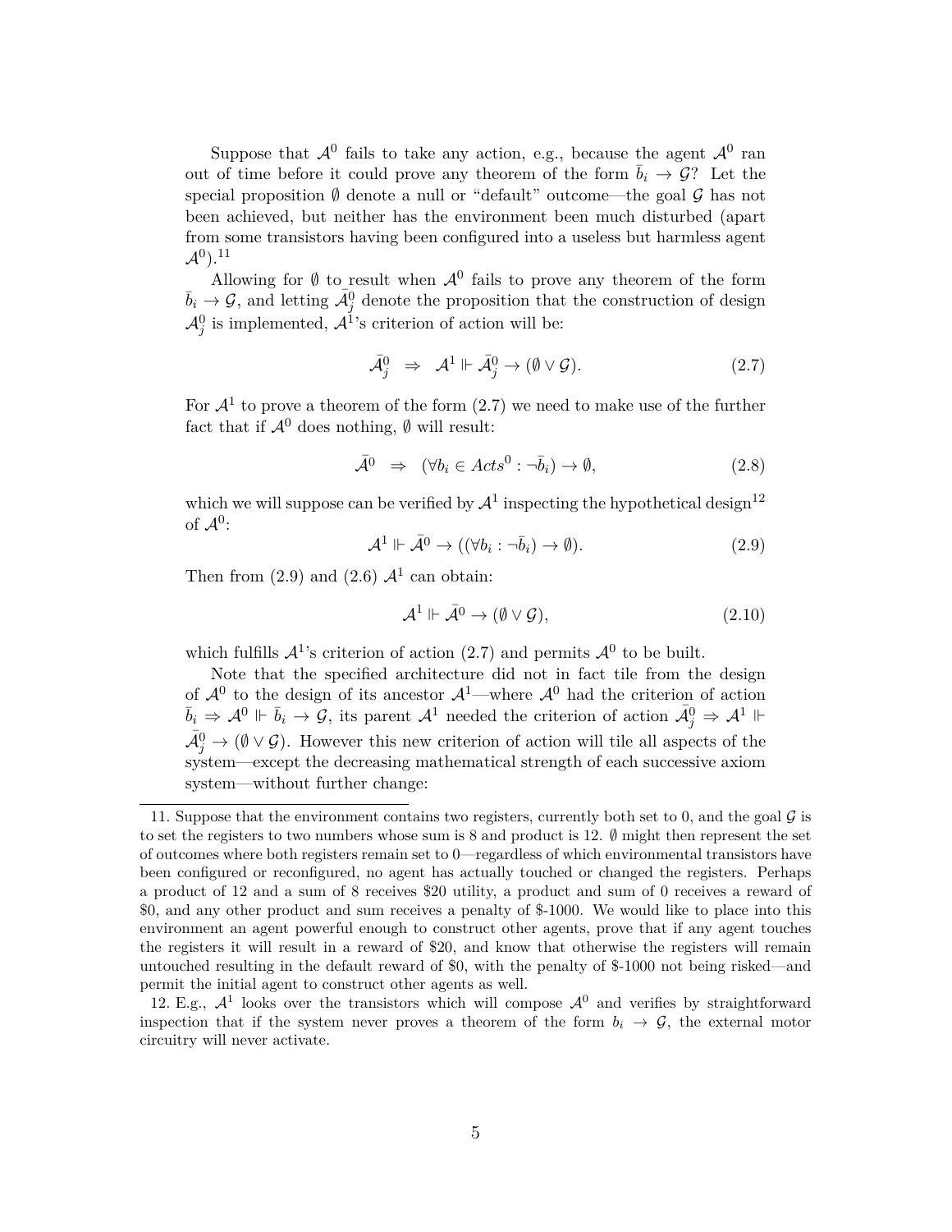Suppose that $\mathcal{A}^0$ fails to take any action, e.g., because the agent $\mathcal{A}^0$ ran out of time before it could prove any theorem of the form $\bar{b}_i \to \mathcal{G}$? Let the special proposition $\emptyset$ denote a null or "default" outcome—the goal $\mathcal{G}$ has not been achieved, but neither has the environment been much disturbed (apart from some transistors having been configured into a useless but harmless agent $\mathcal{A}^0$).[11]

Allowing for $\emptyset$ to result when $\mathcal{A}^0$ fails to prove any theorem of the form $\bar{b}_i \to \mathcal{G}$, and letting $\bar{\mathcal{A}}^0_j$ denote the proposition that the construction of design $\mathcal{A}^0_j$ is implemented, $\mathcal{A}^1$'s criterion of action will be:

$$\bar{\mathcal{A}}^0_j \;\;\Rightarrow\;\; \mathcal{A}^1 \Vdash \bar{\mathcal{A}}^0_j \to (\emptyset \vee \mathcal{G}). \tag{2.7}$$

For $\mathcal{A}^1$ to prove a theorem of the form (2.7) we need to make use of the further fact that if $\mathcal{A}^0$ does nothing, $\emptyset$ will result:

$$\bar{\mathcal{A}}^0 \;\;\Rightarrow\;\; (\forall b_i \in \mathit{Acts}^0 : \neg \bar{b}_i) \to \emptyset, \tag{2.8}$$

which we will suppose can be verified by $\mathcal{A}^1$ inspecting the hypothetical design[12] of $\mathcal{A}^0$:

$$\mathcal{A}^1 \Vdash \bar{\mathcal{A}}^0 \to ((\forall b_i : \neg \bar{b}_i) \to \emptyset). \tag{2.9}$$

Then from (2.9) and (2.6) $\mathcal{A}^1$ can obtain:

$$\mathcal{A}^1 \Vdash \bar{\mathcal{A}}^0 \to (\emptyset \vee \mathcal{G}), \tag{2.10}$$

which fulfills $\mathcal{A}^1$'s criterion of action (2.7) and permits $\mathcal{A}^0$ to be built.

Note that the specified architecture did not in fact tile from the design of $\mathcal{A}^0$ to the design of its ancestor $\mathcal{A}^1$—where $\mathcal{A}^0$ had the criterion of action $\bar{b}_i \Rightarrow \mathcal{A}^0 \Vdash \bar{b}_i \to \mathcal{G}$, its parent $\mathcal{A}^1$ needed the criterion of action $\bar{\mathcal{A}}^0_j \Rightarrow \mathcal{A}^1 \Vdash \bar{\mathcal{A}}^0_j \to (\emptyset \vee \mathcal{G})$. However this new criterion of action will tile all aspects of the system—except the decreasing mathematical strength of each successive axiom system—without further change:

---

11. Suppose that the environment contains two registers, currently both set to 0, and the goal $\mathcal{G}$ is to set the registers to two numbers whose sum is 8 and product is 12. $\emptyset$ might then represent the set of outcomes where both registers remain set to 0—regardless of which environmental transistors have been configured or reconfigured, no agent has actually touched or changed the registers. Perhaps a product of 12 and a sum of 8 receives $20 utility, a product and sum of 0 receives a reward of $0, and any other product and sum receives a penalty of $-1000. We would like to place into this environment an agent powerful enough to construct other agents, prove that if any agent touches the registers it will result in a reward of $20, and know that otherwise the registers will remain untouched resulting in the default reward of $0, with the penalty of $-1000 not being risked—and permit the initial agent to construct other agents as well.

12. E.g., $\mathcal{A}^1$ looks over the transistors which will compose $\mathcal{A}^0$ and verifies by straightforward inspection that if the system never proves a theorem of the form $b_i \to \mathcal{G}$, the external motor circuitry will never activate.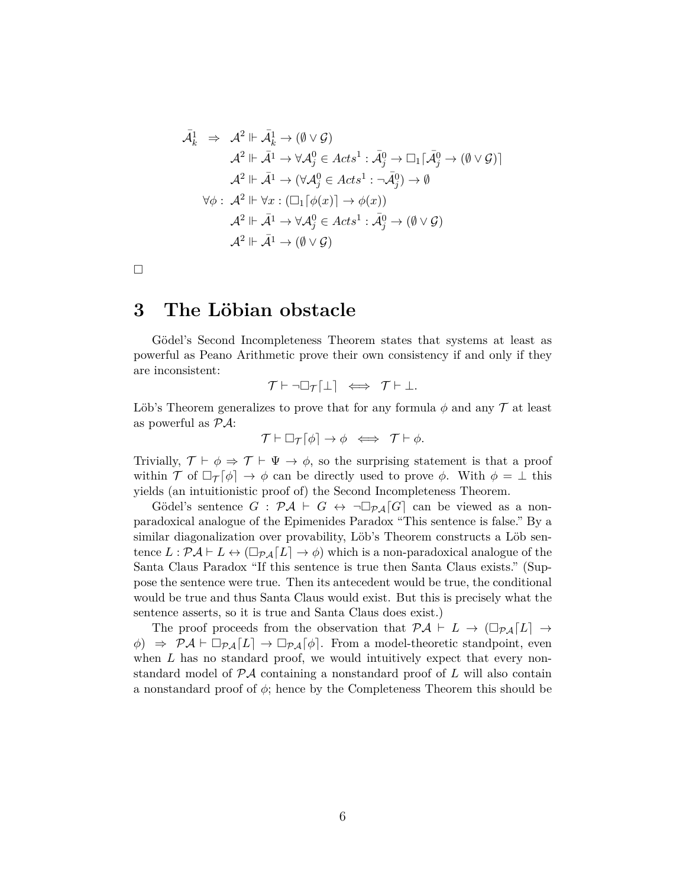$$
\begin{aligned}
\bar{\mathcal{A}}^1_k \;\Rightarrow\;\; & \mathcal{A}^2 \Vdash \bar{\mathcal{A}}^1_k \rightarrow (\emptyset \vee \mathcal{G}) \\
& \mathcal{A}^2 \Vdash \bar{\mathcal{A}}^1 \rightarrow \forall \mathcal{A}^0_j \in Acts^1 : \bar{\mathcal{A}}^0_j \rightarrow \Box_1 \ulcorner \bar{\mathcal{A}}^0_j \rightarrow (\emptyset \vee \mathcal{G}) \urcorner \\
& \mathcal{A}^2 \Vdash \bar{\mathcal{A}}^1 \rightarrow (\forall \mathcal{A}^0_j \in Acts^1 : \neg \bar{\mathcal{A}}^0_j) \rightarrow \emptyset \\
\forall \phi : \;& \mathcal{A}^2 \Vdash \forall x : (\Box_1 \ulcorner \phi(x) \urcorner \rightarrow \phi(x)) \\
& \mathcal{A}^2 \Vdash \bar{\mathcal{A}}^1 \rightarrow \forall \mathcal{A}^0_j \in Acts^1 : \bar{\mathcal{A}}^0_j \rightarrow (\emptyset \vee \mathcal{G}) \\
& \mathcal{A}^2 \Vdash \bar{\mathcal{A}}^1 \rightarrow (\emptyset \vee \mathcal{G})
\end{aligned}
$$

□

# 3 The Löbian obstacle

Gödel's Second Incompleteness Theorem states that systems at least as powerful as Peano Arithmetic prove their own consistency if and only if they are inconsistent:

$$\mathcal{T} \vdash \neg \Box_{\mathcal{T}} \ulcorner \bot \urcorner \iff \mathcal{T} \vdash \bot.$$

Löb's Theorem generalizes to prove that for any formula $\phi$ and any $\mathcal{T}$ at least as powerful as $\mathcal{PA}$:

$$\mathcal{T} \vdash \Box_{\mathcal{T}} \ulcorner \phi \urcorner \rightarrow \phi \iff \mathcal{T} \vdash \phi.$$

Trivially, $\mathcal{T} \vdash \phi \Rightarrow \mathcal{T} \vdash \Psi \rightarrow \phi$, so the surprising statement is that a proof within $\mathcal{T}$ of $\Box_{\mathcal{T}} \ulcorner \phi \urcorner \rightarrow \phi$ can be directly used to prove $\phi$. With $\phi = \bot$ this yields (an intuitionistic proof of) the Second Incompleteness Theorem.

Gödel's sentence $G : \mathcal{PA} \vdash G \leftrightarrow \neg \Box_{\mathcal{PA}} \ulcorner G \urcorner$ can be viewed as a non-paradoxical analogue of the Epimenides Paradox "This sentence is false." By a similar diagonalization over provability, Löb's Theorem constructs a Löb sentence $L : \mathcal{PA} \vdash L \leftrightarrow (\Box_{\mathcal{PA}} \ulcorner L \urcorner \rightarrow \phi)$ which is a non-paradoxical analogue of the Santa Claus Paradox "If this sentence is true then Santa Claus exists." (Suppose the sentence were true. Then its antecedent would be true, the conditional would be true and thus Santa Claus would exist. But this is precisely what the sentence asserts, so it is true and Santa Claus does exist.)

The proof proceeds from the observation that $\mathcal{PA} \vdash L \rightarrow (\Box_{\mathcal{PA}} \ulcorner L \urcorner \rightarrow \phi) \Rightarrow \mathcal{PA} \vdash \Box_{\mathcal{PA}} \ulcorner L \urcorner \rightarrow \Box_{\mathcal{PA}} \ulcorner \phi \urcorner$. From a model-theoretic standpoint, even when $L$ has no standard proof, we would intuitively expect that every non-standard model of $\mathcal{PA}$ containing a nonstandard proof of $L$ will also contain a nonstandard proof of $\phi$; hence by the Completeness Theorem this should be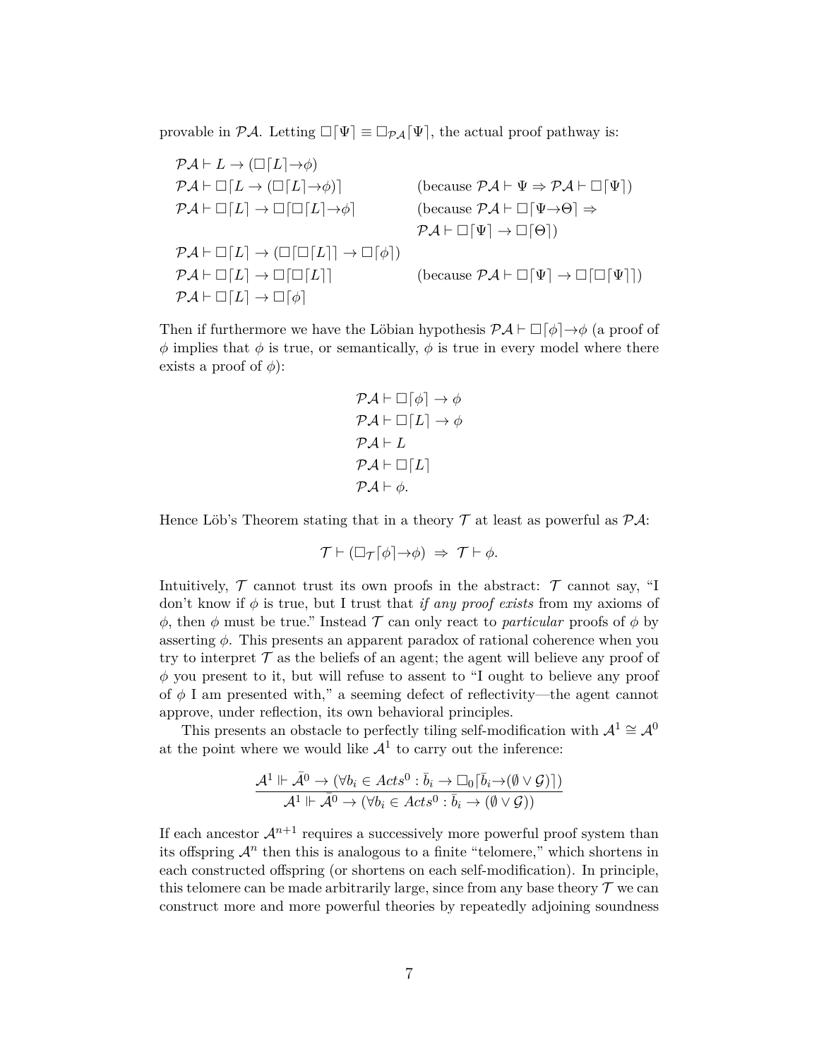provable in $\mathcal{PA}$. Letting $\Box\ulcorner\Psi\urcorner \equiv \Box_{\mathcal{PA}}\ulcorner\Psi\urcorner$, the actual proof pathway is:

$$
\begin{array}{ll}
\mathcal{PA} \vdash L \to (\Box\ulcorner L\urcorner \to \phi) & \\
\mathcal{PA} \vdash \Box\ulcorner L \to (\Box\ulcorner L\urcorner \to \phi)\urcorner & (\text{because } \mathcal{PA} \vdash \Psi \Rightarrow \mathcal{PA} \vdash \Box\ulcorner\Psi\urcorner) \\
\mathcal{PA} \vdash \Box\ulcorner L\urcorner \to \Box\ulcorner\Box\ulcorner L\urcorner \to \phi\urcorner & (\text{because } \mathcal{PA} \vdash \Box\ulcorner\Psi \to \Theta\urcorner \Rightarrow \\
& \mathcal{PA} \vdash \Box\ulcorner\Psi\urcorner \to \Box\ulcorner\Theta\urcorner) \\
\mathcal{PA} \vdash \Box\ulcorner L\urcorner \to (\Box\ulcorner\Box\ulcorner L\urcorner\urcorner \to \Box\ulcorner\phi\urcorner) & \\
\mathcal{PA} \vdash \Box\ulcorner L\urcorner \to \Box\ulcorner\Box\ulcorner L\urcorner\urcorner & (\text{because } \mathcal{PA} \vdash \Box\ulcorner\Psi\urcorner \to \Box\ulcorner\Box\ulcorner\Psi\urcorner\urcorner) \\
\mathcal{PA} \vdash \Box\ulcorner L\urcorner \to \Box\ulcorner\phi\urcorner &
\end{array}
$$

Then if furthermore we have the Löbian hypothesis $\mathcal{PA} \vdash \Box\ulcorner\phi\urcorner \to \phi$ (a proof of $\phi$ implies that $\phi$ is true, or semantically, $\phi$ is true in every model where there exists a proof of $\phi$):

$$
\begin{array}{l}
\mathcal{PA} \vdash \Box\ulcorner\phi\urcorner \to \phi \\
\mathcal{PA} \vdash \Box\ulcorner L\urcorner \to \phi \\
\mathcal{PA} \vdash L \\
\mathcal{PA} \vdash \Box\ulcorner L\urcorner \\
\mathcal{PA} \vdash \phi.
\end{array}
$$

Hence Löb's Theorem stating that in a theory $\mathcal{T}$ at least as powerful as $\mathcal{PA}$:

$$\mathcal{T} \vdash (\Box_{\mathcal{T}}\ulcorner\phi\urcorner \to \phi) \;\Rightarrow\; \mathcal{T} \vdash \phi.$$

Intuitively, $\mathcal{T}$ cannot trust its own proofs in the abstract: $\mathcal{T}$ cannot say, "I don't know if $\phi$ is true, but I trust that *if any proof exists* from my axioms of $\phi$, then $\phi$ must be true." Instead $\mathcal{T}$ can only react to *particular* proofs of $\phi$ by asserting $\phi$. This presents an apparent paradox of rational coherence when you try to interpret $\mathcal{T}$ as the beliefs of an agent; the agent will believe any proof of $\phi$ you present to it, but will refuse to assent to "I ought to believe any proof of $\phi$ I am presented with," a seeming defect of reflectivity—the agent cannot approve, under reflection, its own behavioral principles.

This presents an obstacle to perfectly tiling self-modification with $\mathcal{A}^1 \cong \mathcal{A}^0$ at the point where we would like $\mathcal{A}^1$ to carry out the inference:

$$\frac{\mathcal{A}^1 \Vdash \bar{\mathcal{A}}^0 \to (\forall b_i \in Acts^0 : \bar{b}_i \to \Box_0\ulcorner\bar{b}_i \to (\emptyset \vee \mathcal{G})\urcorner)}{\mathcal{A}^1 \Vdash \bar{\mathcal{A}}^0 \to (\forall b_i \in Acts^0 : \bar{b}_i \to (\emptyset \vee \mathcal{G}))}$$

If each ancestor $\mathcal{A}^{n+1}$ requires a successively more powerful proof system than its offspring $\mathcal{A}^n$ then this is analogous to a finite "telomere," which shortens in each constructed offspring (or shortens on each self-modification). In principle, this telomere can be made arbitrarily large, since from any base theory $\mathcal{T}$ we can construct more and more powerful theories by repeatedly adjoining soundness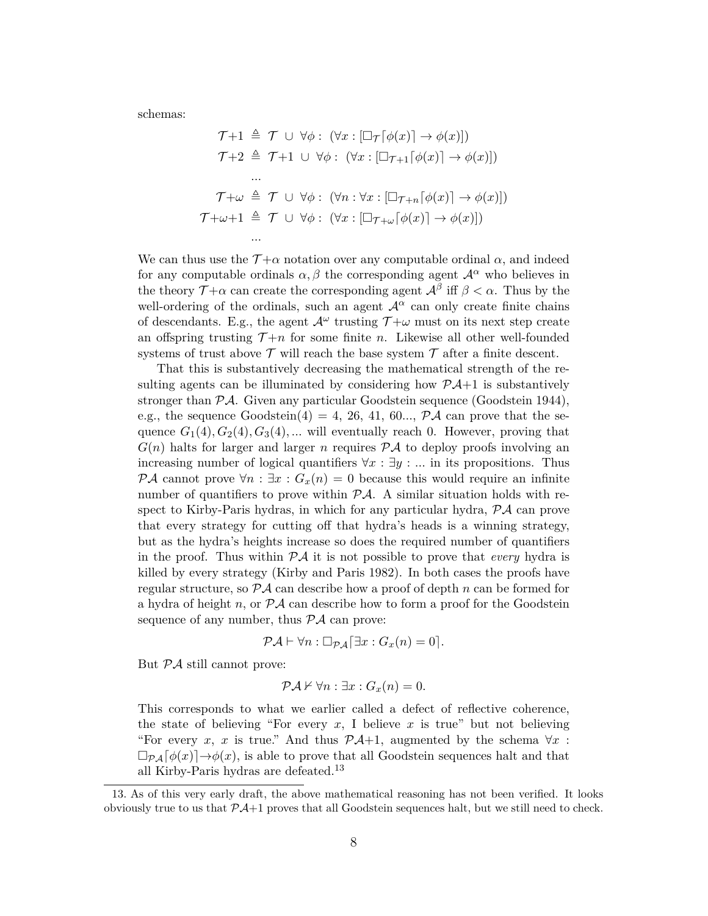schemas:

$$
\begin{aligned}
\mathcal{T}{+}1 &\triangleq \mathcal{T} \ \cup\ \forall\phi:\ (\forall x: [\Box_{\mathcal{T}}\ulcorner\phi(x)\urcorner \to \phi(x)]) \\
\mathcal{T}{+}2 &\triangleq \mathcal{T}{+}1 \ \cup\ \forall\phi:\ (\forall x: [\Box_{\mathcal{T}+1}\ulcorner\phi(x)\urcorner \to \phi(x)]) \\
&\ \ ... \\
\mathcal{T}{+}\omega &\triangleq \mathcal{T} \ \cup\ \forall\phi:\ (\forall n: \forall x: [\Box_{\mathcal{T}+n}\ulcorner\phi(x)\urcorner \to \phi(x)]) \\
\mathcal{T}{+}\omega{+}1 &\triangleq \mathcal{T} \ \cup\ \forall\phi:\ (\forall x: [\Box_{\mathcal{T}+\omega}\ulcorner\phi(x)\urcorner \to \phi(x)]) \\
&\ \ ...
\end{aligned}
$$

We can thus use the $\mathcal{T}{+}\alpha$ notation over any computable ordinal $\alpha$, and indeed for any computable ordinals $\alpha, \beta$ the corresponding agent $\mathcal{A}^\alpha$ who believes in the theory $\mathcal{T}{+}\alpha$ can create the corresponding agent $\mathcal{A}^\beta$ iff $\beta < \alpha$. Thus by the well-ordering of the ordinals, such an agent $\mathcal{A}^\alpha$ can only create finite chains of descendants. E.g., the agent $\mathcal{A}^\omega$ trusting $\mathcal{T}{+}\omega$ must on its next step create an offspring trusting $\mathcal{T}{+}n$ for some finite $n$. Likewise all other well-founded systems of trust above $\mathcal{T}$ will reach the base system $\mathcal{T}$ after a finite descent.

That this is substantively decreasing the mathematical strength of the resulting agents can be illuminated by considering how $\mathcal{PA}{+}1$ is substantively stronger than $\mathcal{PA}$. Given any particular Goodstein sequence (Goodstein 1944), e.g., the sequence Goodstein(4) = 4, 26, 41, 60..., $\mathcal{PA}$ can prove that the sequence $G_1(4), G_2(4), G_3(4), ...$ will eventually reach 0. However, proving that $G(n)$ halts for larger and larger $n$ requires $\mathcal{PA}$ to deploy proofs involving an increasing number of logical quantifiers $\forall x : \exists y : ...$ in its propositions. Thus $\mathcal{PA}$ cannot prove $\forall n : \exists x : G_x(n) = 0$ because this would require an infinite number of quantifiers to prove within $\mathcal{PA}$. A similar situation holds with respect to Kirby-Paris hydras, in which for any particular hydra, $\mathcal{PA}$ can prove that every strategy for cutting off that hydra's heads is a winning strategy, but as the hydra's heights increase so does the required number of quantifiers in the proof. Thus within $\mathcal{PA}$ it is not possible to prove that *every* hydra is killed by every strategy (Kirby and Paris 1982). In both cases the proofs have regular structure, so $\mathcal{PA}$ can describe how a proof of depth $n$ can be formed for a hydra of height $n$, or $\mathcal{PA}$ can describe how to form a proof for the Goodstein sequence of any number, thus $\mathcal{PA}$ can prove:

$$\mathcal{PA} \vdash \forall n : \Box_{\mathcal{PA}}\ulcorner \exists x : G_x(n) = 0 \urcorner.$$

But $\mathcal{PA}$ still cannot prove:

$$\mathcal{PA} \nvdash \forall n : \exists x : G_x(n) = 0.$$

This corresponds to what we earlier called a defect of reflective coherence, the state of believing "For every $x$, I believe $x$ is true" but not believing "For every $x$, $x$ is true." And thus $\mathcal{PA}{+}1$, augmented by the schema $\forall x : \Box_{\mathcal{PA}}\ulcorner\phi(x)\urcorner \to \phi(x)$, is able to prove that all Goodstein sequences halt and that all Kirby-Paris hydras are defeated.[13]

13. As of this very early draft, the above mathematical reasoning has not been verified. It looks obviously true to us that $\mathcal{PA}{+}1$ proves that all Goodstein sequences halt, but we still need to check.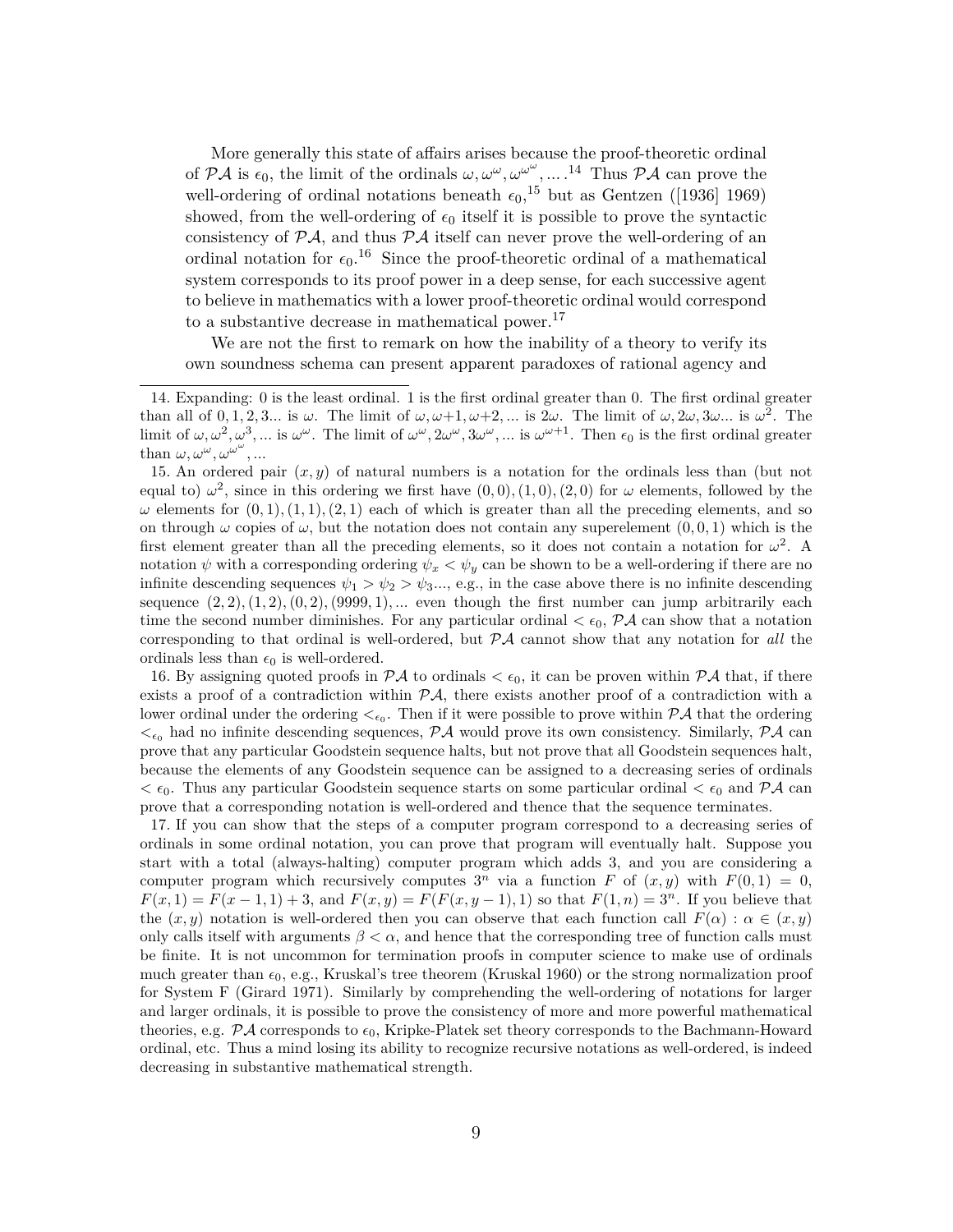More generally this state of affairs arises because the proof-theoretic ordinal of $\mathcal{PA}$ is $\epsilon_0$, the limit of the ordinals $\omega, \omega^\omega, \omega^{\omega^\omega}, \ldots$.[14] Thus $\mathcal{PA}$ can prove the well-ordering of ordinal notations beneath $\epsilon_0$,[15] but as Gentzen ([1936] 1969) showed, from the well-ordering of $\epsilon_0$ itself it is possible to prove the syntactic consistency of $\mathcal{PA}$, and thus $\mathcal{PA}$ itself can never prove the well-ordering of an ordinal notation for $\epsilon_0$.[16] Since the proof-theoretic ordinal of a mathematical system corresponds to its proof power in a deep sense, for each successive agent to believe in mathematics with a lower proof-theoretic ordinal would correspond to a substantive decrease in mathematical power.[17]

We are not the first to remark on how the inability of a theory to verify its own soundness schema can present apparent paradoxes of rational agency and

---

14. Expanding: 0 is the least ordinal. 1 is the first ordinal greater than 0. The first ordinal greater than all of $0, 1, 2, 3\ldots$ is $\omega$. The limit of $\omega, \omega+1, \omega+2, \ldots$ is $2\omega$. The limit of $\omega, 2\omega, 3\omega\ldots$ is $\omega^2$. The limit of $\omega, \omega^2, \omega^3, \ldots$ is $\omega^\omega$. The limit of $\omega^\omega, 2\omega^\omega, 3\omega^\omega, \ldots$ is $\omega^{\omega+1}$. Then $\epsilon_0$ is the first ordinal greater than $\omega, \omega^\omega, \omega^{\omega^\omega}, \ldots$

15. An ordered pair $(x, y)$ of natural numbers is a notation for the ordinals less than (but not equal to) $\omega^2$, since in this ordering we first have $(0, 0), (1, 0), (2, 0)$ for $\omega$ elements, followed by the $\omega$ elements for $(0, 1), (1, 1), (2, 1)$ each of which is greater than all the preceding elements, and so on through $\omega$ copies of $\omega$, but the notation does not contain any superelement $(0, 0, 1)$ which is the first element greater than all the preceding elements, so it does not contain a notation for $\omega^2$. A notation $\psi$ with a corresponding ordering $\psi_x < \psi_y$ can be shown to be a well-ordering if there are no infinite descending sequences $\psi_1 > \psi_2 > \psi_3\ldots$, e.g., in the case above there is no infinite descending sequence $(2, 2), (1, 2), (0, 2), (9999, 1), \ldots$ even though the first number can jump arbitrarily each time the second number diminishes. For any particular ordinal $< \epsilon_0$, $\mathcal{PA}$ can show that a notation corresponding to that ordinal is well-ordered, but $\mathcal{PA}$ cannot show that any notation for *all* the ordinals less than $\epsilon_0$ is well-ordered.

16. By assigning quoted proofs in $\mathcal{PA}$ to ordinals $< \epsilon_0$, it can be proven within $\mathcal{PA}$ that, if there exists a proof of a contradiction within $\mathcal{PA}$, there exists another proof of a contradiction with a lower ordinal under the ordering $<_{\epsilon_0}$. Then if it were possible to prove within $\mathcal{PA}$ that the ordering $<_{\epsilon_0}$ had no infinite descending sequences, $\mathcal{PA}$ would prove its own consistency. Similarly, $\mathcal{PA}$ can prove that any particular Goodstein sequence halts, but not prove that all Goodstein sequences halt, because the elements of any Goodstein sequence can be assigned to a decreasing series of ordinals $< \epsilon_0$. Thus any particular Goodstein sequence starts on some particular ordinal $< \epsilon_0$ and $\mathcal{PA}$ can prove that a corresponding notation is well-ordered and thence that the sequence terminates.

17. If you can show that the steps of a computer program correspond to a decreasing series of ordinals in some ordinal notation, you can prove that program will eventually halt. Suppose you start with a total (always-halting) computer program which adds 3, and you are considering a computer program which recursively computes $3^n$ via a function $F$ of $(x, y)$ with $F(0, 1) = 0$, $F(x, 1) = F(x-1, 1) + 3$, and $F(x, y) = F(F(x, y-1), 1)$ so that $F(1, n) = 3^n$. If you believe that the $(x, y)$ notation is well-ordered then you can observe that each function call $F(\alpha) : \alpha \in (x, y)$ only calls itself with arguments $\beta < \alpha$, and hence that the corresponding tree of function calls must be finite. It is not uncommon for termination proofs in computer science to make use of ordinals much greater than $\epsilon_0$, e.g., Kruskal's tree theorem (Kruskal 1960) or the strong normalization proof for System F (Girard 1971). Similarly by comprehending the well-ordering of notations for larger and larger ordinals, it is possible to prove the consistency of more and more powerful mathematical theories, e.g. $\mathcal{PA}$ corresponds to $\epsilon_0$, Kripke-Platek set theory corresponds to the Bachmann-Howard ordinal, etc. Thus a mind losing its ability to recognize recursive notations as well-ordered, is indeed decreasing in substantive mathematical strength.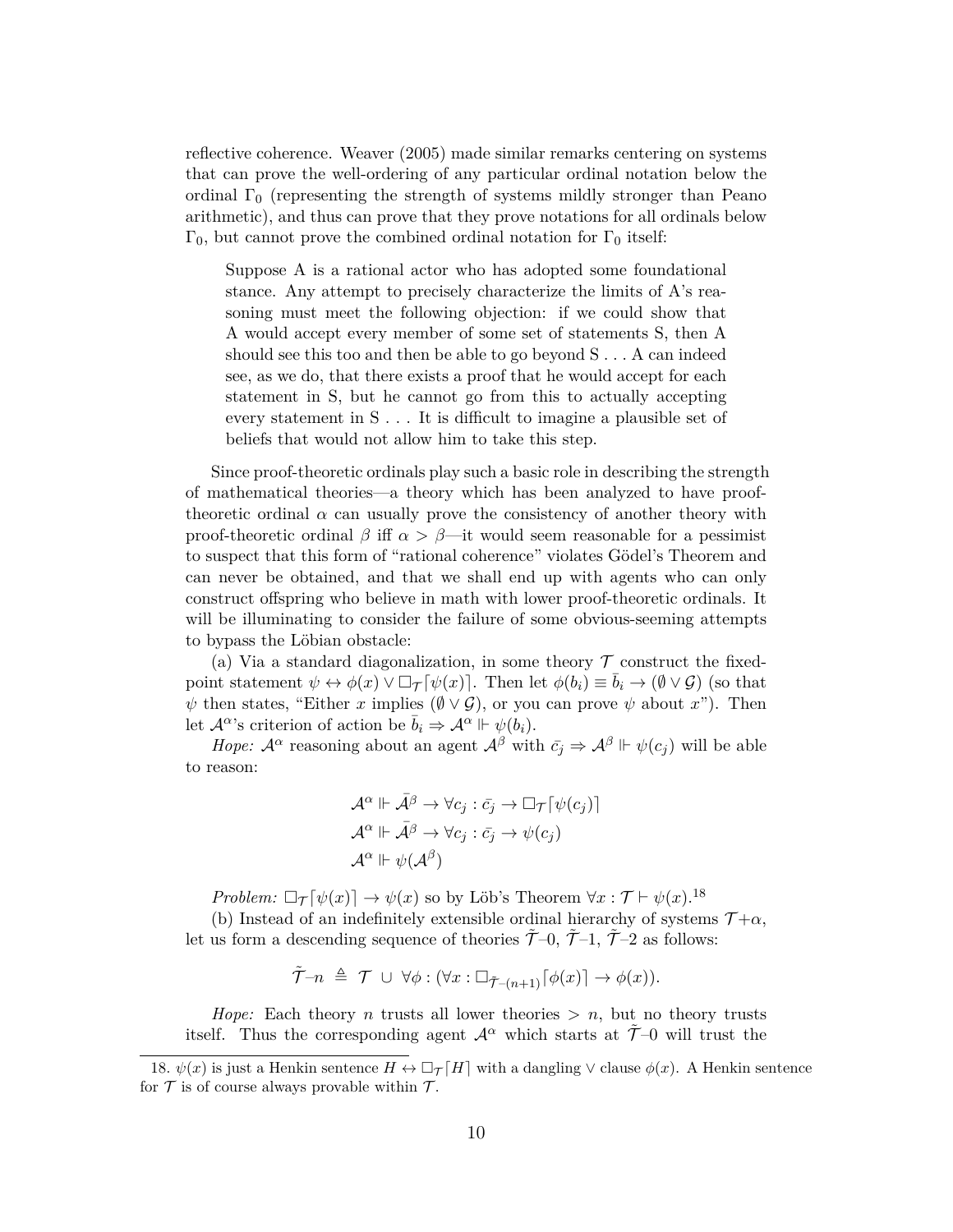reflective coherence. Weaver (2005) made similar remarks centering on systems that can prove the well-ordering of any particular ordinal notation below the ordinal $\Gamma_0$ (representing the strength of systems mildly stronger than Peano arithmetic), and thus can prove that they prove notations for all ordinals below $\Gamma_0$, but cannot prove the combined ordinal notation for $\Gamma_0$ itself:

> Suppose A is a rational actor who has adopted some foundational stance. Any attempt to precisely characterize the limits of A's reasoning must meet the following objection: if we could show that A would accept every member of some set of statements S, then A should see this too and then be able to go beyond S . . . A can indeed see, as we do, that there exists a proof that he would accept for each statement in S, but he cannot go from this to actually accepting every statement in S . . . It is difficult to imagine a plausible set of beliefs that would not allow him to take this step.

Since proof-theoretic ordinals play such a basic role in describing the strength of mathematical theories—a theory which has been analyzed to have proof-theoretic ordinal $\alpha$ can usually prove the consistency of another theory with proof-theoretic ordinal $\beta$ iff $\alpha > \beta$—it would seem reasonable for a pessimist to suspect that this form of "rational coherence" violates Gödel's Theorem and can never be obtained, and that we shall end up with agents who can only construct offspring who believe in math with lower proof-theoretic ordinals. It will be illuminating to consider the failure of some obvious-seeming attempts to bypass the Löbian obstacle:

(a) Via a standard diagonalization, in some theory $\mathcal{T}$ construct the fixed-point statement $\psi \leftrightarrow \phi(x) \vee \Box_{\mathcal{T}}\ulcorner\psi(x)\urcorner$. Then let $\phi(b_i) \equiv \bar{b}_i \rightarrow (\emptyset \vee \mathcal{G})$ (so that $\psi$ then states, "Either $x$ implies $(\emptyset \vee \mathcal{G})$, or you can prove $\psi$ about $x$"). Then let $\mathcal{A}^\alpha$'s criterion of action be $\bar{b}_i \Rightarrow \mathcal{A}^\alpha \Vdash \psi(b_i)$.

*Hope:* $\mathcal{A}^\alpha$ reasoning about an agent $\mathcal{A}^\beta$ with $\bar{c_j} \Rightarrow \mathcal{A}^\beta \Vdash \psi(c_j)$ will be able to reason:

$$\mathcal{A}^\alpha \Vdash \bar{\mathcal{A}}^\beta \rightarrow \forall c_j : \bar{c_j} \rightarrow \Box_{\mathcal{T}}\ulcorner\psi(c_j)\urcorner$$
$$\mathcal{A}^\alpha \Vdash \bar{\mathcal{A}}^\beta \rightarrow \forall c_j : \bar{c_j} \rightarrow \psi(c_j)$$
$$\mathcal{A}^\alpha \Vdash \psi(\mathcal{A}^\beta)$$

*Problem:* $\Box_{\mathcal{T}}\ulcorner\psi(x)\urcorner \rightarrow \psi(x)$ so by Löb's Theorem $\forall x : \mathcal{T} \vdash \psi(x)$.[18]

(b) Instead of an indefinitely extensible ordinal hierarchy of systems $\mathcal{T}+\alpha$, let us form a descending sequence of theories $\tilde{\mathcal{T}}$–0, $\tilde{\mathcal{T}}$–1, $\tilde{\mathcal{T}}$–2 as follows:

$$\tilde{\mathcal{T}}\text{–}n \triangleq \mathcal{T} \cup \forall\phi : (\forall x : \Box_{\tilde{\mathcal{T}}\text{–}(n+1)}\ulcorner\phi(x)\urcorner \rightarrow \phi(x)).$$

*Hope:* Each theory $n$ trusts all lower theories $> n$, but no theory trusts itself. Thus the corresponding agent $\mathcal{A}^\alpha$ which starts at $\tilde{\mathcal{T}}$–0 will trust the

18. $\psi(x)$ is just a Henkin sentence $H \leftrightarrow \Box_{\mathcal{T}}\ulcorner H\urcorner$ with a dangling $\vee$ clause $\phi(x)$. A Henkin sentence for $\mathcal{T}$ is of course always provable within $\mathcal{T}$.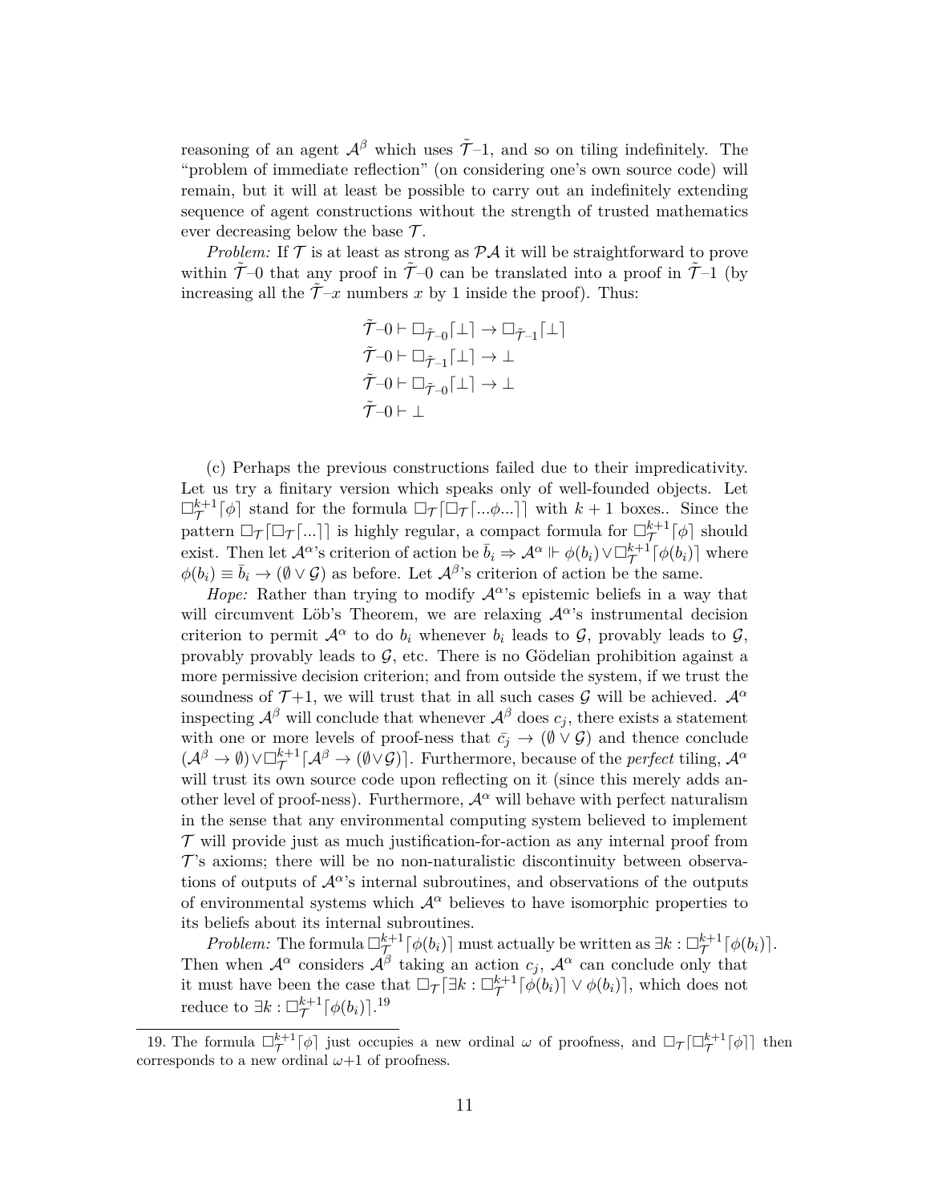reasoning of an agent $\mathcal{A}^\beta$ which uses $\tilde{\mathcal{T}}$–1, and so on tiling indefinitely. The "problem of immediate reflection" (on considering one's own source code) will remain, but it will at least be possible to carry out an indefinitely extending sequence of agent constructions without the strength of trusted mathematics ever decreasing below the base $\mathcal{T}$.

*Problem:* If $\mathcal{T}$ is at least as strong as $\mathcal{PA}$ it will be straightforward to prove within $\tilde{\mathcal{T}}$–0 that any proof in $\tilde{\mathcal{T}}$–0 can be translated into a proof in $\tilde{\mathcal{T}}$–1 (by increasing all the $\tilde{\mathcal{T}}$–$x$ numbers $x$ by 1 inside the proof). Thus:

$$
\begin{aligned}
&\tilde{\mathcal{T}}\text{–}0 \vdash \Box_{\tilde{\mathcal{T}}\text{–}0}\ulcorner\bot\urcorner \to \Box_{\tilde{\mathcal{T}}\text{–}1}\ulcorner\bot\urcorner \\
&\tilde{\mathcal{T}}\text{–}0 \vdash \Box_{\tilde{\mathcal{T}}\text{–}1}\ulcorner\bot\urcorner \to \bot \\
&\tilde{\mathcal{T}}\text{–}0 \vdash \Box_{\tilde{\mathcal{T}}\text{–}0}\ulcorner\bot\urcorner \to \bot \\
&\tilde{\mathcal{T}}\text{–}0 \vdash \bot
\end{aligned}
$$

(c) Perhaps the previous constructions failed due to their impredicativity. Let us try a finitary version which speaks only of well-founded objects. Let $\Box_{\mathcal{T}}^{k+1}\ulcorner\phi\urcorner$ stand for the formula $\Box_{\mathcal{T}}\ulcorner\Box_{\mathcal{T}}\ulcorner...\phi...\urcorner\urcorner$ with $k+1$ boxes.. Since the pattern $\Box_{\mathcal{T}}\ulcorner\Box_{\mathcal{T}}\ulcorner...\urcorner\urcorner$ is highly regular, a compact formula for $\Box_{\mathcal{T}}^{k+1}\ulcorner\phi\urcorner$ should exist. Then let $\mathcal{A}^\alpha$'s criterion of action be $\bar{b}_i \Rightarrow \mathcal{A}^\alpha \Vdash \phi(b_i) \vee \Box_{\mathcal{T}}^{k+1}\ulcorner\phi(b_i)\urcorner$ where $\phi(b_i) \equiv \bar{b}_i \to (\emptyset \vee \mathcal{G})$ as before. Let $\mathcal{A}^\beta$'s criterion of action be the same.

*Hope:* Rather than trying to modify $\mathcal{A}^\alpha$'s epistemic beliefs in a way that will circumvent Löb's Theorem, we are relaxing $\mathcal{A}^\alpha$'s instrumental decision criterion to permit $\mathcal{A}^\alpha$ to do $b_i$ whenever $b_i$ leads to $\mathcal{G}$, provably leads to $\mathcal{G}$, provably provably leads to $\mathcal{G}$, etc. There is no Gödelian prohibition against a more permissive decision criterion; and from outside the system, if we trust the soundness of $\mathcal{T}$+1, we will trust that in all such cases $\mathcal{G}$ will be achieved. $\mathcal{A}^\alpha$ inspecting $\mathcal{A}^\beta$ will conclude that whenever $\mathcal{A}^\beta$ does $c_j$, there exists a statement with one or more levels of proof-ness that $\bar{c_j} \to (\emptyset \vee \mathcal{G})$ and thence conclude $(\mathcal{A}^\beta \to \emptyset) \vee \Box_{\mathcal{T}}^{k+1}\ulcorner\mathcal{A}^\beta \to (\emptyset \vee \mathcal{G})\urcorner$. Furthermore, because of the *perfect* tiling, $\mathcal{A}^\alpha$ will trust its own source code upon reflecting on it (since this merely adds another level of proof-ness). Furthermore, $\mathcal{A}^\alpha$ will behave with perfect naturalism in the sense that any environmental computing system believed to implement $\mathcal{T}$ will provide just as much justification-for-action as any internal proof from $\mathcal{T}$'s axioms; there will be no non-naturalistic discontinuity between observations of outputs of $\mathcal{A}^\alpha$'s internal subroutines, and observations of the outputs of environmental systems which $\mathcal{A}^\alpha$ believes to have isomorphic properties to its beliefs about its internal subroutines.

*Problem:* The formula $\Box_{\mathcal{T}}^{k+1}\ulcorner\phi(b_i)\urcorner$ must actually be written as $\exists k : \Box_{\mathcal{T}}^{k+1}\ulcorner\phi(b_i)\urcorner$. Then when $\mathcal{A}^\alpha$ considers $\mathcal{A}^\beta$ taking an action $c_j$, $\mathcal{A}^\alpha$ can conclude only that it must have been the case that $\Box_{\mathcal{T}}\ulcorner\exists k : \Box_{\mathcal{T}}^{k+1}\ulcorner\phi(b_i)\urcorner \vee \phi(b_i)\urcorner$, which does not reduce to $\exists k : \Box_{\mathcal{T}}^{k+1}\ulcorner\phi(b_i)\urcorner$.[19]

19. The formula $\Box_{\mathcal{T}}^{k+1}\ulcorner\phi\urcorner$ just occupies a new ordinal $\omega$ of proofness, and $\Box_{\mathcal{T}}\ulcorner\Box_{\mathcal{T}}^{k+1}\ulcorner\phi\urcorner\urcorner$ then corresponds to a new ordinal $\omega$+1 of proofness.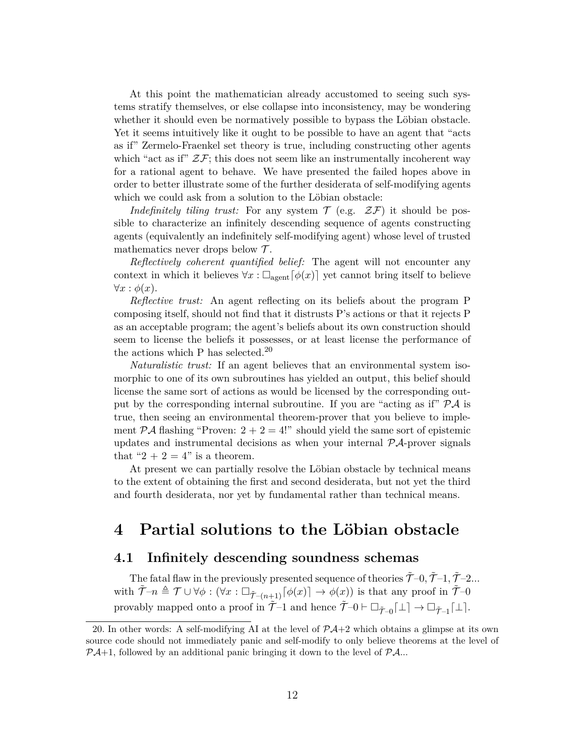At this point the mathematician already accustomed to seeing such systems stratify themselves, or else collapse into inconsistency, may be wondering whether it should even be normatively possible to bypass the Löbian obstacle. Yet it seems intuitively like it ought to be possible to have an agent that "acts as if" Zermelo-Fraenkel set theory is true, including constructing other agents which "act as if" $\mathcal{ZF}$; this does not seem like an instrumentally incoherent way for a rational agent to behave. We have presented the failed hopes above in order to better illustrate some of the further desiderata of self-modifying agents which we could ask from a solution to the Löbian obstacle:

*Indefinitely tiling trust:* For any system $\mathcal{T}$ (e.g. $\mathcal{ZF}$) it should be possible to characterize an infinitely descending sequence of agents constructing agents (equivalently an indefinitely self-modifying agent) whose level of trusted mathematics never drops below $\mathcal{T}$.

*Reflectively coherent quantified belief:* The agent will not encounter any context in which it believes $\forall x : \Box_{\text{agent}}\ulcorner\phi(x)\urcorner$ yet cannot bring itself to believe $\forall x : \phi(x)$.

*Reflective trust:* An agent reflecting on its beliefs about the program P composing itself, should not find that it distrusts P's actions or that it rejects P as an acceptable program; the agent's beliefs about its own construction should seem to license the beliefs it possesses, or at least license the performance of the actions which P has selected.[20]

*Naturalistic trust:* If an agent believes that an environmental system isomorphic to one of its own subroutines has yielded an output, this belief should license the same sort of actions as would be licensed by the corresponding output by the corresponding internal subroutine. If you are "acting as if" $\mathcal{PA}$ is true, then seeing an environmental theorem-prover that you believe to implement $\mathcal{PA}$ flashing "Proven: $2 + 2 = 4$!" should yield the same sort of epistemic updates and instrumental decisions as when your internal $\mathcal{PA}$-prover signals that "$2 + 2 = 4$" is a theorem.

At present we can partially resolve the Löbian obstacle by technical means to the extent of obtaining the first and second desiderata, but not yet the third and fourth desiderata, nor yet by fundamental rather than technical means.

# 4 Partial solutions to the Löbian obstacle

## 4.1 Infinitely descending soundness schemas

The fatal flaw in the previously presented sequence of theories $\tilde{\mathcal{T}}\text{–}0, \tilde{\mathcal{T}}\text{–}1, \tilde{\mathcal{T}}\text{–}2...$ with $\tilde{\mathcal{T}}\text{–}n \triangleq \mathcal{T} \cup \forall\phi : (\forall x : \Box_{\tilde{\mathcal{T}}\text{–}(n+1)}\ulcorner\phi(x)\urcorner \to \phi(x))$ is that any proof in $\tilde{\mathcal{T}}\text{–}0$ provably mapped onto a proof in $\tilde{\mathcal{T}}\text{–}1$ and hence $\tilde{\mathcal{T}}\text{–}0 \vdash \Box_{\tilde{\mathcal{T}}\text{–}0}\ulcorner\bot\urcorner \to \Box_{\tilde{\mathcal{T}}\text{–}1}\ulcorner\bot\urcorner$.

20. In other words: A self-modifying AI at the level of $\mathcal{PA}$+2 which obtains a glimpse at its own source code should not immediately panic and self-modify to only believe theorems at the level of $\mathcal{PA}$+1, followed by an additional panic bringing it down to the level of $\mathcal{PA}$...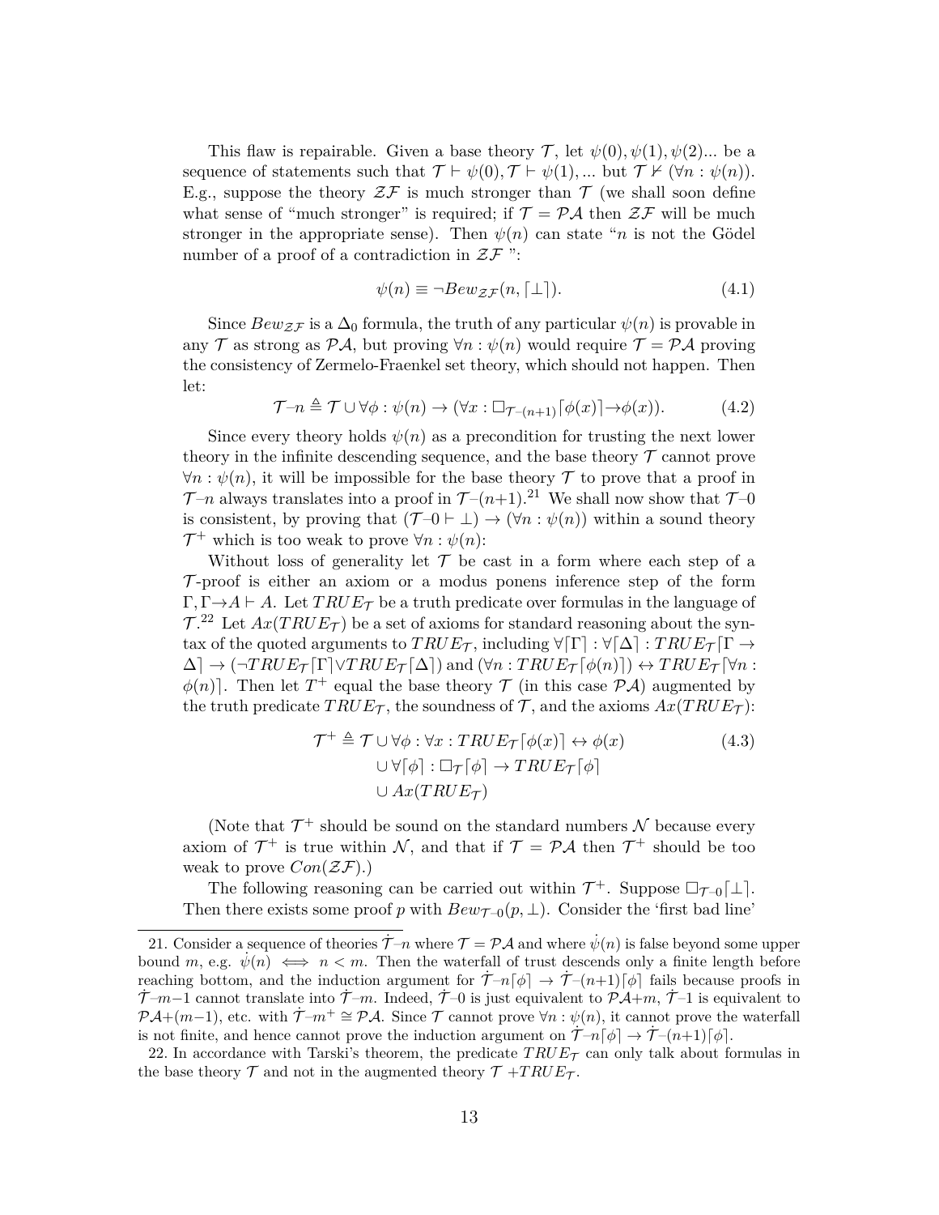This flaw is repairable. Given a base theory $\mathcal{T}$, let $\psi(0), \psi(1), \psi(2)...$ be a sequence of statements such that $\mathcal{T} \vdash \psi(0), \mathcal{T} \vdash \psi(1), ...$ but $\mathcal{T} \nvdash (\forall n : \psi(n))$. E.g., suppose the theory $\mathcal{ZF}$ is much stronger than $\mathcal{T}$ (we shall soon define what sense of "much stronger" is required; if $\mathcal{T} = \mathcal{PA}$ then $\mathcal{ZF}$ will be much stronger in the appropriate sense). Then $\psi(n)$ can state "$n$ is not the Gödel number of a proof of a contradiction in $\mathcal{ZF}$ ":

$$\psi(n) \equiv \neg Bew_{\mathcal{ZF}}(n, \ulcorner \bot \urcorner). \tag{4.1}$$

Since $Bew_{\mathcal{ZF}}$ is a $\Delta_0$ formula, the truth of any particular $\psi(n)$ is provable in any $\mathcal{T}$ as strong as $\mathcal{PA}$, but proving $\forall n : \psi(n)$ would require $\mathcal{T} = \mathcal{PA}$ proving the consistency of Zermelo-Fraenkel set theory, which should not happen. Then let:

$$\mathcal{T}\text{–}n \triangleq \mathcal{T} \cup \forall \phi : \psi(n) \rightarrow (\forall x : \Box_{\mathcal{T}\text{–}(n+1)} \ulcorner \phi(x) \urcorner \rightarrow \phi(x)). \tag{4.2}$$

Since every theory holds $\psi(n)$ as a precondition for trusting the next lower theory in the infinite descending sequence, and the base theory $\mathcal{T}$ cannot prove $\forall n : \psi(n)$, it will be impossible for the base theory $\mathcal{T}$ to prove that a proof in $\mathcal{T}\text{–}n$ always translates into a proof in $\mathcal{T}\text{–}(n+1)$.[21] We shall now show that $\mathcal{T}\text{–}0$ is consistent, by proving that $(\mathcal{T}\text{–}0 \vdash \bot) \rightarrow (\forall n : \psi(n))$ within a sound theory $\mathcal{T}^+$ which is too weak to prove $\forall n : \psi(n)$:

Without loss of generality let $\mathcal{T}$ be cast in a form where each step of a $\mathcal{T}$-proof is either an axiom or a modus ponens inference step of the form $\Gamma, \Gamma \rightarrow A \vdash A$. Let $TRUE_{\mathcal{T}}$ be a truth predicate over formulas in the language of $\mathcal{T}$.[22] Let $Ax(TRUE_{\mathcal{T}})$ be a set of axioms for standard reasoning about the syntax of the quoted arguments to $TRUE_{\mathcal{T}}$, including $\forall \ulcorner \Gamma \urcorner : \forall \ulcorner \Delta \urcorner : TRUE_{\mathcal{T}} \ulcorner \Gamma \rightarrow \Delta \urcorner \rightarrow (\neg TRUE_{\mathcal{T}} \ulcorner \Gamma \urcorner \vee TRUE_{\mathcal{T}} \ulcorner \Delta \urcorner)$ and $(\forall n : TRUE_{\mathcal{T}} \ulcorner \phi(n) \urcorner) \leftrightarrow TRUE_{\mathcal{T}} \ulcorner \forall n : \phi(n) \urcorner$. Then let $T^+$ equal the base theory $\mathcal{T}$ (in this case $\mathcal{PA}$) augmented by the truth predicate $TRUE_{\mathcal{T}}$, the soundness of $\mathcal{T}$, and the axioms $Ax(TRUE_{\mathcal{T}})$:

$$\begin{aligned} \mathcal{T}^+ \triangleq \mathcal{T} &\cup \forall \phi : \forall x : TRUE_{\mathcal{T}} \ulcorner \phi(x) \urcorner \leftrightarrow \phi(x) \\ &\cup \forall \ulcorner \phi \urcorner : \Box_{\mathcal{T}} \ulcorner \phi \urcorner \rightarrow TRUE_{\mathcal{T}} \ulcorner \phi \urcorner \\ &\cup Ax(TRUE_{\mathcal{T}}) \end{aligned} \tag{4.3}$$

(Note that $\mathcal{T}^+$ should be sound on the standard numbers $\mathcal{N}$ because every axiom of $\mathcal{T}^+$ is true within $\mathcal{N}$, and that if $\mathcal{T} = \mathcal{PA}$ then $\mathcal{T}^+$ should be too weak to prove $Con(\mathcal{ZF})$.)

The following reasoning can be carried out within $\mathcal{T}^+$. Suppose $\Box_{\mathcal{T}\text{–}0} \ulcorner \bot \urcorner$. Then there exists some proof $p$ with $Bew_{\mathcal{T}\text{–}0}(p, \bot)$. Consider the 'first bad line'

---

21. Consider a sequence of theories $\dot{\mathcal{T}}\text{–}n$ where $\mathcal{T} = \mathcal{PA}$ and where $\dot{\psi}(n)$ is false beyond some upper bound $m$, e.g. $\dot{\psi}(n) \iff n < m$. Then the waterfall of trust descends only a finite length before reaching bottom, and the induction argument for $\dot{\mathcal{T}}\text{–}n \ulcorner \phi \urcorner \rightarrow \dot{\mathcal{T}}\text{–}(n+1) \ulcorner \phi \urcorner$ fails because proofs in $\dot{\mathcal{T}}\text{–}m\text{–}1$ cannot translate into $\dot{\mathcal{T}}\text{–}m$. Indeed, $\dot{\mathcal{T}}\text{–}0$ is just equivalent to $\mathcal{PA}{+}m$, $\dot{\mathcal{T}}\text{–}1$ is equivalent to $\mathcal{PA}{+}(m{-}1)$, etc. with $\dot{\mathcal{T}}\text{–}m^+ \cong \mathcal{PA}$. Since $\mathcal{T}$ cannot prove $\forall n : \dot{\psi}(n)$, it cannot prove the waterfall is not finite, and hence cannot prove the induction argument on $\dot{\mathcal{T}}\text{–}n \ulcorner \phi \urcorner \rightarrow \dot{\mathcal{T}}\text{–}(n+1) \ulcorner \phi \urcorner$.

22. In accordance with Tarski's theorem, the predicate $TRUE_{\mathcal{T}}$ can only talk about formulas in the base theory $\mathcal{T}$ and not in the augmented theory $\mathcal{T}$ $+TRUE_{\mathcal{T}}$.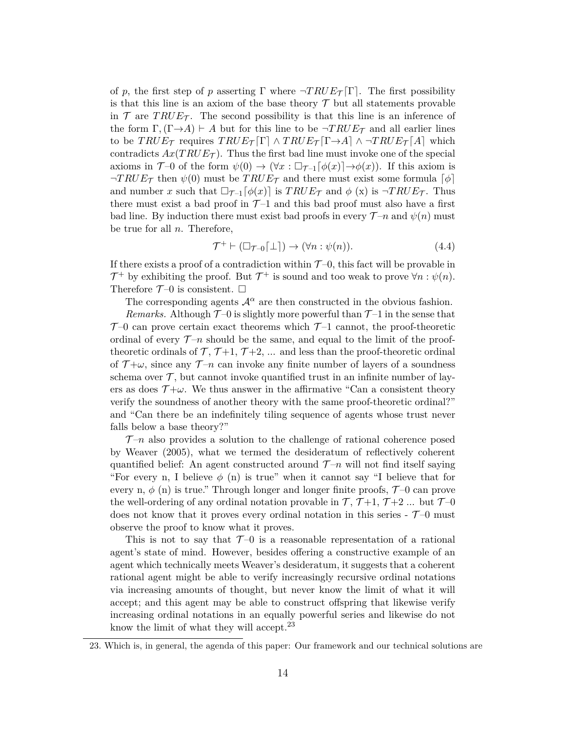of $p$, the first step of $p$ asserting $\Gamma$ where $\neg TRUE_{\mathcal{T}}\ulcorner\Gamma\urcorner$. The first possibility is that this line is an axiom of the base theory $\mathcal{T}$ but all statements provable in $\mathcal{T}$ are $TRUE_{\mathcal{T}}$. The second possibility is that this line is an inference of the form $\Gamma, (\Gamma \rightarrow A) \vdash A$ but for this line to be $\neg TRUE_{\mathcal{T}}$ and all earlier lines to be $TRUE_{\mathcal{T}}$ requires $TRUE_{\mathcal{T}}\ulcorner\Gamma\urcorner \wedge TRUE_{\mathcal{T}}\ulcorner\Gamma \rightarrow A\urcorner \wedge \neg TRUE_{\mathcal{T}}\ulcorner A\urcorner$ which contradicts $Ax(TRUE_{\mathcal{T}})$. Thus the first bad line must invoke one of the special axioms in $\mathcal{T}$–0 of the form $\psi(0) \rightarrow (\forall x : \Box_{\mathcal{T}\text{–}1}\ulcorner\phi(x)\urcorner \rightarrow \phi(x))$. If this axiom is $\neg TRUE_{\mathcal{T}}$ then $\psi(0)$ must be $TRUE_{\mathcal{T}}$ and there must exist some formula $\ulcorner\phi\urcorner$ and number $x$ such that $\Box_{\mathcal{T}\text{–}1}\ulcorner\phi(x)\urcorner$ is $TRUE_{\mathcal{T}}$ and $\phi$ (x) is $\neg TRUE_{\mathcal{T}}$. Thus there must exist a bad proof in $\mathcal{T}$–1 and this bad proof must also have a first bad line. By induction there must exist bad proofs in every $\mathcal{T}$–$n$ and $\psi(n)$ must be true for all $n$. Therefore,

$$\mathcal{T}^{+} \vdash (\Box_{\mathcal{T}\text{–}0}\ulcorner\bot\urcorner) \rightarrow (\forall n : \psi(n)). \tag{4.4}$$

If there exists a proof of a contradiction within $\mathcal{T}$–0, this fact will be provable in $\mathcal{T}^{+}$ by exhibiting the proof. But $\mathcal{T}^{+}$ is sound and too weak to prove $\forall n : \psi(n)$. Therefore $\mathcal{T}$–0 is consistent. $\square$

The corresponding agents $\mathcal{A}^{\alpha}$ are then constructed in the obvious fashion.

*Remarks.* Although $\mathcal{T}$–0 is slightly more powerful than $\mathcal{T}$–1 in the sense that $\mathcal{T}$–0 can prove certain exact theorems which $\mathcal{T}$–1 cannot, the proof-theoretic ordinal of every $\mathcal{T}$–$n$ should be the same, and equal to the limit of the proof-theoretic ordinals of $\mathcal{T}$, $\mathcal{T}$+1, $\mathcal{T}$+2, ... and less than the proof-theoretic ordinal of $\mathcal{T}$+$\omega$, since any $\mathcal{T}$–$n$ can invoke any finite number of layers of a soundness schema over $\mathcal{T}$, but cannot invoke quantified trust in an infinite number of layers as does $\mathcal{T}$+$\omega$. We thus answer in the affirmative "Can a consistent theory verify the soundness of another theory with the same proof-theoretic ordinal?" and "Can there be an indefinitely tiling sequence of agents whose trust never falls below a base theory?"

$\mathcal{T}$–$n$ also provides a solution to the challenge of rational coherence posed by Weaver (2005), what we termed the desideratum of reflectively coherent quantified belief: An agent constructed around $\mathcal{T}$–$n$ will not find itself saying "For every n, I believe $\phi$ (n) is true" when it cannot say "I believe that for every n, $\phi$ (n) is true." Through longer and longer finite proofs, $\mathcal{T}$–0 can prove the well-ordering of any ordinal notation provable in $\mathcal{T}$, $\mathcal{T}$+1, $\mathcal{T}$+2 ... but $\mathcal{T}$–0 does not know that it proves every ordinal notation in this series - $\mathcal{T}$–0 must observe the proof to know what it proves.

This is not to say that $\mathcal{T}$–0 is a reasonable representation of a rational agent's state of mind. However, besides offering a constructive example of an agent which technically meets Weaver's desideratum, it suggests that a coherent rational agent might be able to verify increasingly recursive ordinal notations via increasing amounts of thought, but never know the limit of what it will accept; and this agent may be able to construct offspring that likewise verify increasing ordinal notations in an equally powerful series and likewise do not know the limit of what they will accept.[23]

23. Which is, in general, the agenda of this paper: Our framework and our technical solutions are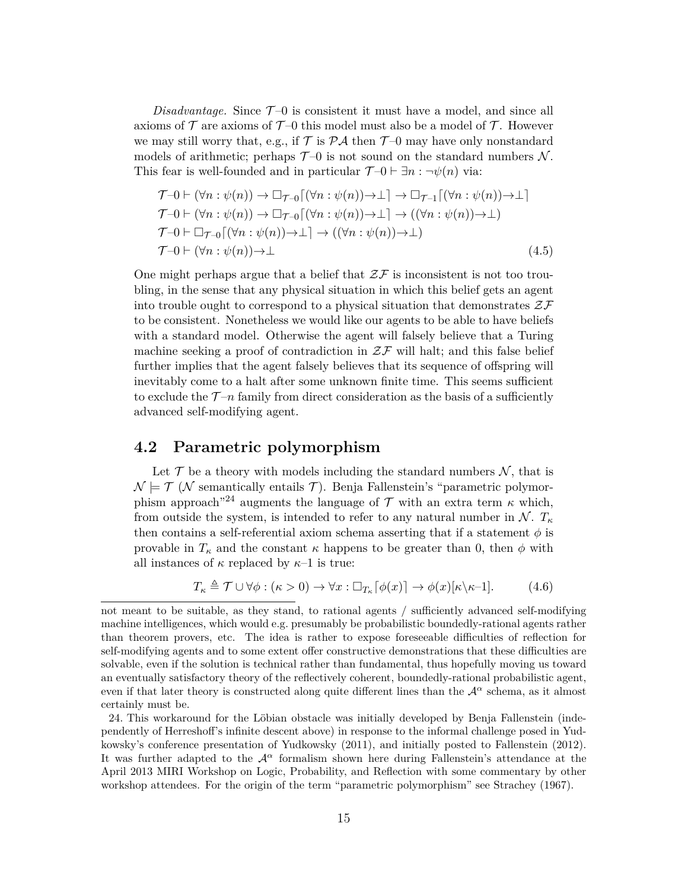*Disadvantage.* Since $\mathcal{T}$–0 is consistent it must have a model, and since all axioms of $\mathcal{T}$ are axioms of $\mathcal{T}$–0 this model must also be a model of $\mathcal{T}$. However we may still worry that, e.g., if $\mathcal{T}$ is $\mathcal{PA}$ then $\mathcal{T}$–0 may have only nonstandard models of arithmetic; perhaps $\mathcal{T}$–0 is not sound on the standard numbers $\mathcal{N}$. This fear is well-founded and in particular $\mathcal{T}\text{–}0 \vdash \exists n : \neg\psi(n)$ via:

$$
\begin{aligned}
&\mathcal{T}\text{–}0 \vdash (\forall n : \psi(n)) \to \Box_{\mathcal{T}\text{–}0}\ulcorner(\forall n : \psi(n)) \to \bot\urcorner \to \Box_{\mathcal{T}\text{–}1}\ulcorner(\forall n : \psi(n)) \to \bot\urcorner \\
&\mathcal{T}\text{–}0 \vdash (\forall n : \psi(n)) \to \Box_{\mathcal{T}\text{–}0}\ulcorner(\forall n : \psi(n)) \to \bot\urcorner \to ((\forall n : \psi(n)) \to \bot) \\
&\mathcal{T}\text{–}0 \vdash \Box_{\mathcal{T}\text{–}0}\ulcorner(\forall n : \psi(n)) \to \bot\urcorner \to ((\forall n : \psi(n)) \to \bot) \\
&\mathcal{T}\text{–}0 \vdash (\forall n : \psi(n)) \to \bot
\end{aligned}
\tag{4.5}
$$

One might perhaps argue that a belief that $\mathcal{ZF}$ is inconsistent is not too troubling, in the sense that any physical situation in which this belief gets an agent into trouble ought to correspond to a physical situation that demonstrates $\mathcal{ZF}$ to be consistent. Nonetheless we would like our agents to be able to have beliefs with a standard model. Otherwise the agent will falsely believe that a Turing machine seeking a proof of contradiction in $\mathcal{ZF}$ will halt; and this false belief further implies that the agent falsely believes that its sequence of offspring will inevitably come to a halt after some unknown finite time. This seems sufficient to exclude the $\mathcal{T}$–$n$ family from direct consideration as the basis of a sufficiently advanced self-modifying agent.

## 4.2 Parametric polymorphism

Let $\mathcal{T}$ be a theory with models including the standard numbers $\mathcal{N}$, that is $\mathcal{N} \models \mathcal{T}$ ($\mathcal{N}$ semantically entails $\mathcal{T}$). Benja Fallenstein's "parametric polymorphism approach"[24] augments the language of $\mathcal{T}$ with an extra term $\kappa$ which, from outside the system, is intended to refer to any natural number in $\mathcal{N}$. $T_\kappa$ then contains a self-referential axiom schema asserting that if a statement $\phi$ is provable in $T_\kappa$ and the constant $\kappa$ happens to be greater than 0, then $\phi$ with all instances of $\kappa$ replaced by $\kappa$–1 is true:

$$
T_\kappa \triangleq \mathcal{T} \cup \forall\phi : (\kappa > 0) \to \forall x : \Box_{T_\kappa}\ulcorner\phi(x)\urcorner \to \phi(x)[\kappa\backslash\kappa\text{–}1]. \tag{4.6}
$$

---

not meant to be suitable, as they stand, to rational agents / sufficiently advanced self-modifying machine intelligences, which would e.g. presumably be probabilistic boundedly-rational agents rather than theorem provers, etc. The idea is rather to expose foreseeable difficulties of reflection for self-modifying agents and to some extent offer constructive demonstrations that these difficulties are solvable, even if the solution is technical rather than fundamental, thus hopefully moving us toward an eventually satisfactory theory of the reflectively coherent, boundedly-rational probabilistic agent, even if that later theory is constructed along quite different lines than the $\mathcal{A}^\alpha$ schema, as it almost certainly must be.

24. This workaround for the Löbian obstacle was initially developed by Benja Fallenstein (independently of Herreshoff's infinite descent above) in response to the informal challenge posed in Yudkowsky's conference presentation of Yudkowsky (2011), and initially posted to Fallenstein (2012). It was further adapted to the $\mathcal{A}^\alpha$ formalism shown here during Fallenstein's attendance at the April 2013 MIRI Workshop on Logic, Probability, and Reflection with some commentary by other workshop attendees. For the origin of the term "parametric polymorphism" see Strachey (1967).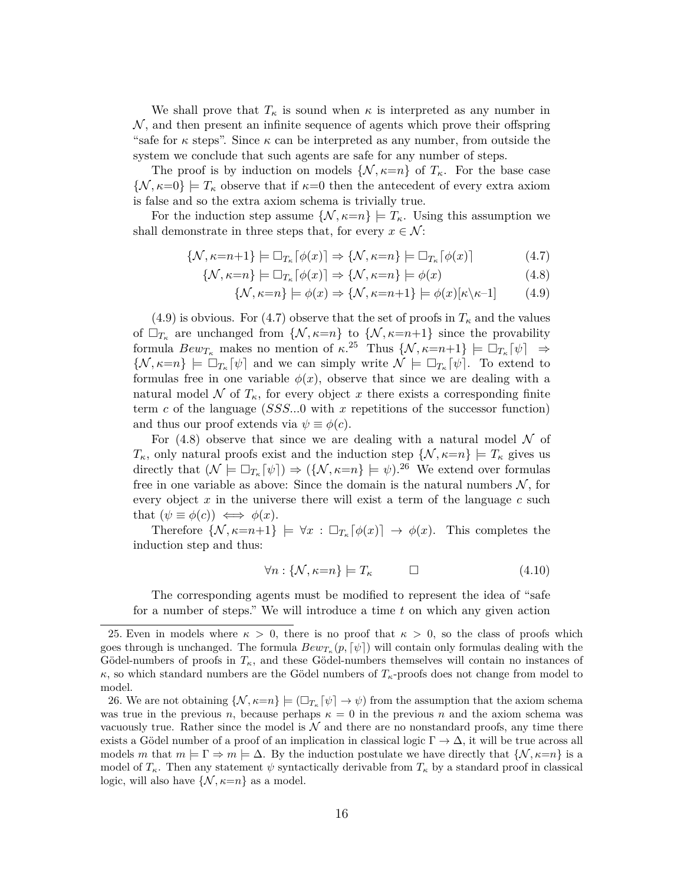We shall prove that $T_\kappa$ is sound when $\kappa$ is interpreted as any number in $\mathcal{N}$, and then present an infinite sequence of agents which prove their offspring "safe for $\kappa$ steps". Since $\kappa$ can be interpreted as any number, from outside the system we conclude that such agents are safe for any number of steps.

The proof is by induction on models $\{\mathcal{N}, \kappa{=}n\}$ of $T_\kappa$. For the base case $\{\mathcal{N}, \kappa{=}0\} \models T_\kappa$ observe that if $\kappa{=}0$ then the antecedent of every extra axiom is false and so the extra axiom schema is trivially true.

For the induction step assume $\{\mathcal{N}, \kappa{=}n\} \models T_\kappa$. Using this assumption we shall demonstrate in three steps that, for every $x \in \mathcal{N}$:

$$\{\mathcal{N}, \kappa{=}n{+}1\} \models \Box_{T_\kappa}\ulcorner\phi(x)\urcorner \Rightarrow \{\mathcal{N}, \kappa{=}n\} \models \Box_{T_\kappa}\ulcorner\phi(x)\urcorner \tag{4.7}$$

$$\{\mathcal{N}, \kappa{=}n\} \models \Box_{T_\kappa}\ulcorner\phi(x)\urcorner \Rightarrow \{\mathcal{N}, \kappa{=}n\} \models \phi(x) \tag{4.8}$$

$$\{\mathcal{N}, \kappa{=}n\} \models \phi(x) \Rightarrow \{\mathcal{N}, \kappa{=}n{+}1\} \models \phi(x)[\kappa\backslash\kappa{-}1] \tag{4.9}$$

(4.9) is obvious. For (4.7) observe that the set of proofs in $T_\kappa$ and the values of $\Box_{T_\kappa}$ are unchanged from $\{\mathcal{N}, \kappa{=}n\}$ to $\{\mathcal{N}, \kappa{=}n{+}1\}$ since the provability formula $Bew_{T_\kappa}$ makes no mention of $\kappa$.[25] Thus $\{\mathcal{N}, \kappa{=}n{+}1\} \models \Box_{T_\kappa}\ulcorner\psi\urcorner \Rightarrow \{\mathcal{N}, \kappa{=}n\} \models \Box_{T_\kappa}\ulcorner\psi\urcorner$ and we can simply write $\mathcal{N} \models \Box_{T_\kappa}\ulcorner\psi\urcorner$. To extend to formulas free in one variable $\phi(x)$, observe that since we are dealing with a natural model $\mathcal{N}$ of $T_\kappa$, for every object $x$ there exists a corresponding finite term $c$ of the language ($SSS...0$ with $x$ repetitions of the successor function) and thus our proof extends via $\psi \equiv \phi(c)$.

For (4.8) observe that since we are dealing with a natural model $\mathcal{N}$ of $T_\kappa$, only natural proofs exist and the induction step $\{\mathcal{N}, \kappa{=}n\} \models T_\kappa$ gives us directly that $(\mathcal{N} \models \Box_{T_\kappa}\ulcorner\psi\urcorner) \Rightarrow (\{\mathcal{N}, \kappa{=}n\} \models \psi)$.[26] We extend over formulas free in one variable as above: Since the domain is the natural numbers $\mathcal{N}$, for every object $x$ in the universe there will exist a term of the language $c$ such that $(\psi \equiv \phi(c)) \iff \phi(x)$.

Therefore $\{\mathcal{N}, \kappa{=}n{+}1\} \models \forall x : \Box_{T_\kappa}\ulcorner\phi(x)\urcorner \rightarrow \phi(x)$. This completes the induction step and thus:

$$\forall n : \{\mathcal{N}, \kappa{=}n\} \models T_\kappa \qquad \Box \tag{4.10}$$

The corresponding agents must be modified to represent the idea of "safe for a number of steps." We will introduce a time $t$ on which any given action

---

25. Even in models where $\kappa > 0$, there is no proof that $\kappa > 0$, so the class of proofs which goes through is unchanged. The formula $Bew_{T_\kappa}(p, \ulcorner\psi\urcorner)$ will contain only formulas dealing with the Gödel-numbers of proofs in $T_\kappa$, and these Gödel-numbers themselves will contain no instances of $\kappa$, so which standard numbers are the Gödel numbers of $T_\kappa$-proofs does not change from model to model.

26. We are not obtaining $\{\mathcal{N}, \kappa{=}n\} \models (\Box_{T_\kappa}\ulcorner\psi\urcorner \rightarrow \psi)$ from the assumption that the axiom schema was true in the previous $n$, because perhaps $\kappa = 0$ in the previous $n$ and the axiom schema was vacuously true. Rather since the model is $\mathcal{N}$ and there are no nonstandard proofs, any time there exists a Gödel number of a proof of an implication in classical logic $\Gamma \rightarrow \Delta$, it will be true across all models $m$ that $m \models \Gamma \Rightarrow m \models \Delta$. By the induction postulate we have directly that $\{\mathcal{N}, \kappa{=}n\}$ is a model of $T_\kappa$. Then any statement $\psi$ syntactically derivable from $T_\kappa$ by a standard proof in classical logic, will also have $\{\mathcal{N}, \kappa{=}n\}$ as a model.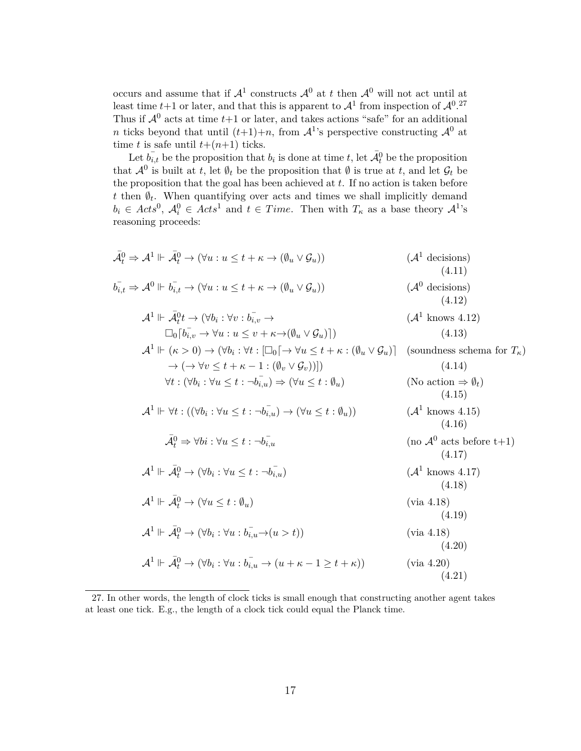occurs and assume that if $\mathcal{A}^1$ constructs $\mathcal{A}^0$ at $t$ then $\mathcal{A}^0$ will not act until at least time $t+1$ or later, and that this is apparent to $\mathcal{A}^1$ from inspection of $\mathcal{A}^0$.[27] Thus if $\mathcal{A}^0$ acts at time $t+1$ or later, and takes actions "safe" for an additional $n$ ticks beyond that until $(t+1)+n$, from $\mathcal{A}^1$'s perspective constructing $\mathcal{A}^0$ at time $t$ is safe until $t+(n+1)$ ticks.

Let $\bar{b_{i,t}}$ be the proposition that $b_i$ is done at time $t$, let $\bar{\mathcal{A}}^0_t$ be the proposition that $\mathcal{A}^0$ is built at $t$, let $\emptyset_t$ be the proposition that $\emptyset$ is true at $t$, and let $\mathcal{G}_t$ be the proposition that the goal has been achieved at $t$. If no action is taken before $t$ then $\emptyset_t$. When quantifying over acts and times we shall implicitly demand $b_i \in Acts^0$, $\mathcal{A}^0_i \in Acts^1$ and $t \in Time$. Then with $T_\kappa$ as a base theory $\mathcal{A}^1$'s reasoning proceeds:

$$\bar{\mathcal{A}}^0_t \Rightarrow \mathcal{A}^1 \Vdash \bar{\mathcal{A}}^0_t \to (\forall u : u \le t+\kappa \to (\emptyset_u \vee \mathcal{G}_u)) \qquad (\mathcal{A}^1 \text{ decisions}) \quad (4.11)$$

$$\bar{b_{i,t}} \Rightarrow \mathcal{A}^0 \Vdash \bar{b_{i,t}} \to (\forall u : u \le t+\kappa \to (\emptyset_u \vee \mathcal{G}_u)) \qquad (\mathcal{A}^0 \text{ decisions}) \quad (4.12)$$

$$\mathcal{A}^1 \Vdash \bar{\mathcal{A}}^0_t t \to (\forall b_i : \forall v : \bar{b_{i,v}} \to \Box_0 \ulcorner \bar{b_{i,v}} \to \forall u : u \le v+\kappa \to (\emptyset_u \vee \mathcal{G}_u)\urcorner) \qquad (\mathcal{A}^1 \text{ knows 4.12}) \quad (4.13)$$

$$\mathcal{A}^1 \Vdash (\kappa > 0) \to (\forall b_i : \forall t : [\Box_0 \ulcorner \to \forall u \le t+\kappa : (\emptyset_u \vee \mathcal{G}_u)\urcorner \to (\to \forall v \le t+\kappa-1 : (\emptyset_v \vee \mathcal{G}_v))]) \qquad (\text{soundness schema for } T_\kappa) \quad (4.14)$$

$$\forall t : (\forall b_i : \forall u \le t : \neg \bar{b_{i,u}}) \Rightarrow (\forall u \le t : \emptyset_u) \qquad (\text{No action} \Rightarrow \emptyset_t) \quad (4.15)$$

$$\mathcal{A}^1 \Vdash \forall t : ((\forall b_i : \forall u \le t : \neg \bar{b_{i,u}}) \to (\forall u \le t : \emptyset_u)) \qquad (\mathcal{A}^1 \text{ knows 4.15}) \quad (4.16)$$

$$\bar{\mathcal{A}}^0_t \Rightarrow \forall bi : \forall u \le t : \neg \bar{b_{i,u}} \qquad (\text{no } \mathcal{A}^0 \text{ acts before t+1}) \quad (4.17)$$

$$\mathcal{A}^1 \Vdash \bar{\mathcal{A}}^0_t \to (\forall b_i : \forall u \le t : \neg \bar{b_{i,u}}) \qquad (\mathcal{A}^1 \text{ knows 4.17}) \quad (4.18)$$

$$\mathcal{A}^1 \Vdash \bar{\mathcal{A}}^0_t \to (\forall u \le t : \emptyset_u) \qquad (\text{via 4.18}) \quad (4.19)$$

$$\mathcal{A}^1 \Vdash \bar{\mathcal{A}}^0_t \to (\forall b_i : \forall u : \bar{b_{i,u}} \to (u > t)) \qquad (\text{via 4.18}) \quad (4.20)$$

$$\mathcal{A}^1 \Vdash \bar{\mathcal{A}}^0_t \to (\forall b_i : \forall u : \bar{b_{i,u}} \to (u+\kappa-1 \ge t+\kappa)) \qquad (\text{via 4.20}) \quad (4.21)$$

---

27. In other words, the length of clock ticks is small enough that constructing another agent takes at least one tick. E.g., the length of a clock tick could equal the Planck time.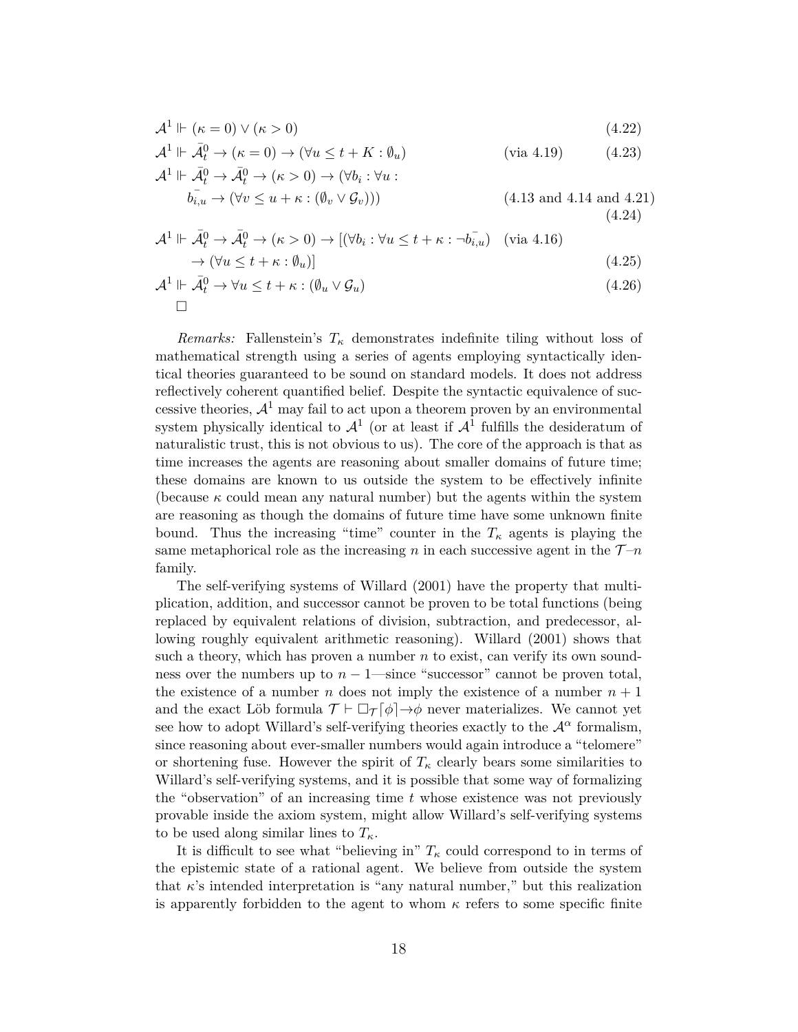$$\mathcal{A}^1 \Vdash (\kappa = 0) \vee (\kappa > 0) \tag{4.22}$$

$$\mathcal{A}^1 \Vdash \bar{\mathcal{A}}_t^0 \rightarrow (\kappa = 0) \rightarrow (\forall u \leq t + K : \emptyset_u) \quad \text{(via 4.19)} \tag{4.23}$$

$$\mathcal{A}^1 \Vdash \bar{\mathcal{A}}_t^0 \rightarrow \bar{\mathcal{A}}_t^0 \rightarrow (\kappa > 0) \rightarrow (\forall b_i : \forall u : \bar{b_{i,u}} \rightarrow (\forall v \leq u + \kappa : (\emptyset_v \vee \mathcal{G}_v))) \quad \text{(4.13 and 4.14 and 4.21)} \tag{4.24}$$

$$\mathcal{A}^1 \Vdash \bar{\mathcal{A}}_t^0 \rightarrow \bar{\mathcal{A}}_t^0 \rightarrow (\kappa > 0) \rightarrow [(\forall b_i : \forall u \leq t + \kappa : \neg \bar{b_{i,u}}) \quad \text{(via 4.16)} \rightarrow (\forall u \leq t + \kappa : \emptyset_u)] \tag{4.25}$$

$$\mathcal{A}^1 \Vdash \bar{\mathcal{A}}_t^0 \rightarrow \forall u \leq t + \kappa : (\emptyset_u \vee \mathcal{G}_u) \tag{4.26}$$

□

*Remarks:* Fallenstein's $T_\kappa$ demonstrates indefinite tiling without loss of mathematical strength using a series of agents employing syntactically identical theories guaranteed to be sound on standard models. It does not address reflectively coherent quantified belief. Despite the syntactic equivalence of successive theories, $\mathcal{A}^1$ may fail to act upon a theorem proven by an environmental system physically identical to $\mathcal{A}^1$ (or at least if $\mathcal{A}^1$ fulfills the desideratum of naturalistic trust, this is not obvious to us). The core of the approach is that as time increases the agents are reasoning about smaller domains of future time; these domains are known to us outside the system to be effectively infinite (because $\kappa$ could mean any natural number) but the agents within the system are reasoning as though the domains of future time have some unknown finite bound. Thus the increasing "time" counter in the $T_\kappa$ agents is playing the same metaphorical role as the increasing $n$ in each successive agent in the $\mathcal{T}$–$n$ family.

The self-verifying systems of Willard (2001) have the property that multiplication, addition, and successor cannot be proven to be total functions (being replaced by equivalent relations of division, subtraction, and predecessor, allowing roughly equivalent arithmetic reasoning). Willard (2001) shows that such a theory, which has proven a number $n$ to exist, can verify its own soundness over the numbers up to $n - 1$—since "successor" cannot be proven total, the existence of a number $n$ does not imply the existence of a number $n + 1$ and the exact Löb formula $\mathcal{T} \vdash \Box_{\mathcal{T}}\ulcorner\phi\urcorner \rightarrow \phi$ never materializes. We cannot yet see how to adopt Willard's self-verifying theories exactly to the $\mathcal{A}^\alpha$ formalism, since reasoning about ever-smaller numbers would again introduce a "telomere" or shortening fuse. However the spirit of $T_\kappa$ clearly bears some similarities to Willard's self-verifying systems, and it is possible that some way of formalizing the "observation" of an increasing time $t$ whose existence was not previously provable inside the axiom system, might allow Willard's self-verifying systems to be used along similar lines to $T_\kappa$.

It is difficult to see what "believing in" $T_\kappa$ could correspond to in terms of the epistemic state of a rational agent. We believe from outside the system that $\kappa$'s intended interpretation is "any natural number," but this realization is apparently forbidden to the agent to whom $\kappa$ refers to some specific finite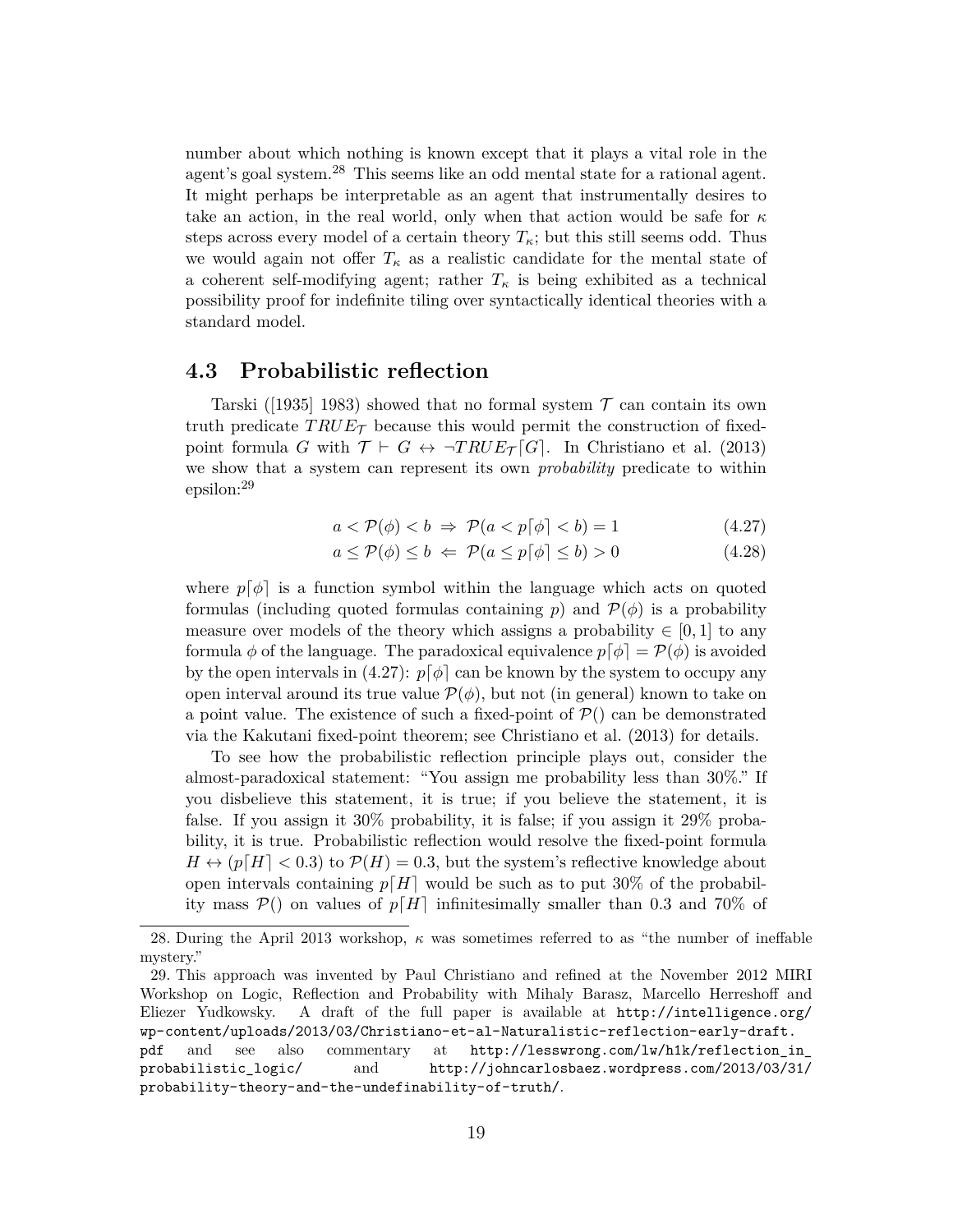number about which nothing is known except that it plays a vital role in the agent's goal system.[28] This seems like an odd mental state for a rational agent. It might perhaps be interpretable as an agent that instrumentally desires to take an action, in the real world, only when that action would be safe for $\kappa$ steps across every model of a certain theory $T_\kappa$; but this still seems odd. Thus we would again not offer $T_\kappa$ as a realistic candidate for the mental state of a coherent self-modifying agent; rather $T_\kappa$ is being exhibited as a technical possibility proof for indefinite tiling over syntactically identical theories with a standard model.

## 4.3 Probabilistic reflection

Tarski ([1935] 1983) showed that no formal system $\mathcal{T}$ can contain its own truth predicate $TRUE_\mathcal{T}$ because this would permit the construction of fixed-point formula $G$ with $\mathcal{T} \vdash G \leftrightarrow \neg TRUE_\mathcal{T}\lceil G \rceil$. In Christiano et al. (2013) we show that a system can represent its own *probability* predicate to within epsilon:[29]

$$a < \mathcal{P}(\phi) < b \;\Rightarrow\; \mathcal{P}(a < p\lceil \phi \rceil < b) = 1 \tag{4.27}$$

$$a \leq \mathcal{P}(\phi) \leq b \;\Leftarrow\; \mathcal{P}(a \leq p\lceil \phi \rceil \leq b) > 0 \tag{4.28}$$

where $p\lceil \phi \rceil$ is a function symbol within the language which acts on quoted formulas (including quoted formulas containing $p$) and $\mathcal{P}(\phi)$ is a probability measure over models of the theory which assigns a probability $\in [0, 1]$ to any formula $\phi$ of the language. The paradoxical equivalence $p\lceil \phi \rceil = \mathcal{P}(\phi)$ is avoided by the open intervals in (4.27): $p\lceil \phi \rceil$ can be known by the system to occupy any open interval around its true value $\mathcal{P}(\phi)$, but not (in general) known to take on a point value. The existence of such a fixed-point of $\mathcal{P}()$ can be demonstrated via the Kakutani fixed-point theorem; see Christiano et al. (2013) for details.

To see how the probabilistic reflection principle plays out, consider the almost-paradoxical statement: "You assign me probability less than 30%." If you disbelieve this statement, it is true; if you believe the statement, it is false. If you assign it 30% probability, it is false; if you assign it 29% probability, it is true. Probabilistic reflection would resolve the fixed-point formula $H \leftrightarrow (p\lceil H \rceil < 0.3)$ to $\mathcal{P}(H) = 0.3$, but the system's reflective knowledge about open intervals containing $p\lceil H \rceil$ would be such as to put 30% of the probability mass $\mathcal{P}()$ on values of $p\lceil H \rceil$ infinitesimally smaller than 0.3 and 70% of

---

28. During the April 2013 workshop, $\kappa$ was sometimes referred to as "the number of ineffable mystery."

29. This approach was invented by Paul Christiano and refined at the November 2012 MIRI Workshop on Logic, Reflection and Probability with Mihaly Barasz, Marcello Herreshoff and Eliezer Yudkowsky. A draft of the full paper is available at `http://intelligence.org/wp-content/uploads/2013/03/Christiano-et-al-Naturalistic-reflection-early-draft.pdf` and see also commentary at `http://lesswrong.com/lw/h1k/reflection_in_probabilistic_logic/` and `http://johncarlosbaez.wordpress.com/2013/03/31/probability-theory-and-the-undefinability-of-truth/`.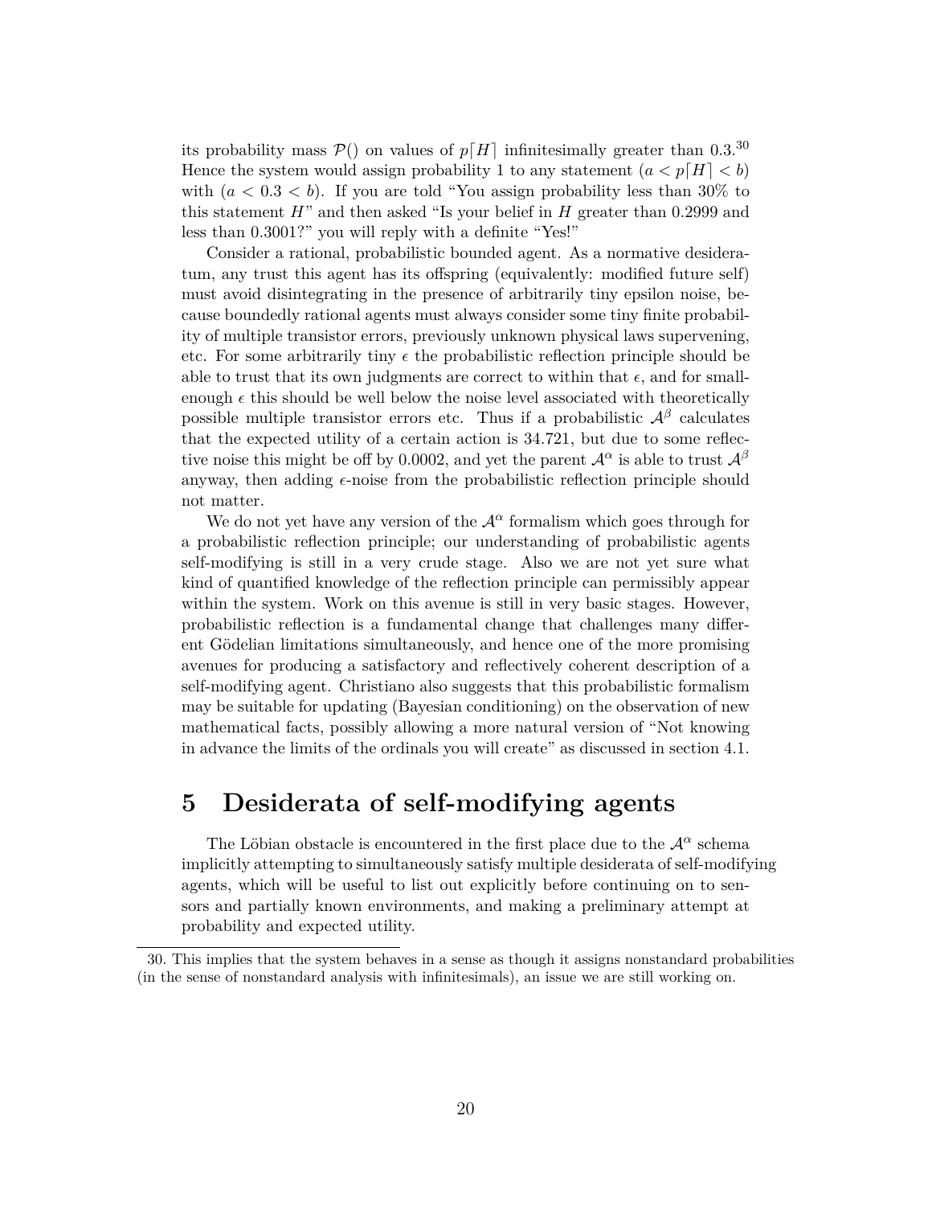its probability mass $\mathcal{P}()$ on values of $p\lceil H \rceil$ infinitesimally greater than 0.3.[30] Hence the system would assign probability 1 to any statement $(a < p\lceil H \rceil < b)$ with $(a < 0.3 < b)$. If you are told "You assign probability less than 30% to this statement $H$" and then asked "Is your belief in $H$ greater than 0.2999 and less than 0.3001?" you will reply with a definite "Yes!"

Consider a rational, probabilistic bounded agent. As a normative desideratum, any trust this agent has its offspring (equivalently: modified future self) must avoid disintegrating in the presence of arbitrarily tiny epsilon noise, because boundedly rational agents must always consider some tiny finite probability of multiple transistor errors, previously unknown physical laws supervening, etc. For some arbitrarily tiny $\epsilon$ the probabilistic reflection principle should be able to trust that its own judgments are correct to within that $\epsilon$, and for small-enough $\epsilon$ this should be well below the noise level associated with theoretically possible multiple transistor errors etc. Thus if a probabilistic $\mathcal{A}^\beta$ calculates that the expected utility of a certain action is 34.721, but due to some reflective noise this might be off by 0.0002, and yet the parent $\mathcal{A}^\alpha$ is able to trust $\mathcal{A}^\beta$ anyway, then adding $\epsilon$-noise from the probabilistic reflection principle should not matter.

We do not yet have any version of the $\mathcal{A}^\alpha$ formalism which goes through for a probabilistic reflection principle; our understanding of probabilistic agents self-modifying is still in a very crude stage. Also we are not yet sure what kind of quantified knowledge of the reflection principle can permissibly appear within the system. Work on this avenue is still in very basic stages. However, probabilistic reflection is a fundamental change that challenges many different Gödelian limitations simultaneously, and hence one of the more promising avenues for producing a satisfactory and reflectively coherent description of a self-modifying agent. Christiano also suggests that this probabilistic formalism may be suitable for updating (Bayesian conditioning) on the observation of new mathematical facts, possibly allowing a more natural version of "Not knowing in advance the limits of the ordinals you will create" as discussed in section 4.1.

# 5 Desiderata of self-modifying agents

The Löbian obstacle is encountered in the first place due to the $\mathcal{A}^\alpha$ schema implicitly attempting to simultaneously satisfy multiple desiderata of self-modifying agents, which will be useful to list out explicitly before continuing on to sensors and partially known environments, and making a preliminary attempt at probability and expected utility.

30. This implies that the system behaves in a sense as though it assigns nonstandard probabilities (in the sense of nonstandard analysis with infinitesimals), an issue we are still working on.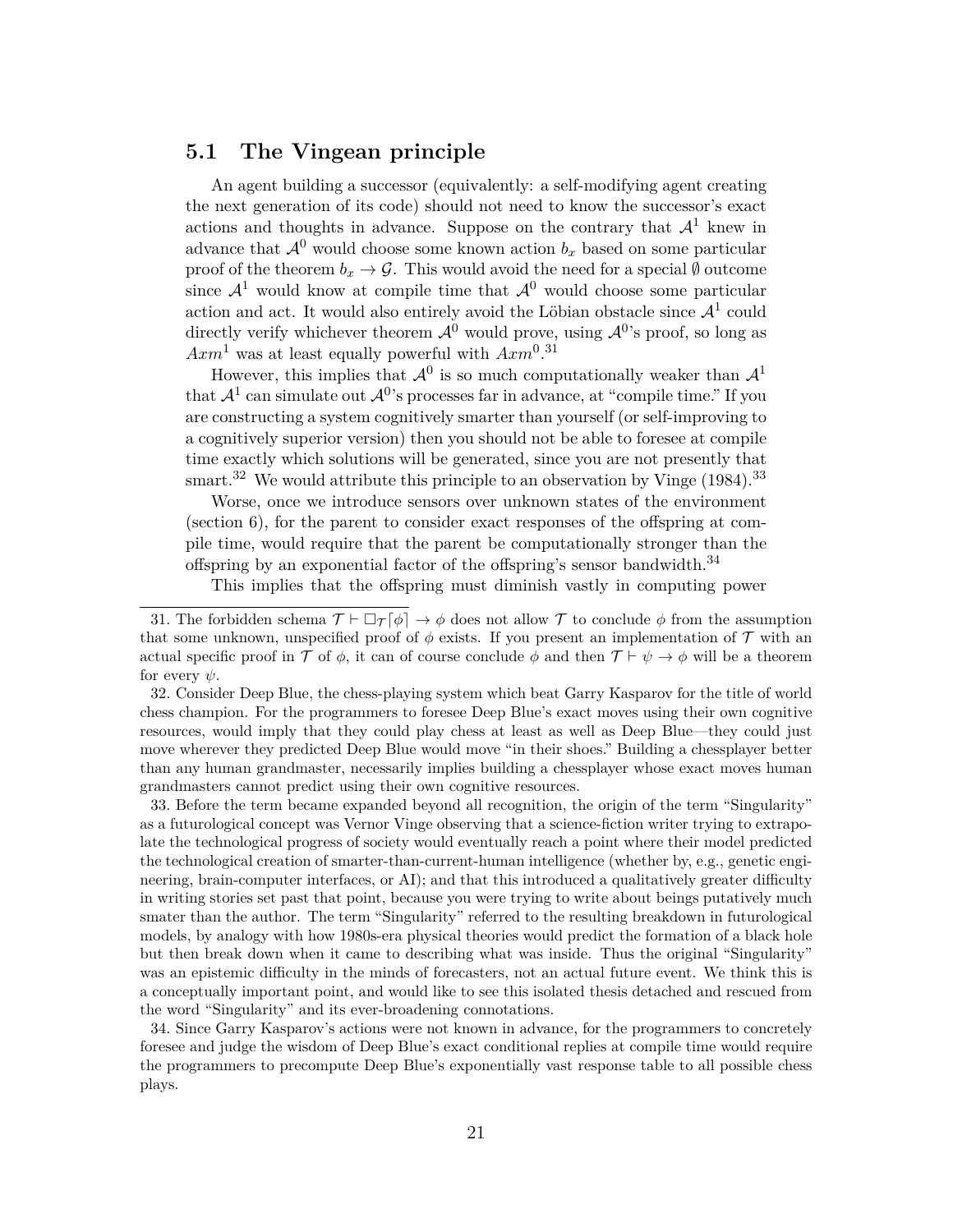## 5.1 The Vingean principle

An agent building a successor (equivalently: a self-modifying agent creating the next generation of its code) should not need to know the successor's exact actions and thoughts in advance. Suppose on the contrary that $\mathcal{A}^1$ knew in advance that $\mathcal{A}^0$ would choose some known action $b_x$ based on some particular proof of the theorem $b_x \to \mathcal{G}$. This would avoid the need for a special $\emptyset$ outcome since $\mathcal{A}^1$ would know at compile time that $\mathcal{A}^0$ would choose some particular action and act. It would also entirely avoid the Löbian obstacle since $\mathcal{A}^1$ could directly verify whichever theorem $\mathcal{A}^0$ would prove, using $\mathcal{A}^0$'s proof, so long as $Axm^1$ was at least equally powerful with $Axm^0$.[31]

However, this implies that $\mathcal{A}^0$ is so much computationally weaker than $\mathcal{A}^1$ that $\mathcal{A}^1$ can simulate out $\mathcal{A}^0$'s processes far in advance, at "compile time." If you are constructing a system cognitively smarter than yourself (or self-improving to a cognitively superior version) then you should not be able to foresee at compile time exactly which solutions will be generated, since you are not presently that smart.[32] We would attribute this principle to an observation by Vinge (1984).[33]

Worse, once we introduce sensors over unknown states of the environment (section 6), for the parent to consider exact responses of the offspring at compile time, would require that the parent be computationally stronger than the offspring by an exponential factor of the offspring's sensor bandwidth.[34]

This implies that the offspring must diminish vastly in computing power

---

31. The forbidden schema $\mathcal{T} \vdash \Box_{\mathcal{T}}\ulcorner\phi\urcorner \to \phi$ does not allow $\mathcal{T}$ to conclude $\phi$ from the assumption that some unknown, unspecified proof of $\phi$ exists. If you present an implementation of $\mathcal{T}$ with an actual specific proof in $\mathcal{T}$ of $\phi$, it can of course conclude $\phi$ and then $\mathcal{T} \vdash \psi \to \phi$ will be a theorem for every $\psi$.

32. Consider Deep Blue, the chess-playing system which beat Garry Kasparov for the title of world chess champion. For the programmers to foresee Deep Blue's exact moves using their own cognitive resources, would imply that they could play chess at least as well as Deep Blue—they could just move wherever they predicted Deep Blue would move "in their shoes." Building a chessplayer better than any human grandmaster, necessarily implies building a chessplayer whose exact moves human grandmasters cannot predict using their own cognitive resources.

33. Before the term became expanded beyond all recognition, the origin of the term "Singularity" as a futurological concept was Vernor Vinge observing that a science-fiction writer trying to extrapolate the technological progress of society would eventually reach a point where their model predicted the technological creation of smarter-than-current-human intelligence (whether by, e.g., genetic engineering, brain-computer interfaces, or AI); and that this introduced a qualitatively greater difficulty in writing stories set past that point, because you were trying to write about beings putatively much smater than the author. The term "Singularity" referred to the resulting breakdown in futurological models, by analogy with how 1980s-era physical theories would predict the formation of a black hole but then break down when it came to describing what was inside. Thus the original "Singularity" was an epistemic difficulty in the minds of forecasters, not an actual future event. We think this is a conceptually important point, and would like to see this isolated thesis detached and rescued from the word "Singularity" and its ever-broadening connotations.

34. Since Garry Kasparov's actions were not known in advance, for the programmers to concretely foresee and judge the wisdom of Deep Blue's exact conditional replies at compile time would require the programmers to precompute Deep Blue's exponentially vast response table to all possible chess plays.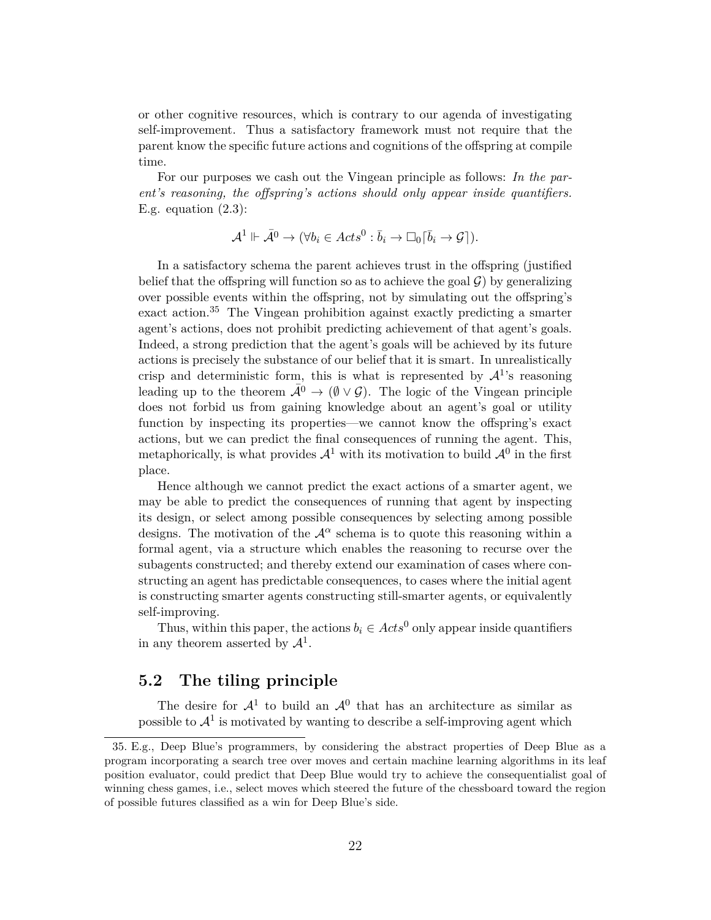or other cognitive resources, which is contrary to our agenda of investigating self-improvement. Thus a satisfactory framework must not require that the parent know the specific future actions and cognitions of the offspring at compile time.

For our purposes we cash out the Vingean principle as follows: *In the parent's reasoning, the offspring's actions should only appear inside quantifiers.* E.g. equation (2.3):

$$\mathcal{A}^1 \Vdash \bar{\mathcal{A}}^0 \to (\forall b_i \in Acts^0 : \bar{b}_i \to \Box_0 \ulcorner \bar{b}_i \to \mathcal{G} \urcorner).$$

In a satisfactory schema the parent achieves trust in the offspring (justified belief that the offspring will function so as to achieve the goal $\mathcal{G}$) by generalizing over possible events within the offspring, not by simulating out the offspring's exact action.[35] The Vingean prohibition against exactly predicting a smarter agent's actions, does not prohibit predicting achievement of that agent's goals. Indeed, a strong prediction that the agent's goals will be achieved by its future actions is precisely the substance of our belief that it is smart. In unrealistically crisp and deterministic form, this is what is represented by $\mathcal{A}^1$'s reasoning leading up to the theorem $\bar{\mathcal{A}}^0 \to (\emptyset \vee \mathcal{G})$. The logic of the Vingean principle does not forbid us from gaining knowledge about an agent's goal or utility function by inspecting its properties—we cannot know the offspring's exact actions, but we can predict the final consequences of running the agent. This, metaphorically, is what provides $\mathcal{A}^1$ with its motivation to build $\mathcal{A}^0$ in the first place.

Hence although we cannot predict the exact actions of a smarter agent, we may be able to predict the consequences of running that agent by inspecting its design, or select among possible consequences by selecting among possible designs. The motivation of the $\mathcal{A}^\alpha$ schema is to quote this reasoning within a formal agent, via a structure which enables the reasoning to recurse over the subagents constructed; and thereby extend our examination of cases where constructing an agent has predictable consequences, to cases where the initial agent is constructing smarter agents constructing still-smarter agents, or equivalently self-improving.

Thus, within this paper, the actions $b_i \in Acts^0$ only appear inside quantifiers in any theorem asserted by $\mathcal{A}^1$.

## 5.2 The tiling principle

The desire for $\mathcal{A}^1$ to build an $\mathcal{A}^0$ that has an architecture as similar as possible to $\mathcal{A}^1$ is motivated by wanting to describe a self-improving agent which

---

35. E.g., Deep Blue's programmers, by considering the abstract properties of Deep Blue as a program incorporating a search tree over moves and certain machine learning algorithms in its leaf position evaluator, could predict that Deep Blue would try to achieve the consequentialist goal of winning chess games, i.e., select moves which steered the future of the chessboard toward the region of possible futures classified as a win for Deep Blue's side.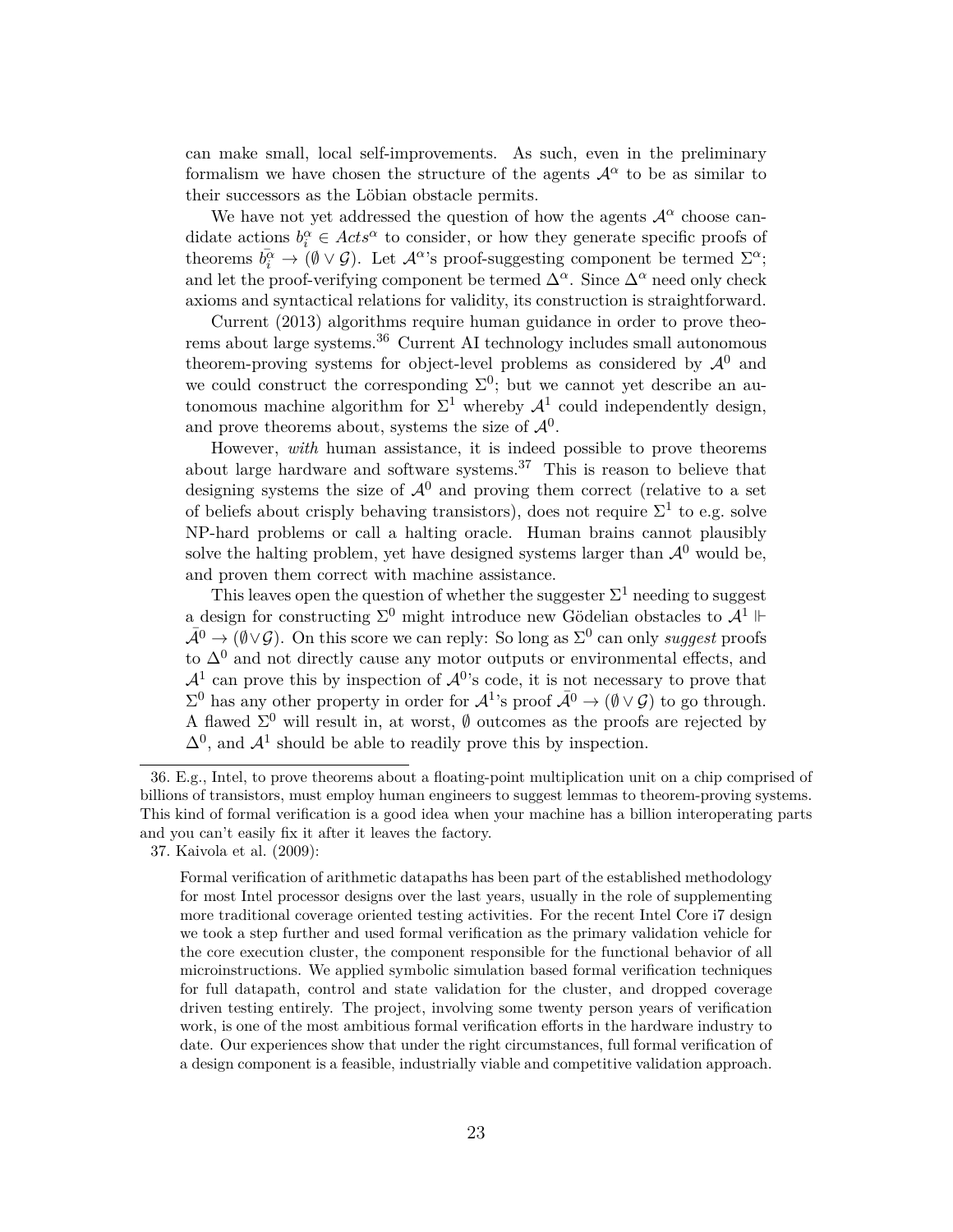can make small, local self-improvements. As such, even in the preliminary formalism we have chosen the structure of the agents $\mathcal{A}^\alpha$ to be as similar to their successors as the Löbian obstacle permits.

We have not yet addressed the question of how the agents $\mathcal{A}^\alpha$ choose candidate actions $b_i^\alpha \in Acts^\alpha$ to consider, or how they generate specific proofs of theorems $\bar{b_i^\alpha} \rightarrow (\emptyset \vee \mathcal{G})$. Let $\mathcal{A}^\alpha$'s proof-suggesting component be termed $\Sigma^\alpha$; and let the proof-verifying component be termed $\Delta^\alpha$. Since $\Delta^\alpha$ need only check axioms and syntactical relations for validity, its construction is straightforward.

Current (2013) algorithms require human guidance in order to prove theorems about large systems.[36] Current AI technology includes small autonomous theorem-proving systems for object-level problems as considered by $\mathcal{A}^0$ and we could construct the corresponding $\Sigma^0$; but we cannot yet describe an autonomous machine algorithm for $\Sigma^1$ whereby $\mathcal{A}^1$ could independently design, and prove theorems about, systems the size of $\mathcal{A}^0$.

However, *with* human assistance, it is indeed possible to prove theorems about large hardware and software systems.[37] This is reason to believe that designing systems the size of $\mathcal{A}^0$ and proving them correct (relative to a set of beliefs about crisply behaving transistors), does not require $\Sigma^1$ to e.g. solve NP-hard problems or call a halting oracle. Human brains cannot plausibly solve the halting problem, yet have designed systems larger than $\mathcal{A}^0$ would be, and proven them correct with machine assistance.

This leaves open the question of whether the suggester $\Sigma^1$ needing to suggest a design for constructing $\Sigma^0$ might introduce new Gödelian obstacles to $\mathcal{A}^1 \Vdash \bar{\mathcal{A}}^0 \rightarrow (\emptyset \vee \mathcal{G})$. On this score we can reply: So long as $\Sigma^0$ can only *suggest* proofs to $\Delta^0$ and not directly cause any motor outputs or environmental effects, and $\mathcal{A}^1$ can prove this by inspection of $\mathcal{A}^0$'s code, it is not necessary to prove that $\Sigma^0$ has any other property in order for $\mathcal{A}^1$'s proof $\bar{\mathcal{A}}^0 \rightarrow (\emptyset \vee \mathcal{G})$ to go through. A flawed $\Sigma^0$ will result in, at worst, $\emptyset$ outcomes as the proofs are rejected by $\Delta^0$, and $\mathcal{A}^1$ should be able to readily prove this by inspection.

---

36. E.g., Intel, to prove theorems about a floating-point multiplication unit on a chip comprised of billions of transistors, must employ human engineers to suggest lemmas to theorem-proving systems. This kind of formal verification is a good idea when your machine has a billion interoperating parts and you can't easily fix it after it leaves the factory.

37. Kaivola et al. (2009):

> Formal verification of arithmetic datapaths has been part of the established methodology for most Intel processor designs over the last years, usually in the role of supplementing more traditional coverage oriented testing activities. For the recent Intel Core i7 design we took a step further and used formal verification as the primary validation vehicle for the core execution cluster, the component responsible for the functional behavior of all microinstructions. We applied symbolic simulation based formal verification techniques for full datapath, control and state validation for the cluster, and dropped coverage driven testing entirely. The project, involving some twenty person years of verification work, is one of the most ambitious formal verification efforts in the hardware industry to date. Our experiences show that under the right circumstances, full formal verification of a design component is a feasible, industrially viable and competitive validation approach.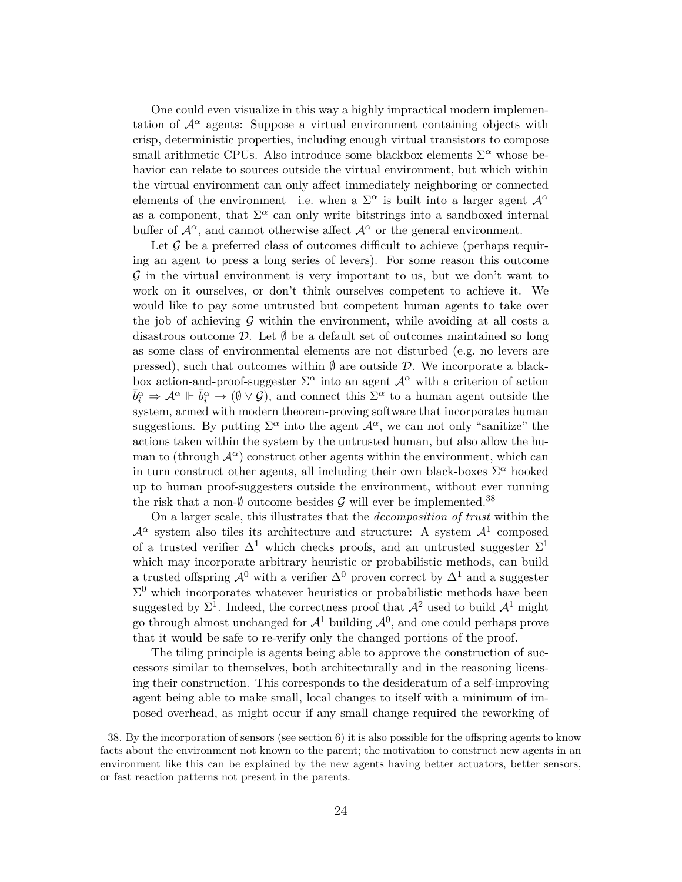One could even visualize in this way a highly impractical modern implementation of $\mathcal{A}^\alpha$ agents: Suppose a virtual environment containing objects with crisp, deterministic properties, including enough virtual transistors to compose small arithmetic CPUs. Also introduce some blackbox elements $\Sigma^\alpha$ whose behavior can relate to sources outside the virtual environment, but which within the virtual environment can only affect immediately neighboring or connected elements of the environment—i.e. when a $\Sigma^\alpha$ is built into a larger agent $\mathcal{A}^\alpha$ as a component, that $\Sigma^\alpha$ can only write bitstrings into a sandboxed internal buffer of $\mathcal{A}^\alpha$, and cannot otherwise affect $\mathcal{A}^\alpha$ or the general environment.

Let $\mathcal{G}$ be a preferred class of outcomes difficult to achieve (perhaps requiring an agent to press a long series of levers). For some reason this outcome $\mathcal{G}$ in the virtual environment is very important to us, but we don't want to work on it ourselves, or don't think ourselves competent to achieve it. We would like to pay some untrusted but competent human agents to take over the job of achieving $\mathcal{G}$ within the environment, while avoiding at all costs a disastrous outcome $\mathcal{D}$. Let $\emptyset$ be a default set of outcomes maintained so long as some class of environmental elements are not disturbed (e.g. no levers are pressed), such that outcomes within $\emptyset$ are outside $\mathcal{D}$. We incorporate a blackbox action-and-proof-suggester $\Sigma^\alpha$ into an agent $\mathcal{A}^\alpha$ with a criterion of action $\bar{b}_i^\alpha \Rightarrow \mathcal{A}^\alpha \Vdash \bar{b}_i^\alpha \to (\emptyset \vee \mathcal{G})$, and connect this $\Sigma^\alpha$ to a human agent outside the system, armed with modern theorem-proving software that incorporates human suggestions. By putting $\Sigma^\alpha$ into the agent $\mathcal{A}^\alpha$, we can not only "sanitize" the actions taken within the system by the untrusted human, but also allow the human to (through $\mathcal{A}^\alpha$) construct other agents within the environment, which can in turn construct other agents, all including their own black-boxes $\Sigma^\alpha$ hooked up to human proof-suggesters outside the environment, without ever running the risk that a non-$\emptyset$ outcome besides $\mathcal{G}$ will ever be implemented.[38]

On a larger scale, this illustrates that the *decomposition of trust* within the $\mathcal{A}^\alpha$ system also tiles its architecture and structure: A system $\mathcal{A}^1$ composed of a trusted verifier $\Delta^1$ which checks proofs, and an untrusted suggester $\Sigma^1$ which may incorporate arbitrary heuristic or probabilistic methods, can build a trusted offspring $\mathcal{A}^0$ with a verifier $\Delta^0$ proven correct by $\Delta^1$ and a suggester $\Sigma^0$ which incorporates whatever heuristics or probabilistic methods have been suggested by $\Sigma^1$. Indeed, the correctness proof that $\mathcal{A}^2$ used to build $\mathcal{A}^1$ might go through almost unchanged for $\mathcal{A}^1$ building $\mathcal{A}^0$, and one could perhaps prove that it would be safe to re-verify only the changed portions of the proof.

The tiling principle is agents being able to approve the construction of successors similar to themselves, both architecturally and in the reasoning licensing their construction. This corresponds to the desideratum of a self-improving agent being able to make small, local changes to itself with a minimum of imposed overhead, as might occur if any small change required the reworking of

38. By the incorporation of sensors (see section 6) it is also possible for the offspring agents to know facts about the environment not known to the parent; the motivation to construct new agents in an environment like this can be explained by the new agents having better actuators, better sensors, or fast reaction patterns not present in the parents.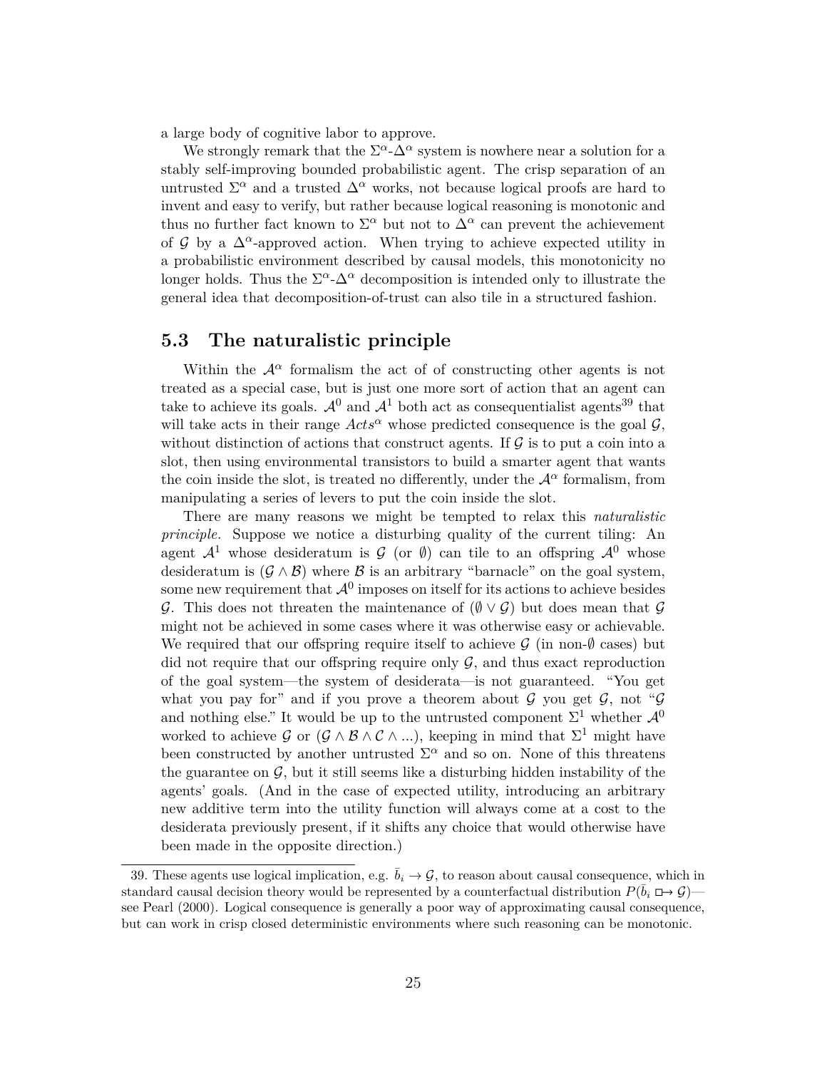a large body of cognitive labor to approve.

We strongly remark that the $\Sigma^\alpha$-$\Delta^\alpha$ system is nowhere near a solution for a stably self-improving bounded probabilistic agent. The crisp separation of an untrusted $\Sigma^\alpha$ and a trusted $\Delta^\alpha$ works, not because logical proofs are hard to invent and easy to verify, but rather because logical reasoning is monotonic and thus no further fact known to $\Sigma^\alpha$ but not to $\Delta^\alpha$ can prevent the achievement of $\mathcal{G}$ by a $\Delta^\alpha$-approved action. When trying to achieve expected utility in a probabilistic environment described by causal models, this monotonicity no longer holds. Thus the $\Sigma^\alpha$-$\Delta^\alpha$ decomposition is intended only to illustrate the general idea that decomposition-of-trust can also tile in a structured fashion.

## 5.3 The naturalistic principle

Within the $\mathcal{A}^\alpha$ formalism the act of of constructing other agents is not treated as a special case, but is just one more sort of action that an agent can take to achieve its goals. $\mathcal{A}^0$ and $\mathcal{A}^1$ both act as consequentialist agents[39] that will take acts in their range $Acts^\alpha$ whose predicted consequence is the goal $\mathcal{G}$, without distinction of actions that construct agents. If $\mathcal{G}$ is to put a coin into a slot, then using environmental transistors to build a smarter agent that wants the coin inside the slot, is treated no differently, under the $\mathcal{A}^\alpha$ formalism, from manipulating a series of levers to put the coin inside the slot.

There are many reasons we might be tempted to relax this *naturalistic principle.* Suppose we notice a disturbing quality of the current tiling: An agent $\mathcal{A}^1$ whose desideratum is $\mathcal{G}$ (or $\emptyset$) can tile to an offspring $\mathcal{A}^0$ whose desideratum is $(\mathcal{G} \wedge \mathcal{B})$ where $\mathcal{B}$ is an arbitrary "barnacle" on the goal system, some new requirement that $\mathcal{A}^0$ imposes on itself for its actions to achieve besides $\mathcal{G}$. This does not threaten the maintenance of $(\emptyset \vee \mathcal{G})$ but does mean that $\mathcal{G}$ might not be achieved in some cases where it was otherwise easy or achievable. We required that our offspring require itself to achieve $\mathcal{G}$ (in non-$\emptyset$ cases) but did not require that our offspring require only $\mathcal{G}$, and thus exact reproduction of the goal system—the system of desiderata—is not guaranteed. "You get what you pay for" and if you prove a theorem about $\mathcal{G}$ you get $\mathcal{G}$, not "$\mathcal{G}$ and nothing else." It would be up to the untrusted component $\Sigma^1$ whether $\mathcal{A}^0$ worked to achieve $\mathcal{G}$ or $(\mathcal{G} \wedge \mathcal{B} \wedge \mathcal{C} \wedge ...)$, keeping in mind that $\Sigma^1$ might have been constructed by another untrusted $\Sigma^\alpha$ and so on. None of this threatens the guarantee on $\mathcal{G}$, but it still seems like a disturbing hidden instability of the agents' goals. (And in the case of expected utility, introducing an arbitrary new additive term into the utility function will always come at a cost to the desiderata previously present, if it shifts any choice that would otherwise have been made in the opposite direction.)

39. These agents use logical implication, e.g. $\bar{b}_i \rightarrow \mathcal{G}$, to reason about causal consequence, which in standard causal decision theory would be represented by a counterfactual distribution $P(\bar{b}_i \,\square\!\!\rightarrow \mathcal{G})$—see Pearl (2000). Logical consequence is generally a poor way of approximating causal consequence, but can work in crisp closed deterministic environments where such reasoning can be monotonic.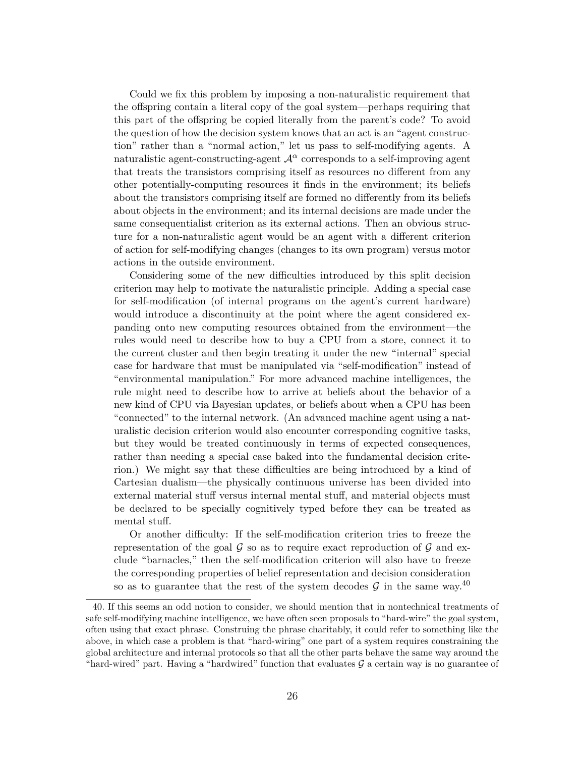Could we fix this problem by imposing a non-naturalistic requirement that the offspring contain a literal copy of the goal system—perhaps requiring that this part of the offspring be copied literally from the parent's code? To avoid the question of how the decision system knows that an act is an "agent construction" rather than a "normal action," let us pass to self-modifying agents. A naturalistic agent-constructing-agent $\mathcal{A}^{\alpha}$ corresponds to a self-improving agent that treats the transistors comprising itself as resources no different from any other potentially-computing resources it finds in the environment; its beliefs about the transistors comprising itself are formed no differently from its beliefs about objects in the environment; and its internal decisions are made under the same consequentialist criterion as its external actions. Then an obvious structure for a non-naturalistic agent would be an agent with a different criterion of action for self-modifying changes (changes to its own program) versus motor actions in the outside environment.

Considering some of the new difficulties introduced by this split decision criterion may help to motivate the naturalistic principle. Adding a special case for self-modification (of internal programs on the agent's current hardware) would introduce a discontinuity at the point where the agent considered expanding onto new computing resources obtained from the environment—the rules would need to describe how to buy a CPU from a store, connect it to the current cluster and then begin treating it under the new "internal" special case for hardware that must be manipulated via "self-modification" instead of "environmental manipulation." For more advanced machine intelligences, the rule might need to describe how to arrive at beliefs about the behavior of a new kind of CPU via Bayesian updates, or beliefs about when a CPU has been "connected" to the internal network. (An advanced machine agent using a naturalistic decision criterion would also encounter corresponding cognitive tasks, but they would be treated continuously in terms of expected consequences, rather than needing a special case baked into the fundamental decision criterion.) We might say that these difficulties are being introduced by a kind of Cartesian dualism—the physically continuous universe has been divided into external material stuff versus internal mental stuff, and material objects must be declared to be specially cognitively typed before they can be treated as mental stuff.

Or another difficulty: If the self-modification criterion tries to freeze the representation of the goal $\mathcal{G}$ so as to require exact reproduction of $\mathcal{G}$ and exclude "barnacles," then the self-modification criterion will also have to freeze the corresponding properties of belief representation and decision consideration so as to guarantee that the rest of the system decodes $\mathcal{G}$ in the same way.[40]

40. If this seems an odd notion to consider, we should mention that in nontechnical treatments of safe self-modifying machine intelligence, we have often seen proposals to "hard-wire" the goal system, often using that exact phrase. Construing the phrase charitably, it could refer to something like the above, in which case a problem is that "hard-wiring" one part of a system requires constraining the global architecture and internal protocols so that all the other parts behave the same way around the "hard-wired" part. Having a "hardwired" function that evaluates $\mathcal{G}$ a certain way is no guarantee of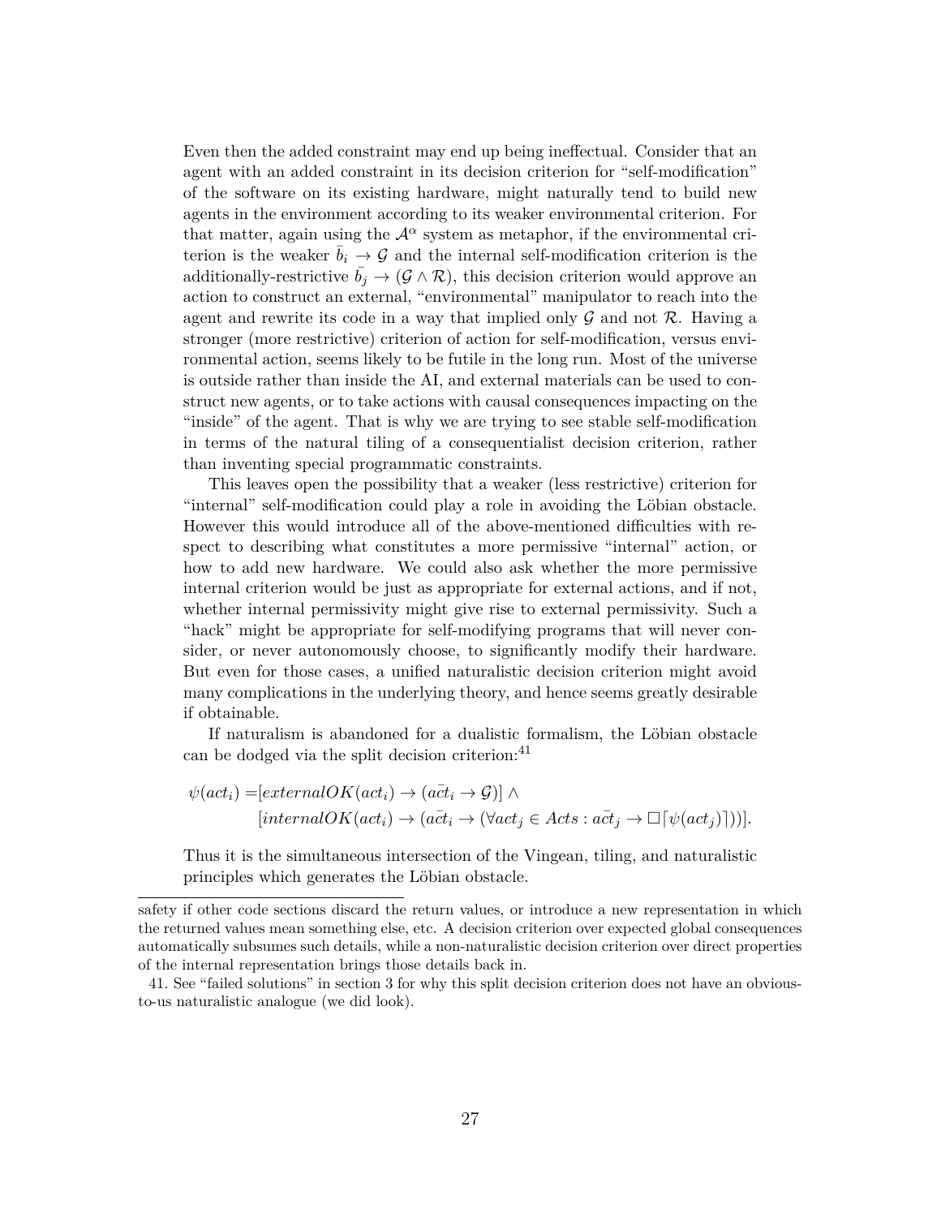Even then the added constraint may end up being ineffectual. Consider that an agent with an added constraint in its decision criterion for "self-modification" of the software on its existing hardware, might naturally tend to build new agents in the environment according to its weaker environmental criterion. For that matter, again using the $\mathcal{A}^\alpha$ system as metaphor, if the environmental criterion is the weaker $\bar{b}_i \rightarrow \mathcal{G}$ and the internal self-modification criterion is the additionally-restrictive $\bar{b}_j \rightarrow (\mathcal{G} \wedge \mathcal{R})$, this decision criterion would approve an action to construct an external, "environmental" manipulator to reach into the agent and rewrite its code in a way that implied only $\mathcal{G}$ and not $\mathcal{R}$. Having a stronger (more restrictive) criterion of action for self-modification, versus environmental action, seems likely to be futile in the long run. Most of the universe is outside rather than inside the AI, and external materials can be used to construct new agents, or to take actions with causal consequences impacting on the "inside" of the agent. That is why we are trying to see stable self-modification in terms of the natural tiling of a consequentialist decision criterion, rather than inventing special programmatic constraints.

This leaves open the possibility that a weaker (less restrictive) criterion for "internal" self-modification could play a role in avoiding the Löbian obstacle. However this would introduce all of the above-mentioned difficulties with respect to describing what constitutes a more permissive "internal" action, or how to add new hardware. We could also ask whether the more permissive internal criterion would be just as appropriate for external actions, and if not, whether internal permissivity might give rise to external permissivity. Such a "hack" might be appropriate for self-modifying programs that will never consider, or never autonomously choose, to significantly modify their hardware. But even for those cases, a unified naturalistic decision criterion might avoid many complications in the underlying theory, and hence seems greatly desirable if obtainable.

If naturalism is abandoned for a dualistic formalism, the Löbian obstacle can be dodged via the split decision criterion:[41]

$$
\begin{aligned}
\psi(act_i) =& [externalOK(act_i) \rightarrow (\bar{act}_i \rightarrow \mathcal{G})] \wedge \\
& [internalOK(act_i) \rightarrow (\bar{act}_i \rightarrow (\forall act_j \in Acts : \bar{act}_j \rightarrow \Box\ulcorner\psi(act_j)\urcorner))].
\end{aligned}
$$

Thus it is the simultaneous intersection of the Vingean, tiling, and naturalistic principles which generates the Löbian obstacle.

---

safety if other code sections discard the return values, or introduce a new representation in which the returned values mean something else, etc. A decision criterion over expected global consequences automatically subsumes such details, while a non-naturalistic decision criterion over direct properties of the internal representation brings those details back in.

41. See "failed solutions" in section 3 for why this split decision criterion does not have an obvious-to-us naturalistic analogue (we did look).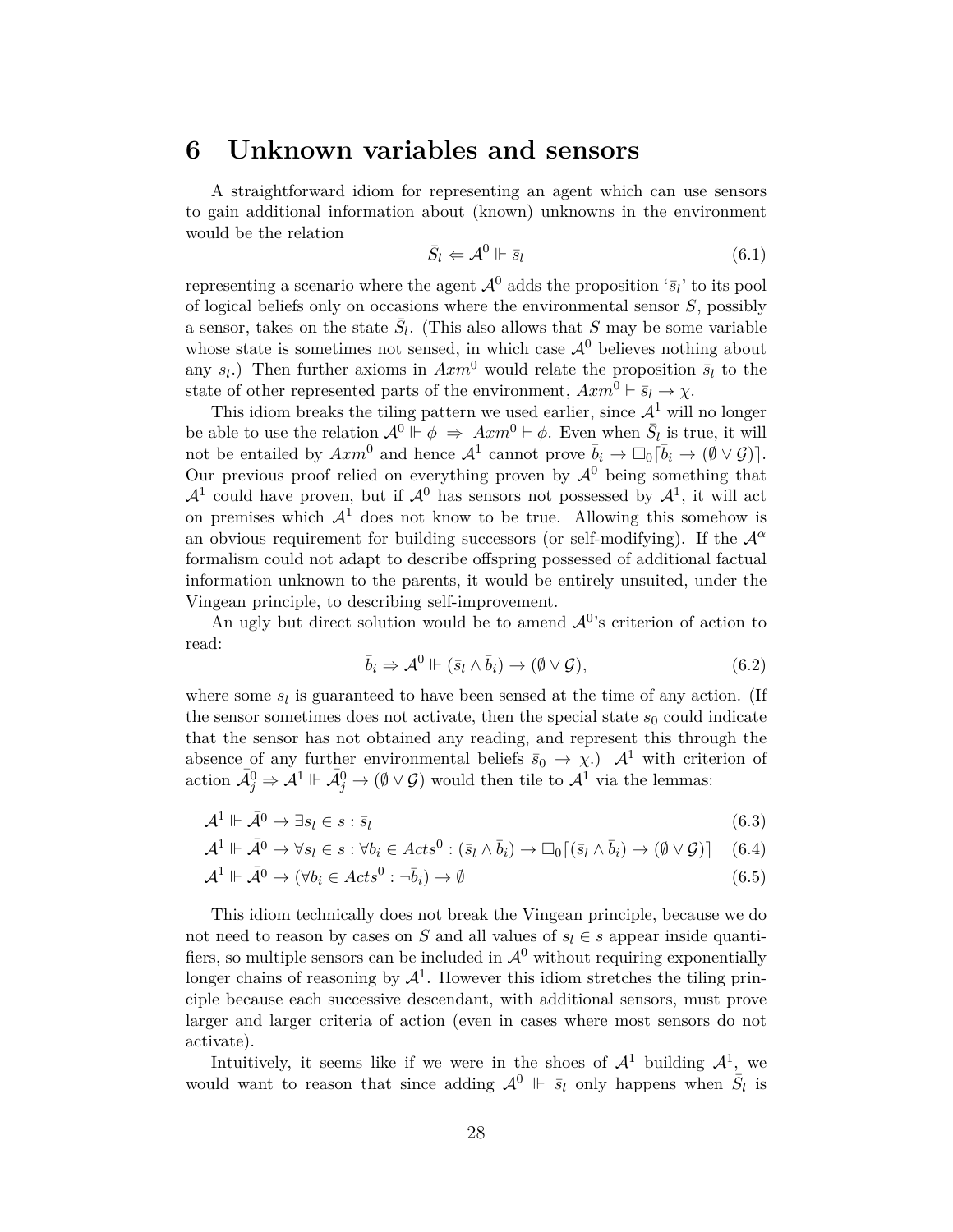# 6 Unknown variables and sensors

A straightforward idiom for representing an agent which can use sensors to gain additional information about (known) unknowns in the environment would be the relation

$$\bar{S}_l \Leftarrow \mathcal{A}^0 \Vdash \bar{s}_l \tag{6.1}$$

representing a scenario where the agent $\mathcal{A}^0$ adds the proposition '$\bar{s}_l$' to its pool of logical beliefs only on occasions where the environmental sensor $S$, possibly a sensor, takes on the state $\bar{S}_l$. (This also allows that $S$ may be some variable whose state is sometimes not sensed, in which case $\mathcal{A}^0$ believes nothing about any $s_l$.) Then further axioms in $Axm^0$ would relate the proposition $\bar{s}_l$ to the state of other represented parts of the environment, $Axm^0 \vdash \bar{s}_l \to \chi$.

This idiom breaks the tiling pattern we used earlier, since $\mathcal{A}^1$ will no longer be able to use the relation $\mathcal{A}^0 \Vdash \phi \;\Rightarrow\; Axm^0 \vdash \phi$. Even when $\bar{S}_l$ is true, it will not be entailed by $Axm^0$ and hence $\mathcal{A}^1$ cannot prove $\bar{b}_i \to \Box_0 \ulcorner \bar{b}_i \to (\emptyset \vee \mathcal{G}) \urcorner$. Our previous proof relied on everything proven by $\mathcal{A}^0$ being something that $\mathcal{A}^1$ could have proven, but if $\mathcal{A}^0$ has sensors not possessed by $\mathcal{A}^1$, it will act on premises which $\mathcal{A}^1$ does not know to be true. Allowing this somehow is an obvious requirement for building successors (or self-modifying). If the $\mathcal{A}^\alpha$ formalism could not adapt to describe offspring possessed of additional factual information unknown to the parents, it would be entirely unsuited, under the Vingean principle, to describing self-improvement.

An ugly but direct solution would be to amend $\mathcal{A}^0$'s criterion of action to read:

$$\bar{b}_i \Rightarrow \mathcal{A}^0 \Vdash (\bar{s}_l \wedge \bar{b}_i) \to (\emptyset \vee \mathcal{G}), \tag{6.2}$$

where some $s_l$ is guaranteed to have been sensed at the time of any action. (If the sensor sometimes does not activate, then the special state $s_0$ could indicate that the sensor has not obtained any reading, and represent this through the absence of any further environmental beliefs $\bar{s}_0 \to \chi$.) $\mathcal{A}^1$ with criterion of action $\bar{\mathcal{A}}^0_j \Rightarrow \mathcal{A}^1 \Vdash \bar{\mathcal{A}}^0_j \to (\emptyset \vee \mathcal{G})$ would then tile to $\mathcal{A}^1$ via the lemmas:

$$\mathcal{A}^1 \Vdash \bar{\mathcal{A}}^0 \to \exists s_l \in s : \bar{s}_l \tag{6.3}$$

$$\mathcal{A}^1 \Vdash \bar{\mathcal{A}}^0 \to \forall s_l \in s : \forall b_i \in Acts^0 : (\bar{s}_l \wedge \bar{b}_i) \to \Box_0 \ulcorner (\bar{s}_l \wedge \bar{b}_i) \to (\emptyset \vee \mathcal{G}) \urcorner \tag{6.4}$$

$$\mathcal{A}^1 \Vdash \bar{\mathcal{A}}^0 \to (\forall b_i \in Acts^0 : \neg \bar{b}_i) \to \emptyset \tag{6.5}$$

This idiom technically does not break the Vingean principle, because we do not need to reason by cases on $S$ and all values of $s_l \in s$ appear inside quantifiers, so multiple sensors can be included in $\mathcal{A}^0$ without requiring exponentially longer chains of reasoning by $\mathcal{A}^1$. However this idiom stretches the tiling principle because each successive descendant, with additional sensors, must prove larger and larger criteria of action (even in cases where most sensors do not activate).

Intuitively, it seems like if we were in the shoes of $\mathcal{A}^1$ building $\mathcal{A}^1$, we would want to reason that since adding $\mathcal{A}^0 \Vdash \bar{s}_l$ only happens when $\bar{S}_l$ is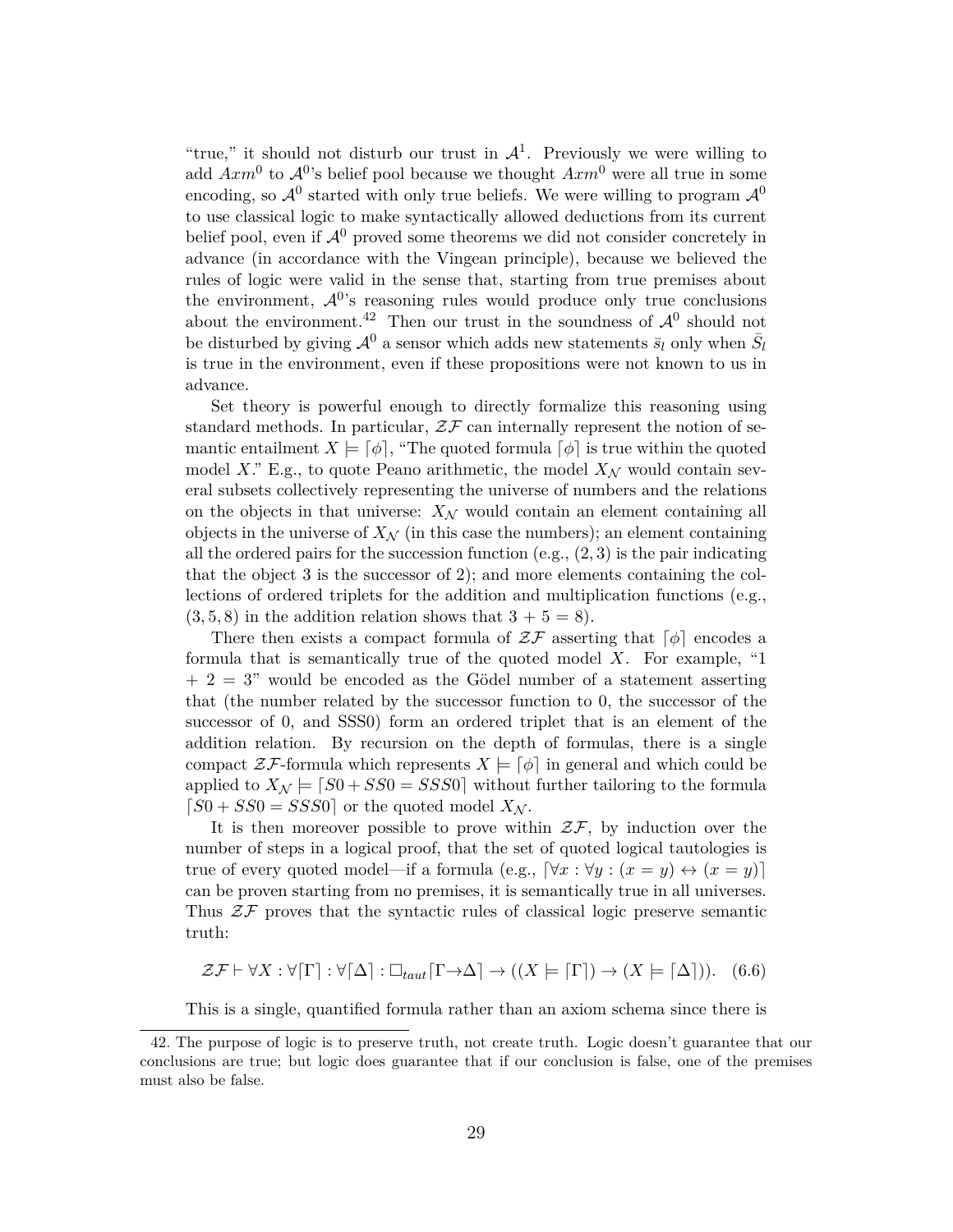"true," it should not disturb our trust in $\mathcal{A}^1$. Previously we were willing to add $Axm^0$ to $\mathcal{A}^0$'s belief pool because we thought $Axm^0$ were all true in some encoding, so $\mathcal{A}^0$ started with only true beliefs. We were willing to program $\mathcal{A}^0$ to use classical logic to make syntactically allowed deductions from its current belief pool, even if $\mathcal{A}^0$ proved some theorems we did not consider concretely in advance (in accordance with the Vingean principle), because we believed the rules of logic were valid in the sense that, starting from true premises about the environment, $\mathcal{A}^0$'s reasoning rules would produce only true conclusions about the environment.[42] Then our trust in the soundness of $\mathcal{A}^0$ should not be disturbed by giving $\mathcal{A}^0$ a sensor which adds new statements $\bar{s}_l$ only when $\bar{S}_l$ is true in the environment, even if these propositions were not known to us in advance.

Set theory is powerful enough to directly formalize this reasoning using standard methods. In particular, $\mathcal{ZF}$ can internally represent the notion of semantic entailment $X \models \lceil \phi \rceil$, "The quoted formula $\lceil \phi \rceil$ is true within the quoted model $X$." E.g., to quote Peano arithmetic, the model $X_{\mathcal{N}}$ would contain several subsets collectively representing the universe of numbers and the relations on the objects in that universe: $X_{\mathcal{N}}$ would contain an element containing all objects in the universe of $X_{\mathcal{N}}$ (in this case the numbers); an element containing all the ordered pairs for the succession function (e.g., $(2, 3)$ is the pair indicating that the object 3 is the successor of 2); and more elements containing the collections of ordered triplets for the addition and multiplication functions (e.g., $(3, 5, 8)$ in the addition relation shows that $3 + 5 = 8$).

There then exists a compact formula of $\mathcal{ZF}$ asserting that $\lceil \phi \rceil$ encodes a formula that is semantically true of the quoted model $X$. For example, "1 + 2 = 3" would be encoded as the Gödel number of a statement asserting that (the number related by the successor function to 0, the successor of the successor of 0, and SSS0) form an ordered triplet that is an element of the addition relation. By recursion on the depth of formulas, there is a single compact $\mathcal{ZF}$-formula which represents $X \models \lceil \phi \rceil$ in general and which could be applied to $X_{\mathcal{N}} \models \lceil S0 + SS0 = SSS0 \rceil$ without further tailoring to the formula $\lceil S0 + SS0 = SSS0 \rceil$ or the quoted model $X_{\mathcal{N}}$.

It is then moreover possible to prove within $\mathcal{ZF}$, by induction over the number of steps in a logical proof, that the set of quoted logical tautologies is true of every quoted model—if a formula (e.g., $\lceil \forall x : \forall y : (x = y) \leftrightarrow (x = y) \rceil$ can be proven starting from no premises, it is semantically true in all universes. Thus $\mathcal{ZF}$ proves that the syntactic rules of classical logic preserve semantic truth:

$$\mathcal{ZF} \vdash \forall X : \forall \lceil \Gamma \rceil : \forall \lceil \Delta \rceil : \Box_{taut} \lceil \Gamma \to \Delta \rceil \to ((X \models \lceil \Gamma \rceil) \to (X \models \lceil \Delta \rceil)). \quad (6.6)$$

This is a single, quantified formula rather than an axiom schema since there is

42. The purpose of logic is to preserve truth, not create truth. Logic doesn't guarantee that our conclusions are true; but logic does guarantee that if our conclusion is false, one of the premises must also be false.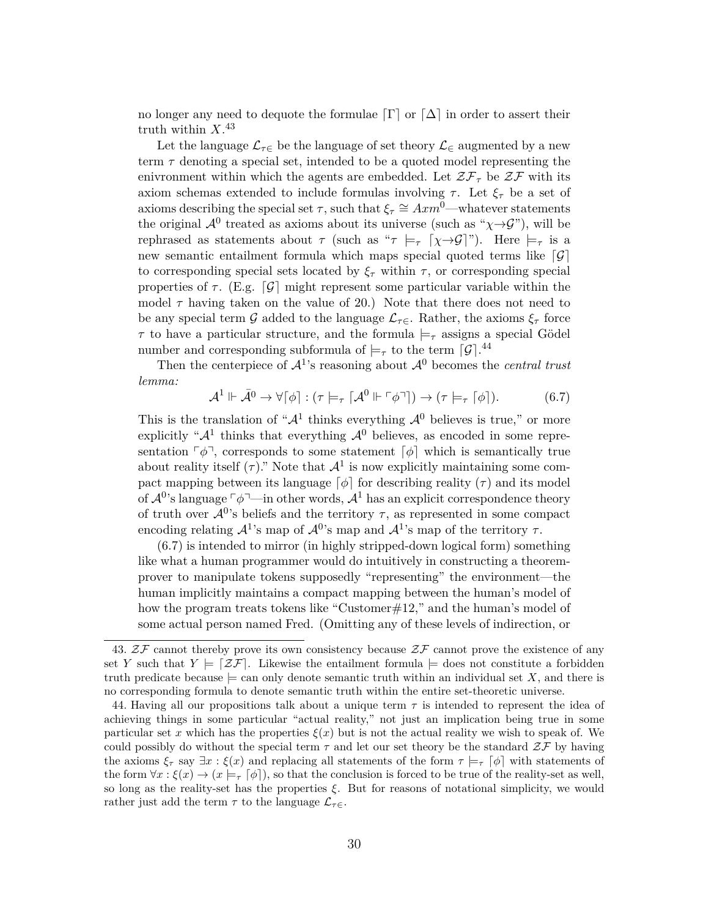no longer any need to dequote the formulae $\lceil \Gamma \rceil$ or $\lceil \Delta \rceil$ in order to assert their truth within $X$.[43]

Let the language $\mathcal{L}_{\tau\in}$ be the language of set theory $\mathcal{L}_{\in}$ augmented by a new term $\tau$ denoting a special set, intended to be a quoted model representing the enivronment within which the agents are embedded. Let $\mathcal{ZF}_{\tau}$ be $\mathcal{ZF}$ with its axiom schemas extended to include formulas involving $\tau$. Let $\xi_{\tau}$ be a set of axioms describing the special set $\tau$, such that $\xi_{\tau} \cong Axm^0$—whatever statements the original $\mathcal{A}^0$ treated as axioms about its universe (such as "$\chi \to \mathcal{G}$"), will be rephrased as statements about $\tau$ (such as "$\tau \models_{\tau} \lceil \chi \to \mathcal{G} \rceil$"). Here $\models_{\tau}$ is a new semantic entailment formula which maps special quoted terms like $\lceil \mathcal{G} \rceil$ to corresponding special sets located by $\xi_{\tau}$ within $\tau$, or corresponding special properties of $\tau$. (E.g. $\lceil \mathcal{G} \rceil$ might represent some particular variable within the model $\tau$ having taken on the value of 20.) Note that there does not need to be any special term $\mathcal{G}$ added to the language $\mathcal{L}_{\tau\in}$. Rather, the axioms $\xi_{\tau}$ force $\tau$ to have a particular structure, and the formula $\models_{\tau}$ assigns a special Gödel number and corresponding subformula of $\models_{\tau}$ to the term $\lceil \mathcal{G} \rceil$.[44]

Then the centerpiece of $\mathcal{A}^1$'s reasoning about $\mathcal{A}^0$ becomes the *central trust lemma:*

$$\mathcal{A}^1 \Vdash \bar{\mathcal{A}}^0 \to \forall \lceil \phi \rceil : (\tau \models_{\tau} \lceil \mathcal{A}^0 \Vdash \ulcorner \phi \urcorner \rceil) \to (\tau \models_{\tau} \lceil \phi \rceil). \tag{6.7}$$

This is the translation of "$\mathcal{A}^1$ thinks everything $\mathcal{A}^0$ believes is true," or more explicitly "$\mathcal{A}^1$ thinks that everything $\mathcal{A}^0$ believes, as encoded in some representation $\ulcorner \phi \urcorner$, corresponds to some statement $\lceil \phi \rceil$ which is semantically true about reality itself ($\tau$)." Note that $\mathcal{A}^1$ is now explicitly maintaining some compact mapping between its language $\lceil \phi \rceil$ for describing reality ($\tau$) and its model of $\mathcal{A}^0$'s language $\ulcorner \phi \urcorner$—in other words, $\mathcal{A}^1$ has an explicit correspondence theory of truth over $\mathcal{A}^0$'s beliefs and the territory $\tau$, as represented in some compact encoding relating $\mathcal{A}^1$'s map of $\mathcal{A}^0$'s map and $\mathcal{A}^1$'s map of the territory $\tau$.

(6.7) is intended to mirror (in highly stripped-down logical form) something like what a human programmer would do intuitively in constructing a theorem-prover to manipulate tokens supposedly "representing" the environment—the human implicitly maintains a compact mapping between the human's model of how the program treats tokens like "Customer#12," and the human's model of some actual person named Fred. (Omitting any of these levels of indirection, or

---

43. $\mathcal{ZF}$ cannot thereby prove its own consistency because $\mathcal{ZF}$ cannot prove the existence of any set $Y$ such that $Y \models \lceil \mathcal{ZF} \rceil$. Likewise the entailment formula $\models$ does not constitute a forbidden truth predicate because $\models$ can only denote semantic truth within an individual set $X$, and there is no corresponding formula to denote semantic truth within the entire set-theoretic universe.

44. Having all our propositions talk about a unique term $\tau$ is intended to represent the idea of achieving things in some particular "actual reality," not just an implication being true in some particular set $x$ which has the properties $\xi(x)$ but is not the actual reality we wish to speak of. We could possibly do without the special term $\tau$ and let our set theory be the standard $\mathcal{ZF}$ by having the axioms $\xi_{\tau}$ say $\exists x : \xi(x)$ and replacing all statements of the form $\tau \models_{\tau} \lceil \phi \rceil$ with statements of the form $\forall x : \xi(x) \to (x \models_{\tau} \lceil \phi \rceil)$, so that the conclusion is forced to be true of the reality-set as well, so long as the reality-set has the properties $\xi$. But for reasons of notational simplicity, we would rather just add the term $\tau$ to the language $\mathcal{L}_{\tau\in}$.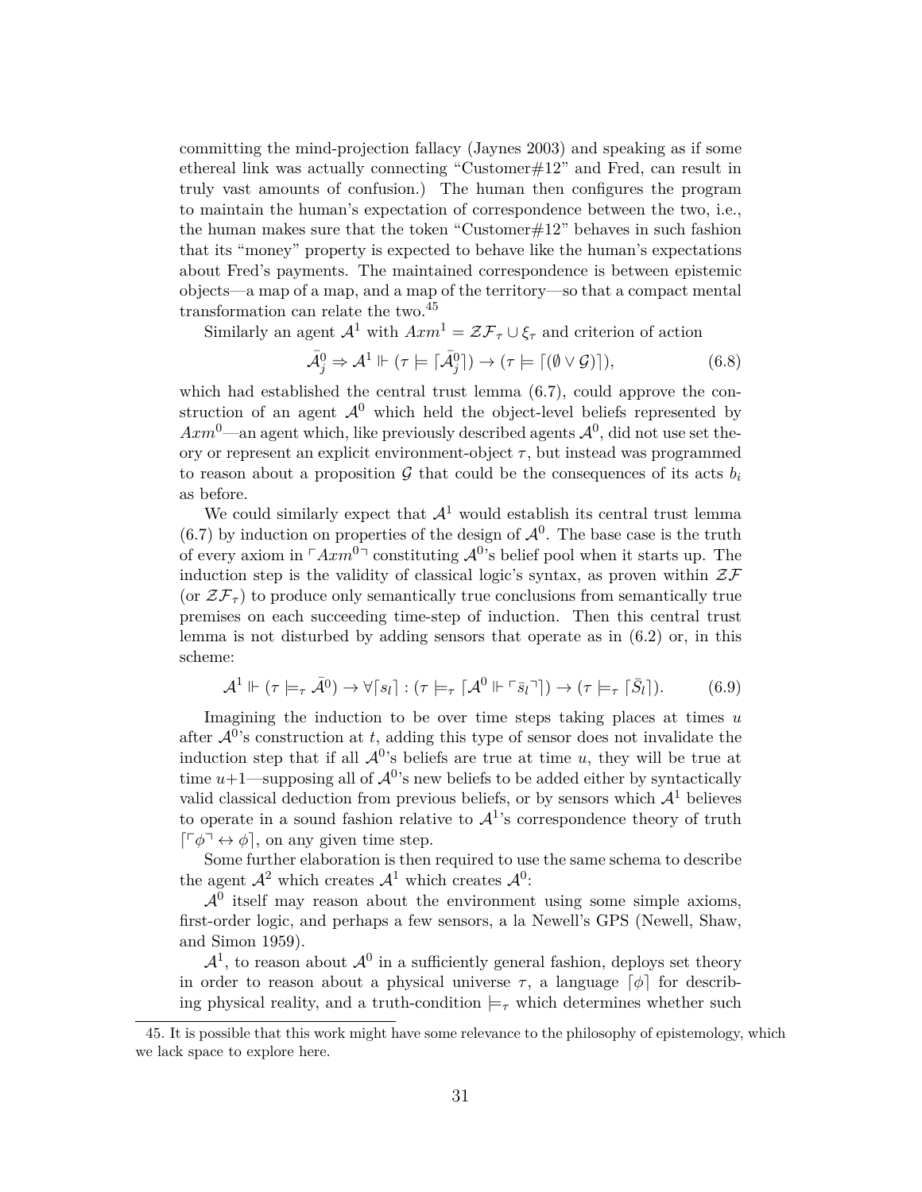committing the mind-projection fallacy (Jaynes 2003) and speaking as if some ethereal link was actually connecting "Customer#12" and Fred, can result in truly vast amounts of confusion.) The human then configures the program to maintain the human's expectation of correspondence between the two, i.e., the human makes sure that the token "Customer#12" behaves in such fashion that its "money" property is expected to behave like the human's expectations about Fred's payments. The maintained correspondence is between epistemic objects—a map of a map, and a map of the territory—so that a compact mental transformation can relate the two.[45]

Similarly an agent $\mathcal{A}^1$ with $Axm^1 = \mathcal{ZF}_\tau \cup \xi_\tau$ and criterion of action

$$\bar{\mathcal{A}}_j^0 \Rightarrow \mathcal{A}^1 \Vdash (\tau \models \lceil \bar{\mathcal{A}}_j^0 \rceil) \to (\tau \models \lceil (\emptyset \vee \mathcal{G}) \rceil), \tag{6.8}$$

which had established the central trust lemma (6.7), could approve the construction of an agent $\mathcal{A}^0$ which held the object-level beliefs represented by $Axm^0$—an agent which, like previously described agents $\mathcal{A}^0$, did not use set theory or represent an explicit environment-object $\tau$, but instead was programmed to reason about a proposition $\mathcal{G}$ that could be the consequences of its acts $b_i$ as before.

We could similarly expect that $\mathcal{A}^1$ would establish its central trust lemma (6.7) by induction on properties of the design of $\mathcal{A}^0$. The base case is the truth of every axiom in $\ulcorner Axm^0 \urcorner$ constituting $\mathcal{A}^0$'s belief pool when it starts up. The induction step is the validity of classical logic's syntax, as proven within $\mathcal{ZF}$ (or $\mathcal{ZF}_\tau$) to produce only semantically true conclusions from semantically true premises on each succeeding time-step of induction. Then this central trust lemma is not disturbed by adding sensors that operate as in (6.2) or, in this scheme:

$$\mathcal{A}^1 \Vdash (\tau \models_\tau \bar{\mathcal{A}}^0) \to \forall \lceil s_l \rceil : (\tau \models_\tau \lceil \mathcal{A}^0 \Vdash \ulcorner \bar{s}_l \urcorner \rceil) \to (\tau \models_\tau \lceil \bar{S}_l \rceil). \tag{6.9}$$

Imagining the induction to be over time steps taking places at times $u$ after $\mathcal{A}^0$'s construction at $t$, adding this type of sensor does not invalidate the induction step that if all $\mathcal{A}^0$'s beliefs are true at time $u$, they will be true at time $u+1$—supposing all of $\mathcal{A}^0$'s new beliefs to be added either by syntactically valid classical deduction from previous beliefs, or by sensors which $\mathcal{A}^1$ believes to operate in a sound fashion relative to $\mathcal{A}^1$'s correspondence theory of truth $\lceil \ulcorner \phi \urcorner \leftrightarrow \phi \rceil$, on any given time step.

Some further elaboration is then required to use the same schema to describe the agent $\mathcal{A}^2$ which creates $\mathcal{A}^1$ which creates $\mathcal{A}^0$:

$\mathcal{A}^0$ itself may reason about the environment using some simple axioms, first-order logic, and perhaps a few sensors, a la Newell's GPS (Newell, Shaw, and Simon 1959).

$\mathcal{A}^1$, to reason about $\mathcal{A}^0$ in a sufficiently general fashion, deploys set theory in order to reason about a physical universe $\tau$, a language $\lceil \phi \rceil$ for describing physical reality, and a truth-condition $\models_\tau$ which determines whether such

45. It is possible that this work might have some relevance to the philosophy of epistemology, which we lack space to explore here.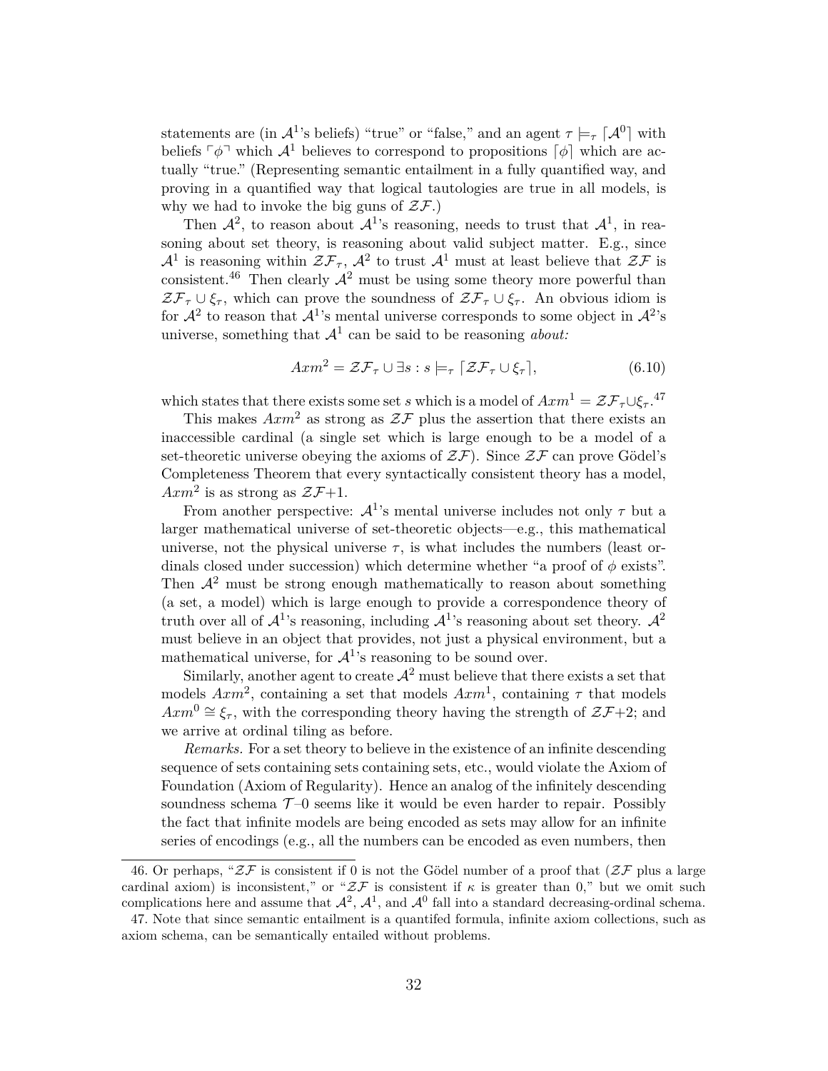statements are (in $\mathcal{A}^1$'s beliefs) "true" or "false," and an agent $\tau \models_\tau \lceil \mathcal{A}^0 \rceil$ with beliefs $\ulcorner \phi \urcorner$ which $\mathcal{A}^1$ believes to correspond to propositions $\lceil \phi \rceil$ which are actually "true." (Representing semantic entailment in a fully quantified way, and proving in a quantified way that logical tautologies are true in all models, is why we had to invoke the big guns of $\mathcal{ZF}$.)

Then $\mathcal{A}^2$, to reason about $\mathcal{A}^1$'s reasoning, needs to trust that $\mathcal{A}^1$, in reasoning about set theory, is reasoning about valid subject matter. E.g., since $\mathcal{A}^1$ is reasoning within $\mathcal{ZF}_\tau$, $\mathcal{A}^2$ to trust $\mathcal{A}^1$ must at least believe that $\mathcal{ZF}$ is consistent.[46] Then clearly $\mathcal{A}^2$ must be using some theory more powerful than $\mathcal{ZF}_\tau \cup \xi_\tau$, which can prove the soundness of $\mathcal{ZF}_\tau \cup \xi_\tau$. An obvious idiom is for $\mathcal{A}^2$ to reason that $\mathcal{A}^1$'s mental universe corresponds to some object in $\mathcal{A}^2$'s universe, something that $\mathcal{A}^1$ can be said to be reasoning *about:*

$$Axm^2 = \mathcal{ZF}_\tau \cup \exists s : s \models_\tau \lceil \mathcal{ZF}_\tau \cup \xi_\tau \rceil, \tag{6.10}$$

which states that there exists some set $s$ which is a model of $Axm^1 = \mathcal{ZF}_\tau \cup \xi_\tau$.[47]

This makes $Axm^2$ as strong as $\mathcal{ZF}$ plus the assertion that there exists an inaccessible cardinal (a single set which is large enough to be a model of a set-theoretic universe obeying the axioms of $\mathcal{ZF}$). Since $\mathcal{ZF}$ can prove Gödel's Completeness Theorem that every syntactically consistent theory has a model, $Axm^2$ is as strong as $\mathcal{ZF}$+1.

From another perspective: $\mathcal{A}^1$'s mental universe includes not only $\tau$ but a larger mathematical universe of set-theoretic objects—e.g., this mathematical universe, not the physical universe $\tau$, is what includes the numbers (least ordinals closed under succession) which determine whether "a proof of $\phi$ exists". Then $\mathcal{A}^2$ must be strong enough mathematically to reason about something (a set, a model) which is large enough to provide a correspondence theory of truth over all of $\mathcal{A}^1$'s reasoning, including $\mathcal{A}^1$'s reasoning about set theory. $\mathcal{A}^2$ must believe in an object that provides, not just a physical environment, but a mathematical universe, for $\mathcal{A}^1$'s reasoning to be sound over.

Similarly, another agent to create $\mathcal{A}^2$ must believe that there exists a set that models $Axm^2$, containing a set that models $Axm^1$, containing $\tau$ that models $Axm^0 \cong \xi_\tau$, with the corresponding theory having the strength of $\mathcal{ZF}$+2; and we arrive at ordinal tiling as before.

*Remarks.* For a set theory to believe in the existence of an infinite descending sequence of sets containing sets containing sets, etc., would violate the Axiom of Foundation (Axiom of Regularity). Hence an analog of the infinitely descending soundness schema $\mathcal{T}$–0 seems like it would be even harder to repair. Possibly the fact that infinite models are being encoded as sets may allow for an infinite series of encodings (e.g., all the numbers can be encoded as even numbers, then

46. Or perhaps, "$\mathcal{ZF}$ is consistent if 0 is not the Gödel number of a proof that ($\mathcal{ZF}$ plus a large cardinal axiom) is inconsistent," or "$\mathcal{ZF}$ is consistent if $\kappa$ is greater than 0," but we omit such complications here and assume that $\mathcal{A}^2$, $\mathcal{A}^1$, and $\mathcal{A}^0$ fall into a standard decreasing-ordinal schema.

47. Note that since semantic entailment is a quantifed formula, infinite axiom collections, such as axiom schema, can be semantically entailed without problems.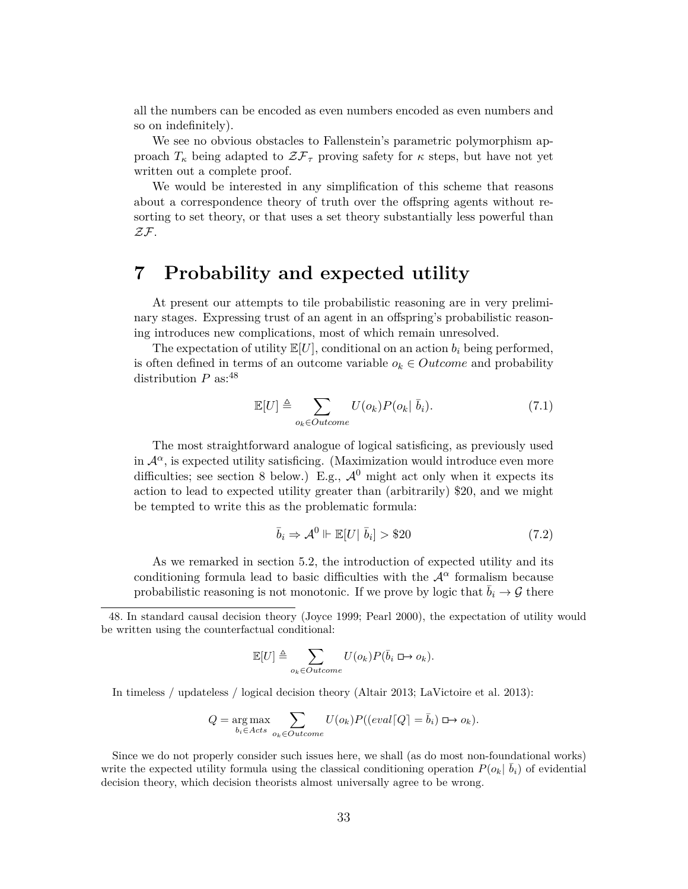all the numbers can be encoded as even numbers encoded as even numbers and so on indefinitely).

We see no obvious obstacles to Fallenstein's parametric polymorphism approach $T_\kappa$ being adapted to $\mathcal{ZF}_\tau$ proving safety for $\kappa$ steps, but have not yet written out a complete proof.

We would be interested in any simplification of this scheme that reasons about a correspondence theory of truth over the offspring agents without resorting to set theory, or that uses a set theory substantially less powerful than $\mathcal{ZF}$.

# 7 Probability and expected utility

At present our attempts to tile probabilistic reasoning are in very preliminary stages. Expressing trust of an agent in an offspring's probabilistic reasoning introduces new complications, most of which remain unresolved.

The expectation of utility $\mathbb{E}[U]$, conditional on an action $b_i$ being performed, is often defined in terms of an outcome variable $o_k \in Outcome$ and probability distribution $P$ as:[48]

$$\mathbb{E}[U] \triangleq \sum_{o_k \in Outcome} U(o_k) P(o_k | \, \bar{b}_i). \tag{7.1}$$

The most straightforward analogue of logical satisficing, as previously used in $\mathcal{A}^\alpha$, is expected utility satisficing. (Maximization would introduce even more difficulties; see section 8 below.) E.g., $\mathcal{A}^0$ might act only when it expects its action to lead to expected utility greater than (arbitrarily) \$20, and we might be tempted to write this as the problematic formula:

$$\bar{b}_i \Rightarrow \mathcal{A}^0 \Vdash \mathbb{E}[U | \, \bar{b}_i] > \$20 \tag{7.2}$$

As we remarked in section 5.2, the introduction of expected utility and its conditioning formula lead to basic difficulties with the $\mathcal{A}^\alpha$ formalism because probabilistic reasoning is not monotonic. If we prove by logic that $\bar{b}_i \to \mathcal{G}$ there

48. In standard causal decision theory (Joyce 1999; Pearl 2000), the expectation of utility would be written using the counterfactual conditional:

$$\mathbb{E}[U] \triangleq \sum_{o_k \in Outcome} U(o_k) P(\bar{b}_i \mathrel{\Box\!\!\rightarrow} o_k).$$

In timeless / updateless / logical decision theory (Altair 2013; LaVictoire et al. 2013):

$$Q = \underset{b_i \in Acts}{\arg\max} \sum_{o_k \in Outcome} U(o_k) P((eval\ulcorner Q \urcorner = \bar{b}_i) \mathrel{\Box\!\!\rightarrow} o_k).$$

Since we do not properly consider such issues here, we shall (as do most non-foundational works) write the expected utility formula using the classical conditioning operation $P(o_k | \, \bar{b}_i)$ of evidential decision theory, which decision theorists almost universally agree to be wrong.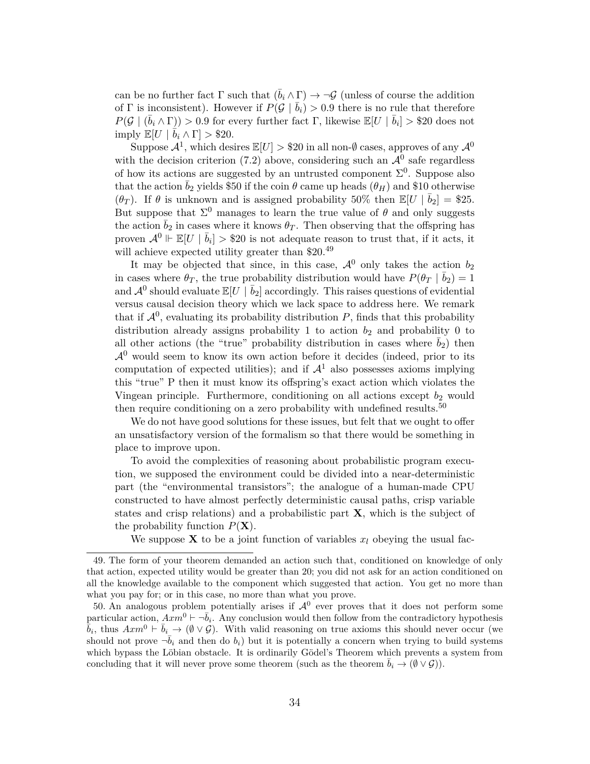can be no further fact $\Gamma$ such that $(\bar{b}_i \wedge \Gamma) \rightarrow \neg\mathcal{G}$ (unless of course the addition of $\Gamma$ is inconsistent). However if $P(\mathcal{G} \mid \bar{b}_i) > 0.9$ there is no rule that therefore $P(\mathcal{G} \mid (\bar{b}_i \wedge \Gamma)) > 0.9$ for every further fact $\Gamma$, likewise $\mathbb{E}[U \mid \bar{b}_i] > \$20$ does not imply $\mathbb{E}[U \mid \bar{b}_i \wedge \Gamma] > \$20$.

Suppose $\mathcal{A}^1$, which desires $\mathbb{E}[U] > \$20$ in all non-$\emptyset$ cases, approves of any $\mathcal{A}^0$ with the decision criterion (7.2) above, considering such an $\mathcal{A}^0$ safe regardless of how its actions are suggested by an untrusted component $\Sigma^0$. Suppose also that the action $\bar{b}_2$ yields \$50 if the coin $\theta$ came up heads ($\theta_H$) and \$10 otherwise ($\theta_T$). If $\theta$ is unknown and is assigned probability 50% then $\mathbb{E}[U \mid \bar{b}_2] = \$25$. But suppose that $\Sigma^0$ manages to learn the true value of $\theta$ and only suggests the action $\bar{b}_2$ in cases where it knows $\theta_T$. Then observing that the offspring has proven $\mathcal{A}^0 \Vdash \mathbb{E}[U \mid \bar{b}_i] > \$20$ is not adequate reason to trust that, if it acts, it will achieve expected utility greater than \$20.[49]

It may be objected that since, in this case, $\mathcal{A}^0$ only takes the action $b_2$ in cases where $\theta_T$, the true probability distribution would have $P(\theta_T \mid \bar{b}_2) = 1$ and $\mathcal{A}^0$ should evaluate $\mathbb{E}[U \mid \bar{b}_2]$ accordingly. This raises questions of evidential versus causal decision theory which we lack space to address here. We remark that if $\mathcal{A}^0$, evaluating its probability distribution $P$, finds that this probability distribution already assigns probability 1 to action $b_2$ and probability 0 to all other actions (the "true" probability distribution in cases where $\bar{b}_2$) then $\mathcal{A}^0$ would seem to know its own action before it decides (indeed, prior to its computation of expected utilities); and if $\mathcal{A}^1$ also possesses axioms implying this "true" P then it must know its offspring's exact action which violates the Vingean principle. Furthermore, conditioning on all actions except $b_2$ would then require conditioning on a zero probability with undefined results.[50]

We do not have good solutions for these issues, but felt that we ought to offer an unsatisfactory version of the formalism so that there would be something in place to improve upon.

To avoid the complexities of reasoning about probabilistic program execution, we supposed the environment could be divided into a near-deterministic part (the "environmental transistors"; the analogue of a human-made CPU constructed to have almost perfectly deterministic causal paths, crisp variable states and crisp relations) and a probabilistic part $\mathbf{X}$, which is the subject of the probability function $P(\mathbf{X})$.

We suppose $\mathbf{X}$ to be a joint function of variables $x_l$ obeying the usual fac-

49. The form of your theorem demanded an action such that, conditioned on knowledge of only that action, expected utility would be greater than 20; you did not ask for an action conditioned on all the knowledge available to the component which suggested that action. You get no more than what you pay for; or in this case, no more than what you prove.

50. An analogous problem potentially arises if $\mathcal{A}^0$ ever proves that it does not perform some particular action, $Axm^0 \vdash \neg\bar{b}_i$. Any conclusion would then follow from the contradictory hypothesis $\bar{b}_i$, thus $Axm^0 \vdash \bar{b}_i \rightarrow (\emptyset \vee \mathcal{G})$. With valid reasoning on true axioms this should never occur (we should not prove $\neg\bar{b}_i$ and then do $b_i$) but it is potentially a concern when trying to build systems which bypass the Löbian obstacle. It is ordinarily Gödel's Theorem which prevents a system from concluding that it will never prove some theorem (such as the theorem $\bar{b}_i \rightarrow (\emptyset \vee \mathcal{G})$).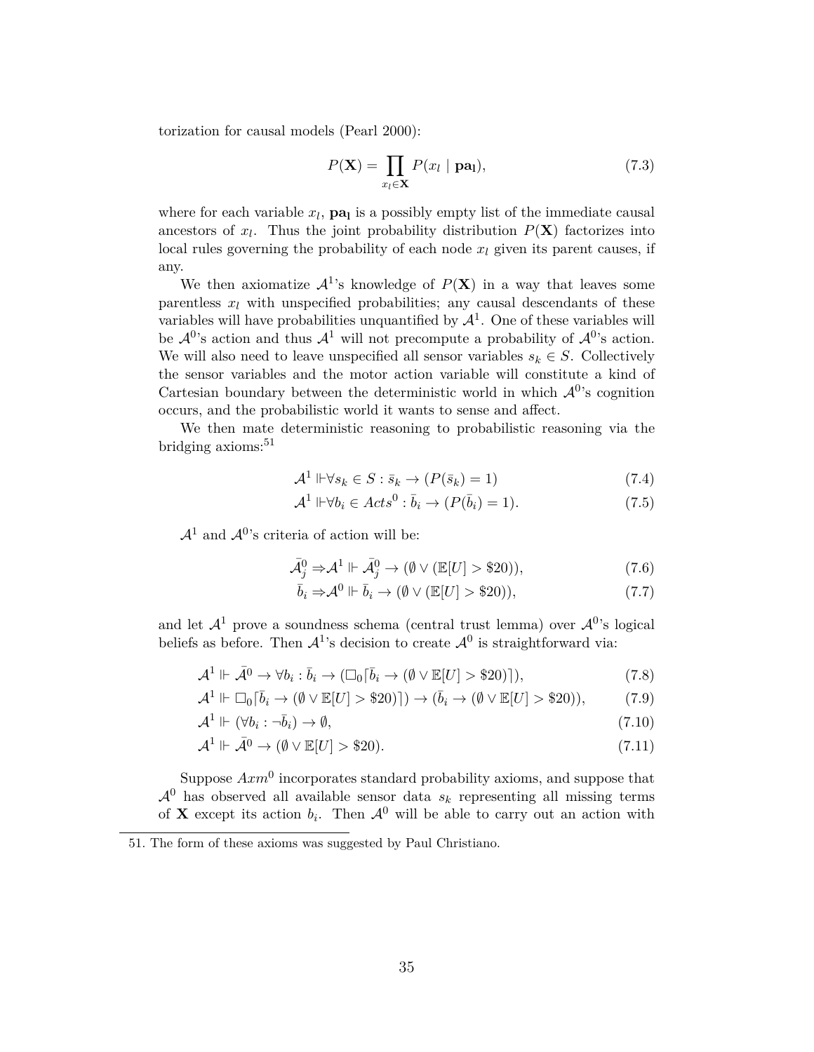torization for causal models (Pearl 2000):

$$P(\mathbf{X}) = \prod_{x_l \in \mathbf{X}} P(x_l \mid \mathbf{pa_l}), \tag{7.3}$$

where for each variable $x_l$, $\mathbf{pa_l}$ is a possibly empty list of the immediate causal ancestors of $x_l$. Thus the joint probability distribution $P(\mathbf{X})$ factorizes into local rules governing the probability of each node $x_l$ given its parent causes, if any.

We then axiomatize $\mathcal{A}^1$'s knowledge of $P(\mathbf{X})$ in a way that leaves some parentless $x_l$ with unspecified probabilities; any causal descendants of these variables will have probabilities unquantified by $\mathcal{A}^1$. One of these variables will be $\mathcal{A}^0$'s action and thus $\mathcal{A}^1$ will not precompute a probability of $\mathcal{A}^0$'s action. We will also need to leave unspecified all sensor variables $s_k \in S$. Collectively the sensor variables and the motor action variable will constitute a kind of Cartesian boundary between the deterministic world in which $\mathcal{A}^0$'s cognition occurs, and the probabilistic world it wants to sense and affect.

We then mate deterministic reasoning to probabilistic reasoning via the bridging axioms:[51]

$$\mathcal{A}^1 \Vdash \forall s_k \in S : \bar{s}_k \rightarrow (P(\bar{s}_k) = 1) \tag{7.4}$$

$$\mathcal{A}^1 \Vdash \forall b_i \in Acts^0 : \bar{b}_i \rightarrow (P(\bar{b}_i) = 1). \tag{7.5}$$

$\mathcal{A}^1$ and $\mathcal{A}^0$'s criteria of action will be:

$$\bar{\mathcal{A}}^0_j \Rightarrow \mathcal{A}^1 \Vdash \bar{\mathcal{A}}^0_j \rightarrow (\emptyset \vee (\mathbb{E}[U] > \$20)), \tag{7.6}$$

$$\bar{b}_i \Rightarrow \mathcal{A}^0 \Vdash \bar{b}_i \rightarrow (\emptyset \vee (\mathbb{E}[U] > \$20)), \tag{7.7}$$

and let $\mathcal{A}^1$ prove a soundness schema (central trust lemma) over $\mathcal{A}^0$'s logical beliefs as before. Then $\mathcal{A}^1$'s decision to create $\mathcal{A}^0$ is straightforward via:

$$\mathcal{A}^1 \Vdash \bar{\mathcal{A}}^0 \rightarrow \forall b_i : \bar{b}_i \rightarrow (\Box_0 \ulcorner \bar{b}_i \rightarrow (\emptyset \vee \mathbb{E}[U] > \$20) \urcorner), \tag{7.8}$$

$$\mathcal{A}^1 \Vdash \Box_0 \ulcorner \bar{b}_i \rightarrow (\emptyset \vee \mathbb{E}[U] > \$20) \urcorner) \rightarrow (\bar{b}_i \rightarrow (\emptyset \vee \mathbb{E}[U] > \$20)), \tag{7.9}$$

$$\mathcal{A}^1 \Vdash (\forall b_i : \neg \bar{b}_i) \rightarrow \emptyset, \tag{7.10}$$

$$\mathcal{A}^1 \Vdash \bar{\mathcal{A}}^0 \rightarrow (\emptyset \vee \mathbb{E}[U] > \$20). \tag{7.11}$$

Suppose $Axm^0$ incorporates standard probability axioms, and suppose that $\mathcal{A}^0$ has observed all available sensor data $s_k$ representing all missing terms of $\mathbf{X}$ except its action $b_i$. Then $\mathcal{A}^0$ will be able to carry out an action with

51. The form of these axioms was suggested by Paul Christiano.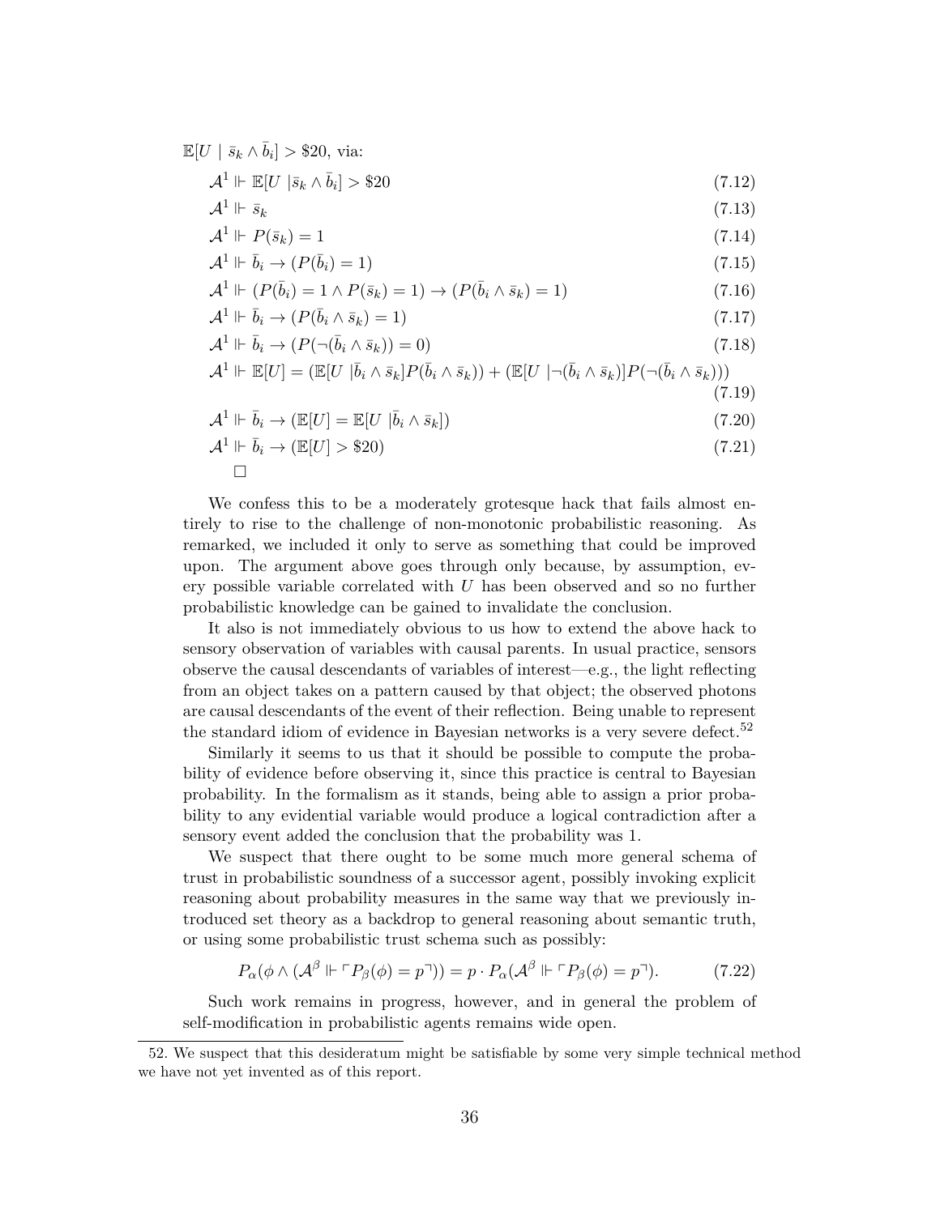$\mathbb{E}[U \mid \bar{s}_k \wedge \bar{b}_i] > \$20$, via:

$$\mathcal{A}^1 \Vdash \mathbb{E}[U \mid \bar{s}_k \wedge \bar{b}_i] > \$20 \tag{7.12}$$

$$\mathcal{A}^1 \Vdash \bar{s}_k \tag{7.13}$$

$$\mathcal{A}^1 \Vdash P(\bar{s}_k) = 1 \tag{7.14}$$

$$\mathcal{A}^1 \Vdash \bar{b}_i \rightarrow (P(\bar{b}_i) = 1) \tag{7.15}$$

$$\mathcal{A}^1 \Vdash (P(\bar{b}_i) = 1 \wedge P(\bar{s}_k) = 1) \rightarrow (P(\bar{b}_i \wedge \bar{s}_k) = 1) \tag{7.16}$$

$$\mathcal{A}^1 \Vdash \bar{b}_i \rightarrow (P(\bar{b}_i \wedge \bar{s}_k) = 1) \tag{7.17}$$

$$\mathcal{A}^1 \Vdash \bar{b}_i \rightarrow (P(\neg(\bar{b}_i \wedge \bar{s}_k)) = 0) \tag{7.18}$$

$$\mathcal{A}^1 \Vdash \mathbb{E}[U] = (\mathbb{E}[U \mid \bar{b}_i \wedge \bar{s}_k] P(\bar{b}_i \wedge \bar{s}_k)) + (\mathbb{E}[U \mid \neg(\bar{b}_i \wedge \bar{s}_k)] P(\neg(\bar{b}_i \wedge \bar{s}_k))) \tag{7.19}$$

$$\mathcal{A}^1 \Vdash \bar{b}_i \rightarrow (\mathbb{E}[U] = \mathbb{E}[U \mid \bar{b}_i \wedge \bar{s}_k]) \tag{7.20}$$

$$\mathcal{A}^1 \Vdash \bar{b}_i \rightarrow (\mathbb{E}[U] > \$20) \tag{7.21}$$

□

We confess this to be a moderately grotesque hack that fails almost entirely to rise to the challenge of non-monotonic probabilistic reasoning. As remarked, we included it only to serve as something that could be improved upon. The argument above goes through only because, by assumption, every possible variable correlated with $U$ has been observed and so no further probabilistic knowledge can be gained to invalidate the conclusion.

It also is not immediately obvious to us how to extend the above hack to sensory observation of variables with causal parents. In usual practice, sensors observe the causal descendants of variables of interest—e.g., the light reflecting from an object takes on a pattern caused by that object; the observed photons are causal descendants of the event of their reflection. Being unable to represent the standard idiom of evidence in Bayesian networks is a very severe defect.[52]

Similarly it seems to us that it should be possible to compute the probability of evidence before observing it, since this practice is central to Bayesian probability. In the formalism as it stands, being able to assign a prior probability to any evidential variable would produce a logical contradiction after a sensory event added the conclusion that the probability was 1.

We suspect that there ought to be some much more general schema of trust in probabilistic soundness of a successor agent, possibly invoking explicit reasoning about probability measures in the same way that we previously introduced set theory as a backdrop to general reasoning about semantic truth, or using some probabilistic trust schema such as possibly:

$$P_\alpha(\phi \wedge (\mathcal{A}^\beta \Vdash \ulcorner P_\beta(\phi) = p \urcorner)) = p \cdot P_\alpha(\mathcal{A}^\beta \Vdash \ulcorner P_\beta(\phi) = p \urcorner). \tag{7.22}$$

Such work remains in progress, however, and in general the problem of self-modification in probabilistic agents remains wide open.

---

52. We suspect that this desideratum might be satisfiable by some very simple technical method we have not yet invented as of this report.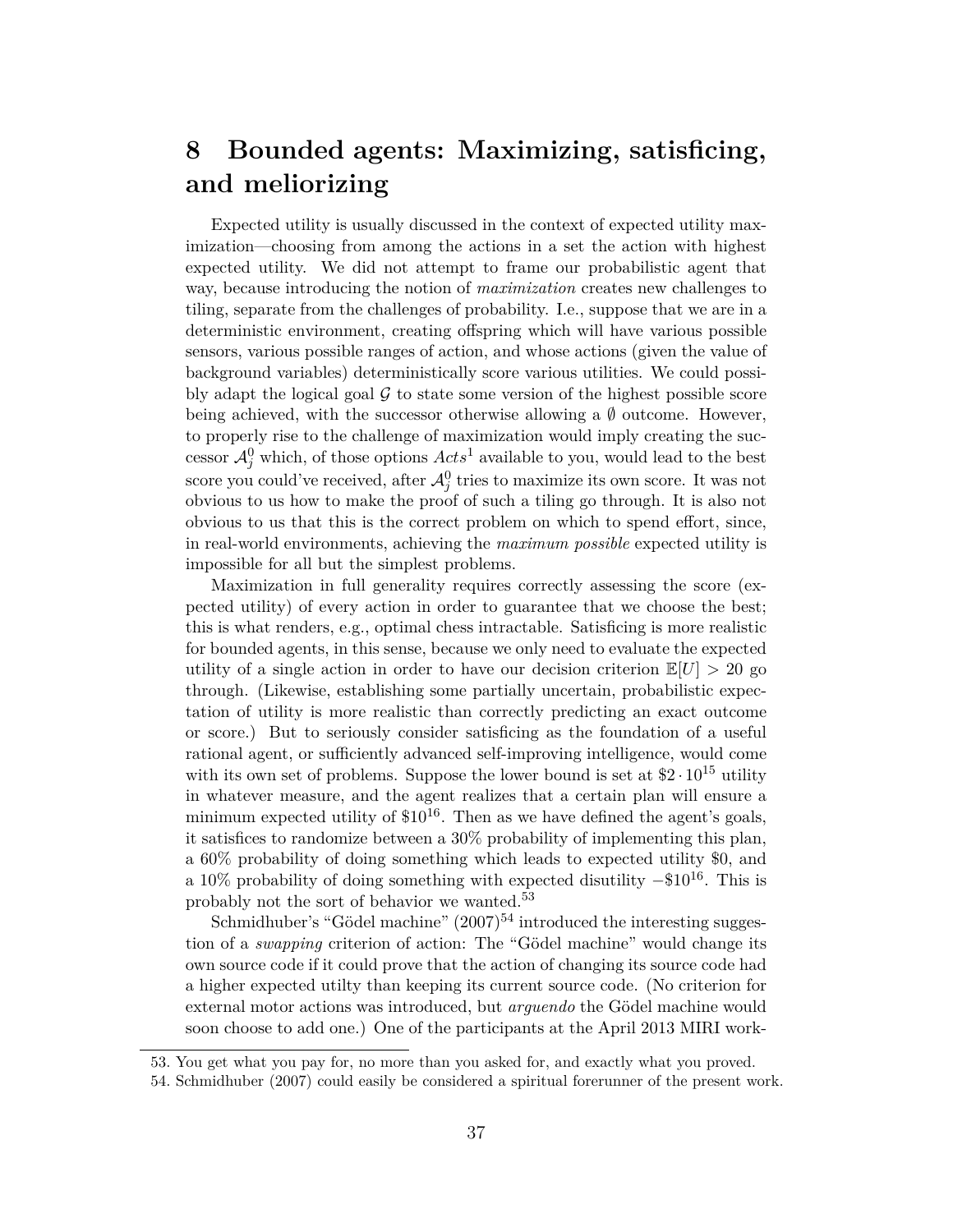# 8 Bounded agents: Maximizing, satisficing, and meliorizing

Expected utility is usually discussed in the context of expected utility maximization—choosing from among the actions in a set the action with highest expected utility. We did not attempt to frame our probabilistic agent that way, because introducing the notion of *maximization* creates new challenges to tiling, separate from the challenges of probability. I.e., suppose that we are in a deterministic environment, creating offspring which will have various possible sensors, various possible ranges of action, and whose actions (given the value of background variables) deterministically score various utilities. We could possibly adapt the logical goal $\mathcal{G}$ to state some version of the highest possible score being achieved, with the successor otherwise allowing a $\emptyset$ outcome. However, to properly rise to the challenge of maximization would imply creating the successor $\mathcal{A}_j^0$ which, of those options $Acts^1$ available to you, would lead to the best score you could've received, after $\mathcal{A}_j^0$ tries to maximize its own score. It was not obvious to us how to make the proof of such a tiling go through. It is also not obvious to us that this is the correct problem on which to spend effort, since, in real-world environments, achieving the *maximum possible* expected utility is impossible for all but the simplest problems.

Maximization in full generality requires correctly assessing the score (expected utility) of every action in order to guarantee that we choose the best; this is what renders, e.g., optimal chess intractable. Satisficing is more realistic for bounded agents, in this sense, because we only need to evaluate the expected utility of a single action in order to have our decision criterion $\mathbb{E}[U] > 20$ go through. (Likewise, establishing some partially uncertain, probabilistic expectation of utility is more realistic than correctly predicting an exact outcome or score.) But to seriously consider satisficing as the foundation of a useful rational agent, or sufficiently advanced self-improving intelligence, would come with its own set of problems. Suppose the lower bound is set at $\$2 \cdot 10^{15}$ utility in whatever measure, and the agent realizes that a certain plan will ensure a minimum expected utility of $\$10^{16}$. Then as we have defined the agent's goals, it satisfices to randomize between a 30% probability of implementing this plan, a 60% probability of doing something which leads to expected utility \$0, and a 10% probability of doing something with expected disutility $-\$10^{16}$. This is probably not the sort of behavior we wanted.[53]

Schmidhuber's "Gödel machine" (2007)[54] introduced the interesting suggestion of a *swapping* criterion of action: The "Gödel machine" would change its own source code if it could prove that the action of changing its source code had a higher expected utilty than keeping its current source code. (No criterion for external motor actions was introduced, but *arguendo* the Gödel machine would soon choose to add one.) One of the participants at the April 2013 MIRI work-

53. You get what you pay for, no more than you asked for, and exactly what you proved.

54. Schmidhuber (2007) could easily be considered a spiritual forerunner of the present work.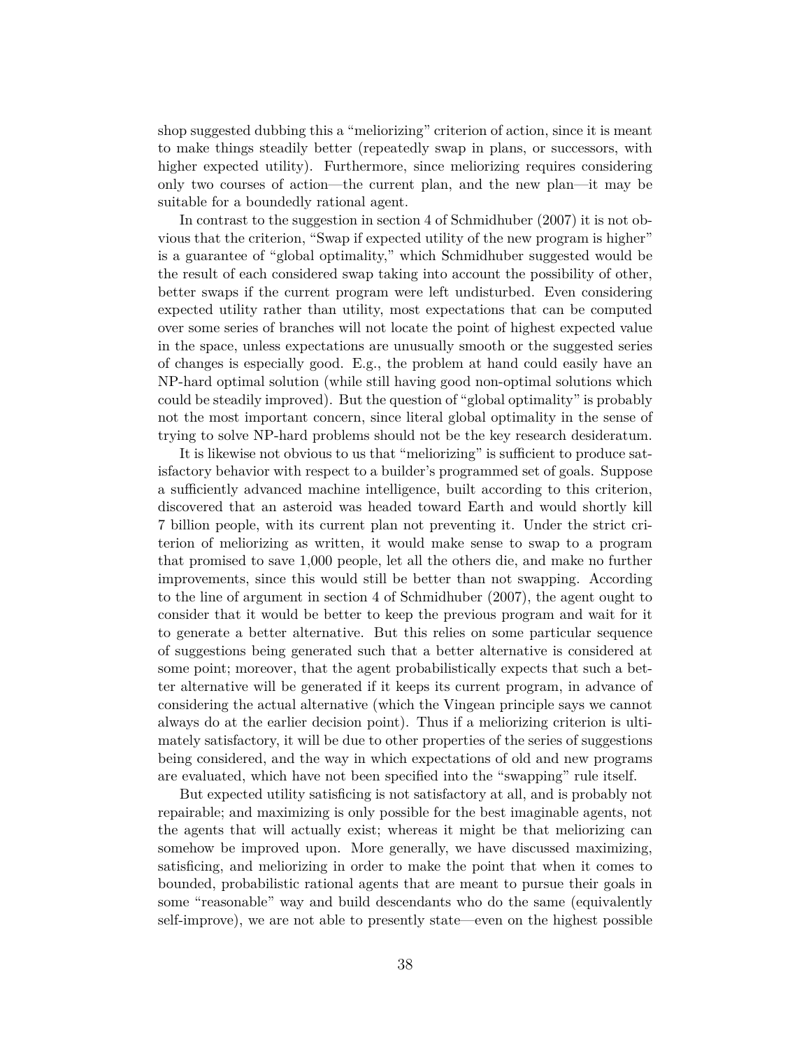shop suggested dubbing this a "meliorizing" criterion of action, since it is meant to make things steadily better (repeatedly swap in plans, or successors, with higher expected utility). Furthermore, since meliorizing requires considering only two courses of action—the current plan, and the new plan—it may be suitable for a boundedly rational agent.

In contrast to the suggestion in section 4 of Schmidhuber (2007) it is not obvious that the criterion, "Swap if expected utility of the new program is higher" is a guarantee of "global optimality," which Schmidhuber suggested would be the result of each considered swap taking into account the possibility of other, better swaps if the current program were left undisturbed. Even considering expected utility rather than utility, most expectations that can be computed over some series of branches will not locate the point of highest expected value in the space, unless expectations are unusually smooth or the suggested series of changes is especially good. E.g., the problem at hand could easily have an NP-hard optimal solution (while still having good non-optimal solutions which could be steadily improved). But the question of "global optimality" is probably not the most important concern, since literal global optimality in the sense of trying to solve NP-hard problems should not be the key research desideratum.

It is likewise not obvious to us that "meliorizing" is sufficient to produce satisfactory behavior with respect to a builder's programmed set of goals. Suppose a sufficiently advanced machine intelligence, built according to this criterion, discovered that an asteroid was headed toward Earth and would shortly kill 7 billion people, with its current plan not preventing it. Under the strict criterion of meliorizing as written, it would make sense to swap to a program that promised to save 1,000 people, let all the others die, and make no further improvements, since this would still be better than not swapping. According to the line of argument in section 4 of Schmidhuber (2007), the agent ought to consider that it would be better to keep the previous program and wait for it to generate a better alternative. But this relies on some particular sequence of suggestions being generated such that a better alternative is considered at some point; moreover, that the agent probabilistically expects that such a better alternative will be generated if it keeps its current program, in advance of considering the actual alternative (which the Vingean principle says we cannot always do at the earlier decision point). Thus if a meliorizing criterion is ultimately satisfactory, it will be due to other properties of the series of suggestions being considered, and the way in which expectations of old and new programs are evaluated, which have not been specified into the "swapping" rule itself.

But expected utility satisficing is not satisfactory at all, and is probably not repairable; and maximizing is only possible for the best imaginable agents, not the agents that will actually exist; whereas it might be that meliorizing can somehow be improved upon. More generally, we have discussed maximizing, satisficing, and meliorizing in order to make the point that when it comes to bounded, probabilistic rational agents that are meant to pursue their goals in some "reasonable" way and build descendants who do the same (equivalently self-improve), we are not able to presently state—even on the highest possible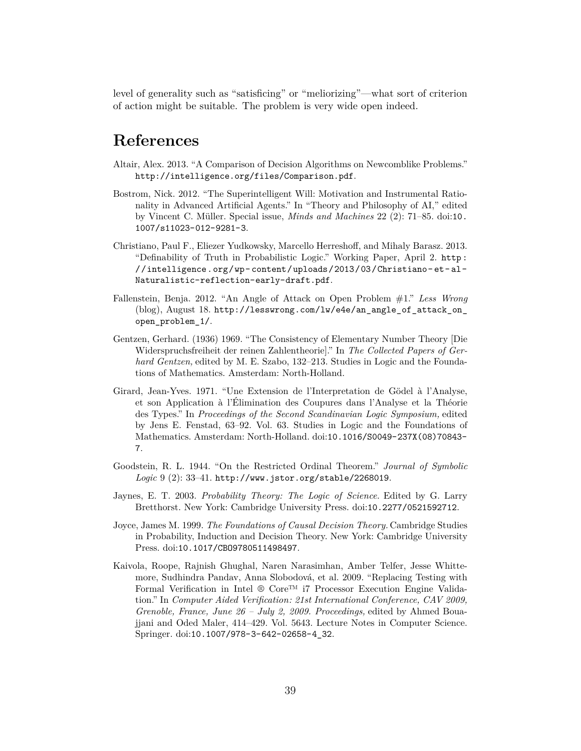level of generality such as "satisficing" or "meliorizing"—what sort of criterion of action might be suitable. The problem is very wide open indeed.

# References

Altair, Alex. 2013. "A Comparison of Decision Algorithms on Newcomblike Problems." http://intelligence.org/files/Comparison.pdf.

Bostrom, Nick. 2012. "The Superintelligent Will: Motivation and Instrumental Rationality in Advanced Artificial Agents." In "Theory and Philosophy of AI," edited by Vincent C. Müller. Special issue, *Minds and Machines* 22 (2): 71–85. doi:10.1007/s11023-012-9281-3.

Christiano, Paul F., Eliezer Yudkowsky, Marcello Herreshoff, and Mihaly Barasz. 2013. "Definability of Truth in Probabilistic Logic." Working Paper, April 2. http://intelligence.org/wp-content/uploads/2013/03/Christiano-et-al-Naturalistic-reflection-early-draft.pdf.

Fallenstein, Benja. 2012. "An Angle of Attack on Open Problem #1." *Less Wrong* (blog), August 18. http://lesswrong.com/lw/e4e/an_angle_of_attack_on_open_problem_1/.

Gentzen, Gerhard. (1936) 1969. "The Consistency of Elementary Number Theory [Die Widerspruchsfreiheit der reinen Zahlentheorie]." In *The Collected Papers of Gerhard Gentzen,* edited by M. E. Szabo, 132–213. Studies in Logic and the Foundations of Mathematics. Amsterdam: North-Holland.

Girard, Jean-Yves. 1971. "Une Extension de l'Interpretation de Gödel à l'Analyse, et son Application à l'Élimination des Coupures dans l'Analyse et la Théorie des Types." In *Proceedings of the Second Scandinavian Logic Symposium,* edited by Jens E. Fenstad, 63–92. Vol. 63. Studies in Logic and the Foundations of Mathematics. Amsterdam: North-Holland. doi:10.1016/S0049-237X(08)70843-7.

Goodstein, R. L. 1944. "On the Restricted Ordinal Theorem." *Journal of Symbolic Logic* 9 (2): 33–41. http://www.jstor.org/stable/2268019.

Jaynes, E. T. 2003. *Probability Theory: The Logic of Science.* Edited by G. Larry Bretthorst. New York: Cambridge University Press. doi:10.2277/0521592712.

Joyce, James M. 1999. *The Foundations of Causal Decision Theory.* Cambridge Studies in Probability, Induction and Decision Theory. New York: Cambridge University Press. doi:10.1017/CBO9780511498497.

Kaivola, Roope, Rajnish Ghughal, Naren Narasimhan, Amber Telfer, Jesse Whittemore, Sudhindra Pandav, Anna Slobodová, et al. 2009. "Replacing Testing with Formal Verification in Intel ® Core™ i7 Processor Execution Engine Validation." In *Computer Aided Verification: 21st International Conference, CAV 2009, Grenoble, France, June 26 – July 2, 2009. Proceedings,* edited by Ahmed Bouajjani and Oded Maler, 414–429. Vol. 5643. Lecture Notes in Computer Science. Springer. doi:10.1007/978-3-642-02658-4_32.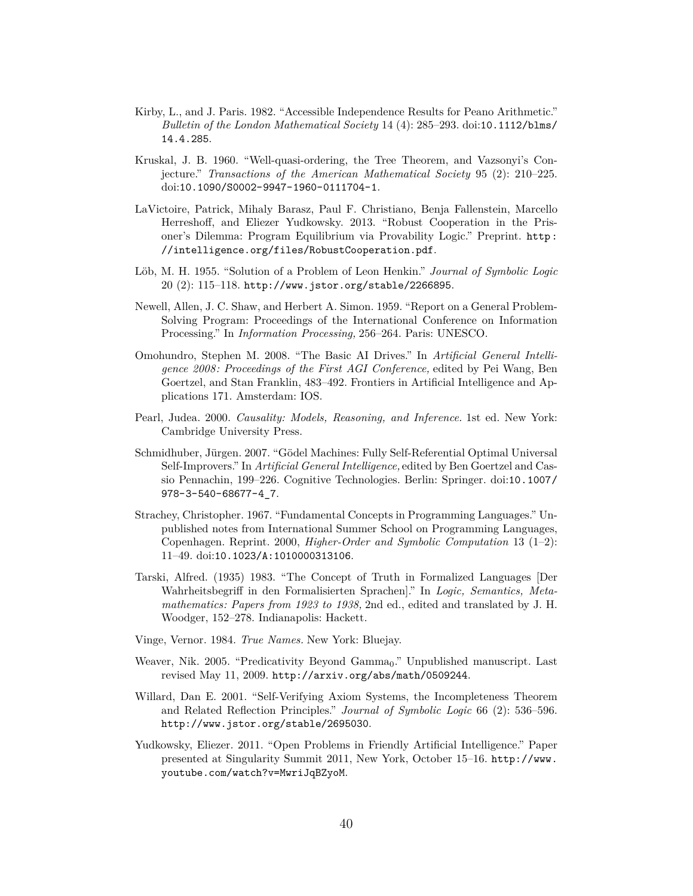Kirby, L., and J. Paris. 1982. "Accessible Independence Results for Peano Arithmetic." *Bulletin of the London Mathematical Society* 14 (4): 285–293. doi:10.1112/blms/14.4.285.

Kruskal, J. B. 1960. "Well-quasi-ordering, the Tree Theorem, and Vazsonyi's Conjecture." *Transactions of the American Mathematical Society* 95 (2): 210–225. doi:10.1090/S0002-9947-1960-0111704-1.

LaVictoire, Patrick, Mihaly Barasz, Paul F. Christiano, Benja Fallenstein, Marcello Herreshoff, and Eliezer Yudkowsky. 2013. "Robust Cooperation in the Prisoner's Dilemma: Program Equilibrium via Provability Logic." Preprint. http://intelligence.org/files/RobustCooperation.pdf.

Löb, M. H. 1955. "Solution of a Problem of Leon Henkin." *Journal of Symbolic Logic* 20 (2): 115–118. http://www.jstor.org/stable/2266895.

Newell, Allen, J. C. Shaw, and Herbert A. Simon. 1959. "Report on a General Problem-Solving Program: Proceedings of the International Conference on Information Processing." In *Information Processing,* 256–264. Paris: UNESCO.

Omohundro, Stephen M. 2008. "The Basic AI Drives." In *Artificial General Intelligence 2008: Proceedings of the First AGI Conference,* edited by Pei Wang, Ben Goertzel, and Stan Franklin, 483–492. Frontiers in Artificial Intelligence and Applications 171. Amsterdam: IOS.

Pearl, Judea. 2000. *Causality: Models, Reasoning, and Inference.* 1st ed. New York: Cambridge University Press.

Schmidhuber, Jürgen. 2007. "Gödel Machines: Fully Self-Referential Optimal Universal Self-Improvers." In *Artificial General Intelligence,* edited by Ben Goertzel and Cassio Pennachin, 199–226. Cognitive Technologies. Berlin: Springer. doi:10.1007/978-3-540-68677-4_7.

Strachey, Christopher. 1967. "Fundamental Concepts in Programming Languages." Unpublished notes from International Summer School on Programming Languages, Copenhagen. Reprint. 2000, *Higher-Order and Symbolic Computation* 13 (1–2): 11–49. doi:10.1023/A:1010000313106.

Tarski, Alfred. (1935) 1983. "The Concept of Truth in Formalized Languages [Der Wahrheitsbegriff in den Formalisierten Sprachen]." In *Logic, Semantics, Metamathematics: Papers from 1923 to 1938,* 2nd ed., edited and translated by J. H. Woodger, 152–278. Indianapolis: Hackett.

Vinge, Vernor. 1984. *True Names.* New York: Bluejay.

Weaver, Nik. 2005. "Predicativity Beyond Gamma$_0$." Unpublished manuscript. Last revised May 11, 2009. http://arxiv.org/abs/math/0509244.

Willard, Dan E. 2001. "Self-Verifying Axiom Systems, the Incompleteness Theorem and Related Reflection Principles." *Journal of Symbolic Logic* 66 (2): 536–596. http://www.jstor.org/stable/2695030.

Yudkowsky, Eliezer. 2011. "Open Problems in Friendly Artificial Intelligence." Paper presented at Singularity Summit 2011, New York, October 15–16. http://www.youtube.com/watch?v=MwriJqBZyoM.